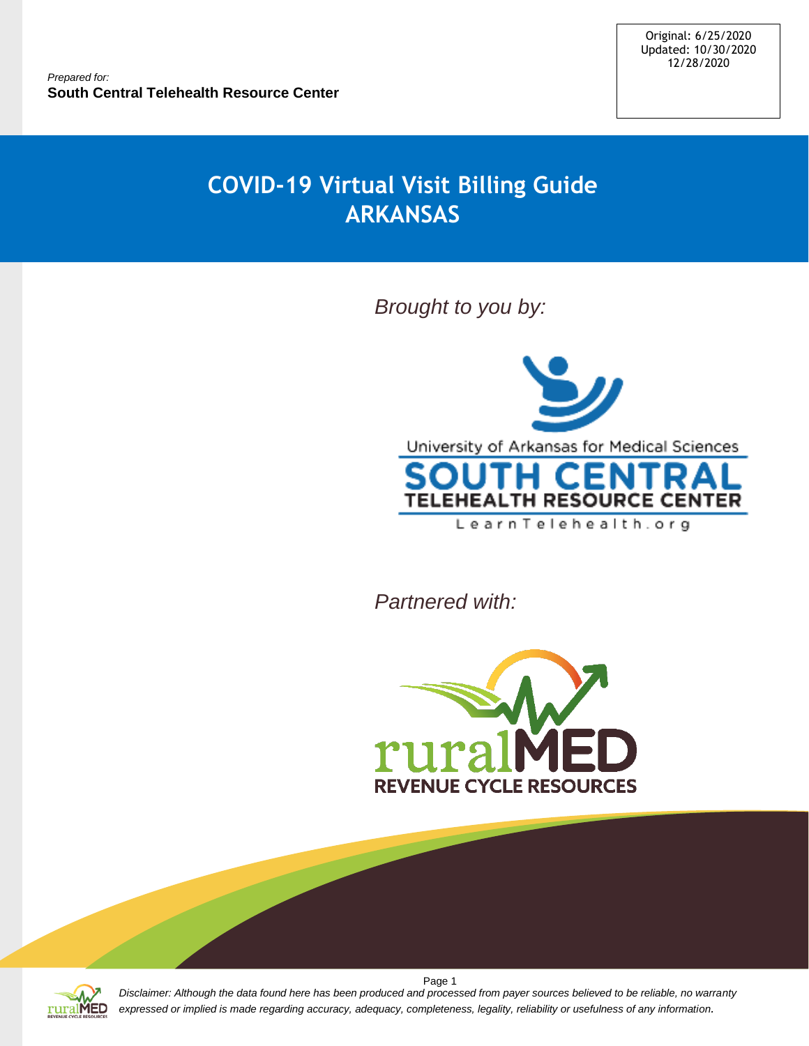Original: 6/25/2020
Updated: 10/30/2020
12/28/2020

*Prepared for:*
**South Central Telehealth Resource Center**

# COVID-19 Virtual Visit Billing Guide
# ARKANSAS

*Brought to you by:*

University of Arkansas for Medical Sciences
SOUTH CENTRAL
TELEHEALTH RESOURCE CENTER
LearnTelehealth.org

*Partnered with:*

ruralMED
REVENUE CYCLE RESOURCES

*Disclaimer: Although the data found here has been produced and processed from payer sources believed to be reliable, no warranty expressed or implied is made regarding accuracy, adequacy, completeness, legality, reliability or usefulness of any information.*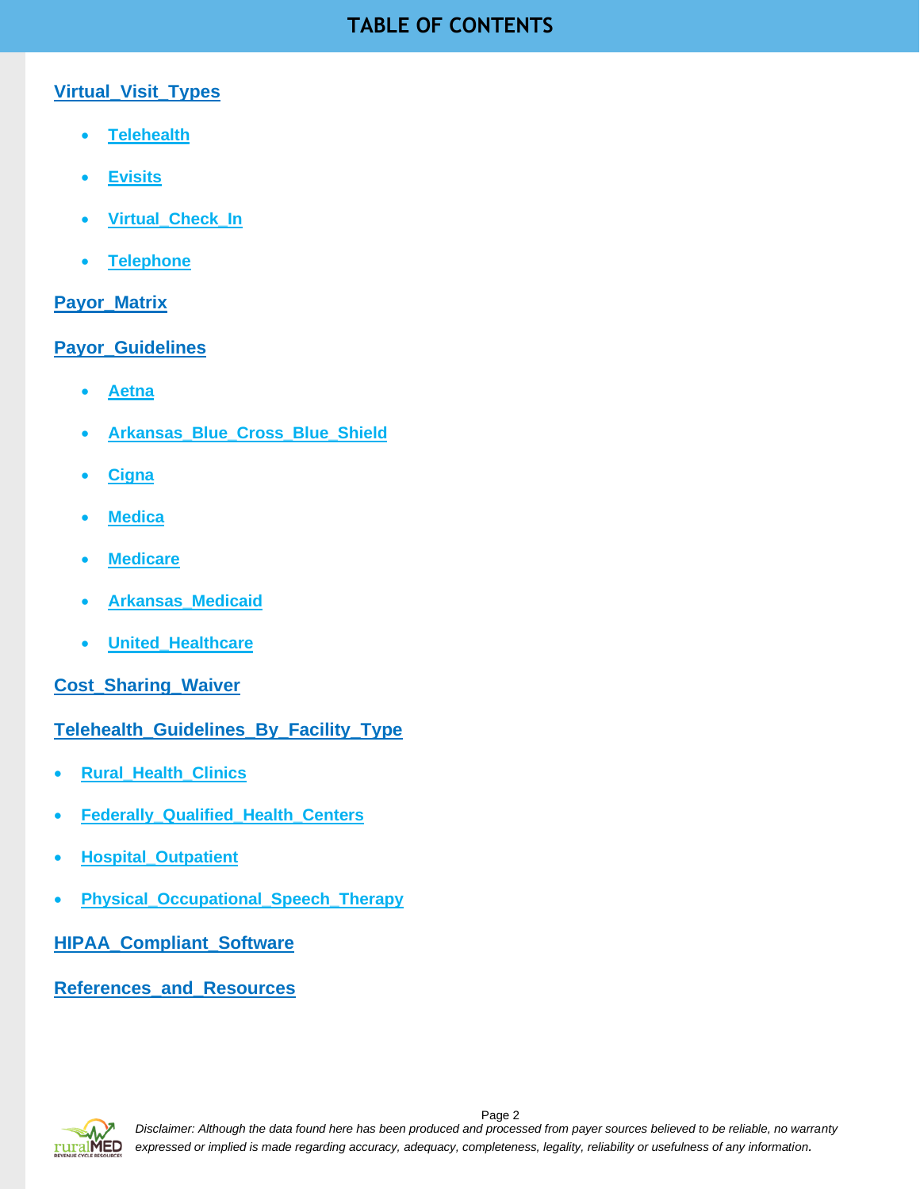# TABLE OF CONTENTS

Virtual_Visit_Types

- Telehealth
- Evisits
- Virtual_Check_In
- Telephone

Payor_Matrix

Payor_Guidelines

- Aetna
- Arkansas_Blue_Cross_Blue_Shield
- Cigna
- Medica
- Medicare
- Arkansas_Medicaid
- United_Healthcare

Cost_Sharing_Waiver

Telehealth_Guidelines_By_Facility_Type

- Rural_Health_Clinics
- Federally_Qualified_Health_Centers
- Hospital_Outpatient
- Physical_Occupational_Speech_Therapy

HIPAA_Compliant_Software

References_and_Resources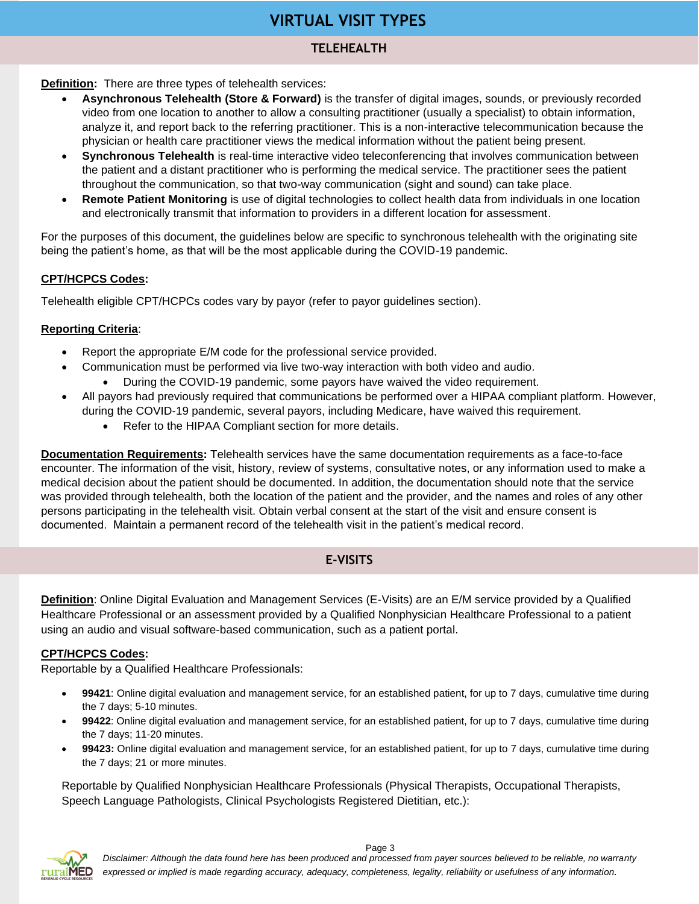# VIRTUAL VISIT TYPES

## TELEHEALTH

**Definition:** There are three types of telehealth services:

- **Asynchronous Telehealth (Store & Forward)** is the transfer of digital images, sounds, or previously recorded video from one location to another to allow a consulting practitioner (usually a specialist) to obtain information, analyze it, and report back to the referring practitioner. This is a non-interactive telecommunication because the physician or health care practitioner views the medical information without the patient being present.
- **Synchronous Telehealth** is real-time interactive video teleconferencing that involves communication between the patient and a distant practitioner who is performing the medical service. The practitioner sees the patient throughout the communication, so that two-way communication (sight and sound) can take place.
- **Remote Patient Monitoring** is use of digital technologies to collect health data from individuals in one location and electronically transmit that information to providers in a different location for assessment.

For the purposes of this document, the guidelines below are specific to synchronous telehealth with the originating site being the patient's home, as that will be the most applicable during the COVID-19 pandemic.

**CPT/HCPCS Codes:**

Telehealth eligible CPT/HCPCs codes vary by payor (refer to payor guidelines section).

**Reporting Criteria**:

- Report the appropriate E/M code for the professional service provided.
- Communication must be performed via live two-way interaction with both video and audio.
  - During the COVID-19 pandemic, some payors have waived the video requirement.
- All payors had previously required that communications be performed over a HIPAA compliant platform. However, during the COVID-19 pandemic, several payors, including Medicare, have waived this requirement.
  - Refer to the HIPAA Compliant section for more details.

**Documentation Requirements:** Telehealth services have the same documentation requirements as a face-to-face encounter. The information of the visit, history, review of systems, consultative notes, or any information used to make a medical decision about the patient should be documented. In addition, the documentation should note that the service was provided through telehealth, both the location of the patient and the provider, and the names and roles of any other persons participating in the telehealth visit. Obtain verbal consent at the start of the visit and ensure consent is documented. Maintain a permanent record of the telehealth visit in the patient's medical record.

## E-VISITS

**Definition**: Online Digital Evaluation and Management Services (E-Visits) are an E/M service provided by a Qualified Healthcare Professional or an assessment provided by a Qualified Nonphysician Healthcare Professional to a patient using an audio and visual software-based communication, such as a patient portal.

**CPT/HCPCS Codes:**

Reportable by a Qualified Healthcare Professionals:

- **99421**: Online digital evaluation and management service, for an established patient, for up to 7 days, cumulative time during the 7 days; 5-10 minutes.
- **99422**: Online digital evaluation and management service, for an established patient, for up to 7 days, cumulative time during the 7 days; 11-20 minutes.
- **99423:** Online digital evaluation and management service, for an established patient, for up to 7 days, cumulative time during the 7 days; 21 or more minutes.

Reportable by Qualified Nonphysician Healthcare Professionals (Physical Therapists, Occupational Therapists, Speech Language Pathologists, Clinical Psychologists Registered Dietitian, etc.):

*Disclaimer: Although the data found here has been produced and processed from payer sources believed to be reliable, no warranty expressed or implied is made regarding accuracy, adequacy, completeness, legality, reliability or usefulness of any information.*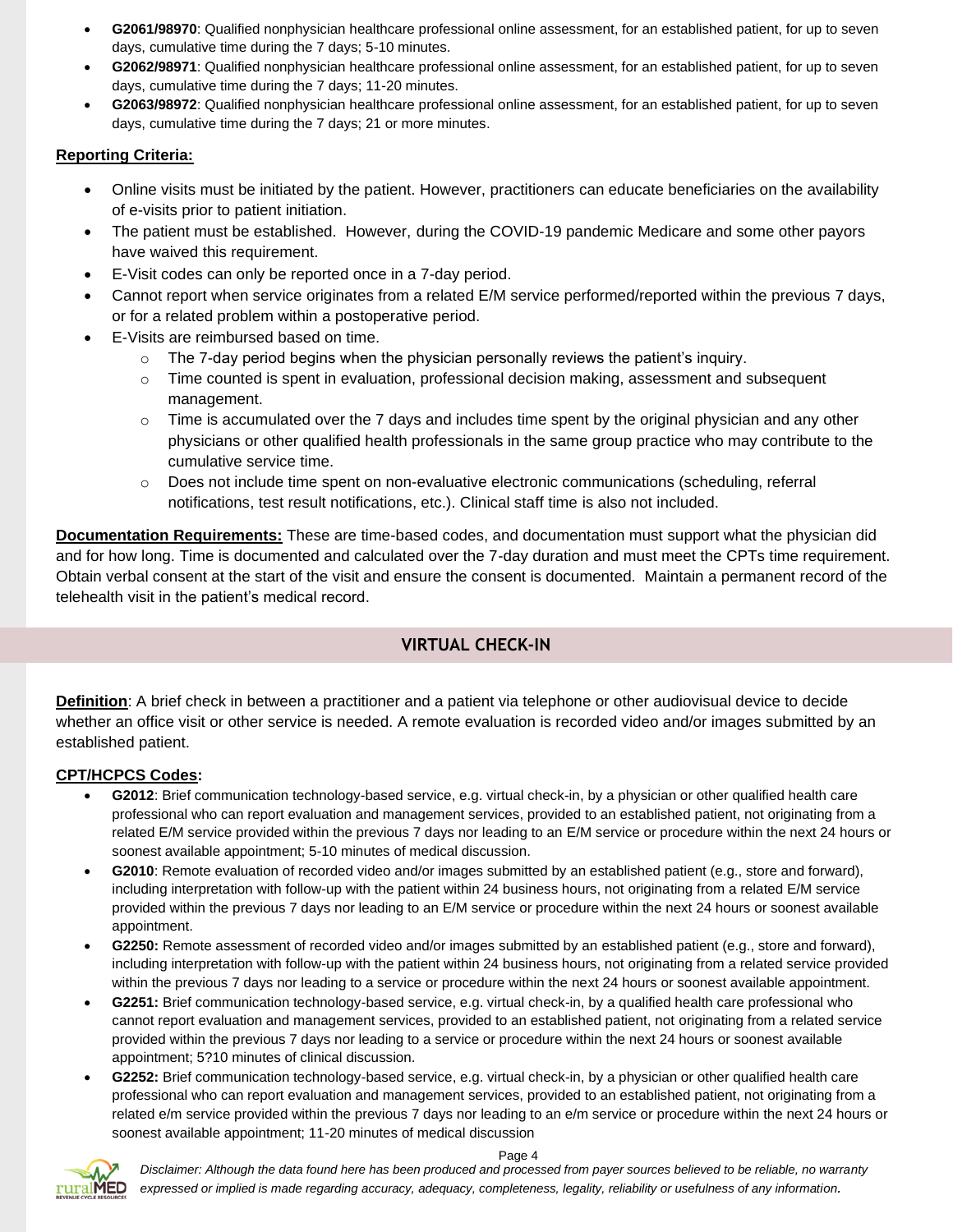- **G2061/98970**: Qualified nonphysician healthcare professional online assessment, for an established patient, for up to seven days, cumulative time during the 7 days; 5-10 minutes.
- **G2062/98971**: Qualified nonphysician healthcare professional online assessment, for an established patient, for up to seven days, cumulative time during the 7 days; 11-20 minutes.
- **G2063/98972**: Qualified nonphysician healthcare professional online assessment, for an established patient, for up to seven days, cumulative time during the 7 days; 21 or more minutes.

**Reporting Criteria:**

- Online visits must be initiated by the patient. However, practitioners can educate beneficiaries on the availability of e-visits prior to patient initiation.
- The patient must be established. However, during the COVID-19 pandemic Medicare and some other payors have waived this requirement.
- E-Visit codes can only be reported once in a 7-day period.
- Cannot report when service originates from a related E/M service performed/reported within the previous 7 days, or for a related problem within a postoperative period.
- E-Visits are reimbursed based on time.
  - The 7-day period begins when the physician personally reviews the patient's inquiry.
  - Time counted is spent in evaluation, professional decision making, assessment and subsequent management.
  - Time is accumulated over the 7 days and includes time spent by the original physician and any other physicians or other qualified health professionals in the same group practice who may contribute to the cumulative service time.
  - Does not include time spent on non-evaluative electronic communications (scheduling, referral notifications, test result notifications, etc.). Clinical staff time is also not included.

**Documentation Requirements:** These are time-based codes, and documentation must support what the physician did and for how long. Time is documented and calculated over the 7-day duration and must meet the CPTs time requirement. Obtain verbal consent at the start of the visit and ensure the consent is documented. Maintain a permanent record of the telehealth visit in the patient's medical record.

## VIRTUAL CHECK-IN

**Definition**: A brief check in between a practitioner and a patient via telephone or other audiovisual device to decide whether an office visit or other service is needed. A remote evaluation is recorded video and/or images submitted by an established patient.

**CPT/HCPCS Codes:**

- **G2012**: Brief communication technology-based service, e.g. virtual check-in, by a physician or other qualified health care professional who can report evaluation and management services, provided to an established patient, not originating from a related E/M service provided within the previous 7 days nor leading to an E/M service or procedure within the next 24 hours or soonest available appointment; 5-10 minutes of medical discussion.
- **G2010**: Remote evaluation of recorded video and/or images submitted by an established patient (e.g., store and forward), including interpretation with follow-up with the patient within 24 business hours, not originating from a related E/M service provided within the previous 7 days nor leading to an E/M service or procedure within the next 24 hours or soonest available appointment.
- **G2250:** Remote assessment of recorded video and/or images submitted by an established patient (e.g., store and forward), including interpretation with follow-up with the patient within 24 business hours, not originating from a related service provided within the previous 7 days nor leading to a service or procedure within the next 24 hours or soonest available appointment.
- **G2251:** Brief communication technology-based service, e.g. virtual check-in, by a qualified health care professional who cannot report evaluation and management services, provided to an established patient, not originating from a related service provided within the previous 7 days nor leading to a service or procedure within the next 24 hours or soonest available appointment; 5?10 minutes of clinical discussion.
- **G2252:** Brief communication technology-based service, e.g. virtual check-in, by a physician or other qualified health care professional who can report evaluation and management services, provided to an established patient, not originating from a related e/m service provided within the previous 7 days nor leading to an e/m service or procedure within the next 24 hours or soonest available appointment; 11-20 minutes of medical discussion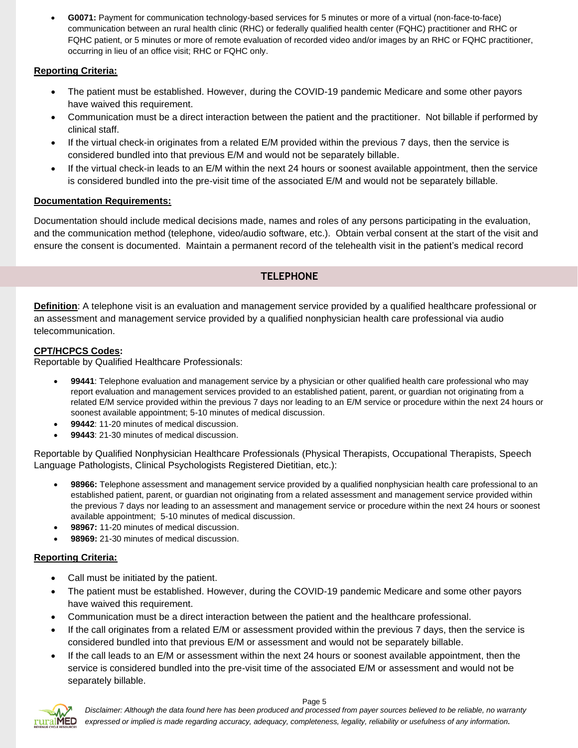- **G0071:** Payment for communication technology-based services for 5 minutes or more of a virtual (non-face-to-face) communication between an rural health clinic (RHC) or federally qualified health center (FQHC) practitioner and RHC or FQHC patient, or 5 minutes or more of remote evaluation of recorded video and/or images by an RHC or FQHC practitioner, occurring in lieu of an office visit; RHC or FQHC only.

**Reporting Criteria:**

- The patient must be established. However, during the COVID-19 pandemic Medicare and some other payors have waived this requirement.
- Communication must be a direct interaction between the patient and the practitioner. Not billable if performed by clinical staff.
- If the virtual check-in originates from a related E/M provided within the previous 7 days, then the service is considered bundled into that previous E/M and would not be separately billable.
- If the virtual check-in leads to an E/M within the next 24 hours or soonest available appointment, then the service is considered bundled into the pre-visit time of the associated E/M and would not be separately billable.

**Documentation Requirements:**

Documentation should include medical decisions made, names and roles of any persons participating in the evaluation, and the communication method (telephone, video/audio software, etc.). Obtain verbal consent at the start of the visit and ensure the consent is documented. Maintain a permanent record of the telehealth visit in the patient's medical record

## TELEPHONE

**Definition**: A telephone visit is an evaluation and management service provided by a qualified healthcare professional or an assessment and management service provided by a qualified nonphysician health care professional via audio telecommunication.

**CPT/HCPCS Codes:**
Reportable by Qualified Healthcare Professionals:

- **99441**: Telephone evaluation and management service by a physician or other qualified health care professional who may report evaluation and management services provided to an established patient, parent, or guardian not originating from a related E/M service provided within the previous 7 days nor leading to an E/M service or procedure within the next 24 hours or soonest available appointment; 5-10 minutes of medical discussion.
- **99442**: 11-20 minutes of medical discussion.
- **99443**: 21-30 minutes of medical discussion.

Reportable by Qualified Nonphysician Healthcare Professionals (Physical Therapists, Occupational Therapists, Speech Language Pathologists, Clinical Psychologists Registered Dietitian, etc.):

- **98966:** Telephone assessment and management service provided by a qualified nonphysician health care professional to an established patient, parent, or guardian not originating from a related assessment and management service provided within the previous 7 days nor leading to an assessment and management service or procedure within the next 24 hours or soonest available appointment; 5-10 minutes of medical discussion.
- **98967:** 11-20 minutes of medical discussion.
- **98969:** 21-30 minutes of medical discussion.

**Reporting Criteria:**

- Call must be initiated by the patient.
- The patient must be established. However, during the COVID-19 pandemic Medicare and some other payors have waived this requirement.
- Communication must be a direct interaction between the patient and the healthcare professional.
- If the call originates from a related E/M or assessment provided within the previous 7 days, then the service is considered bundled into that previous E/M or assessment and would not be separately billable.
- If the call leads to an E/M or assessment within the next 24 hours or soonest available appointment, then the service is considered bundled into the pre-visit time of the associated E/M or assessment and would not be separately billable.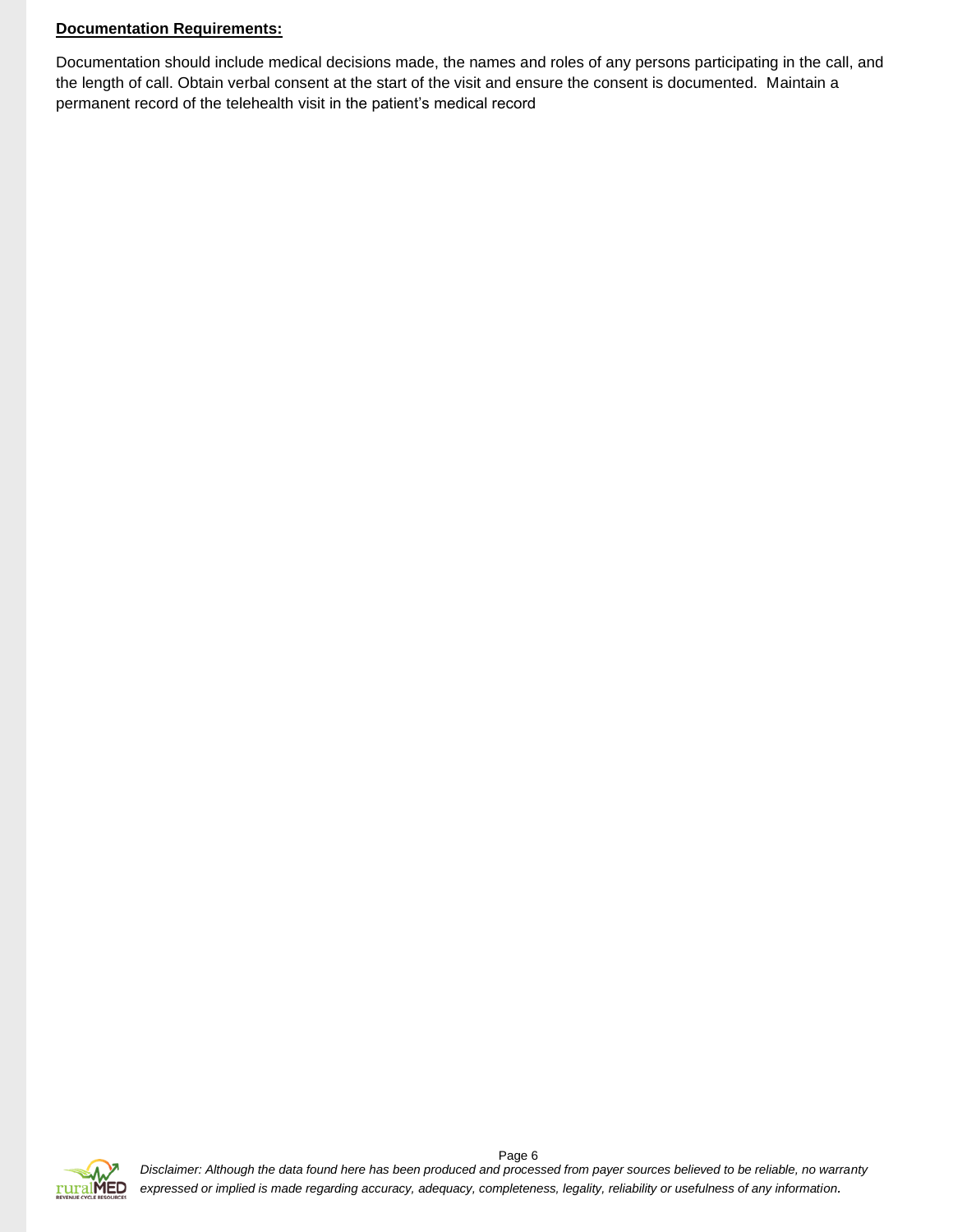**Documentation Requirements:**

Documentation should include medical decisions made, the names and roles of any persons participating in the call, and the length of call. Obtain verbal consent at the start of the visit and ensure the consent is documented. Maintain a permanent record of the telehealth visit in the patient's medical record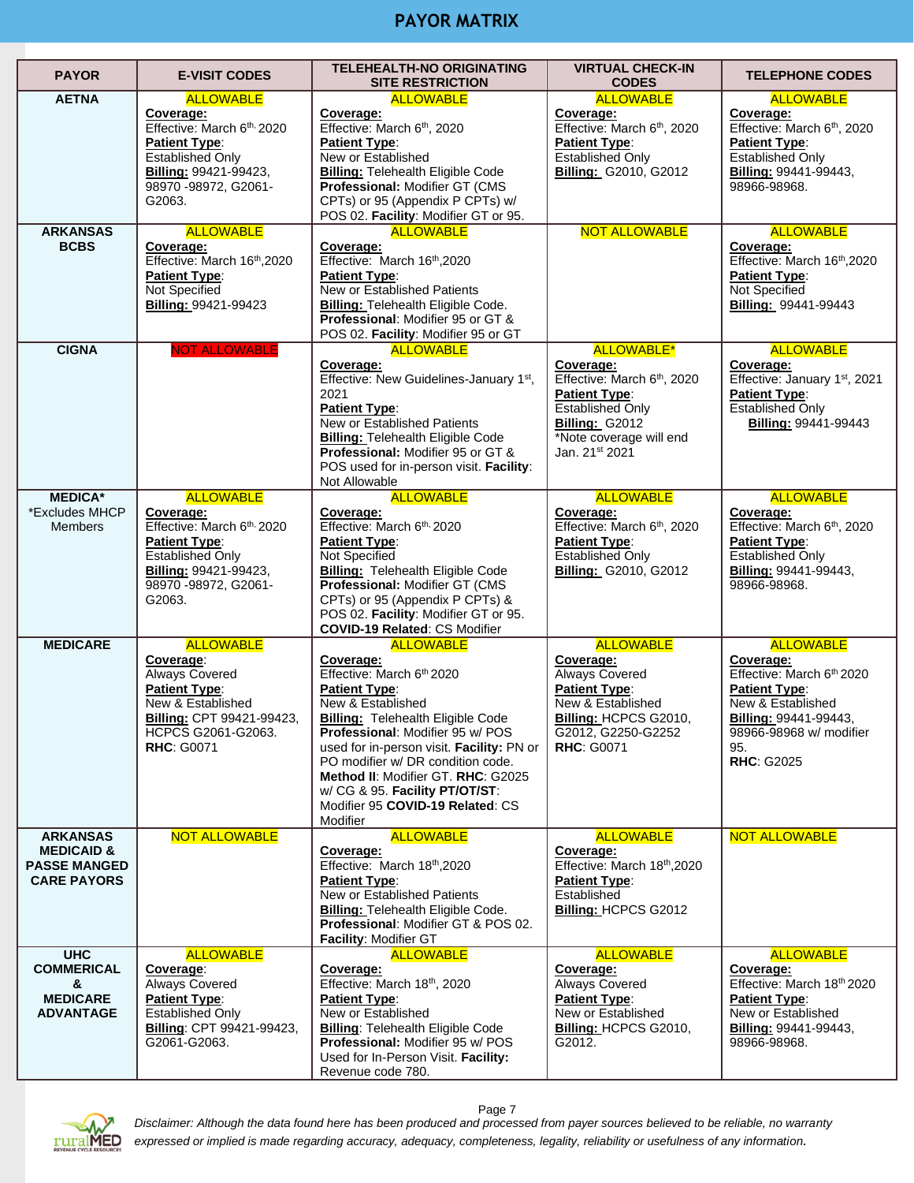# PAYOR MATRIX

| PAYOR | E-VISIT CODES | TELEHEALTH-NO ORIGINATING SITE RESTRICTION | VIRTUAL CHECK-IN CODES | TELEPHONE CODES |
|---|---|---|---|---|
| **AETNA** | ALLOWABLE<br>**Coverage:**<br>Effective: March 6th, 2020<br>**Patient Type**:<br>Established Only<br>**Billing:** 99421-99423, 98970 -98972, G2061-G2063. | ALLOWABLE<br>**Coverage:**<br>Effective: March 6th, 2020<br>**Patient Type**:<br>New or Established<br>**Billing:** Telehealth Eligible Code **Professional:** Modifier GT (CMS CPTs) or 95 (Appendix P CPTs) w/ POS 02. **Facility**: Modifier GT or 95. | ALLOWABLE<br>**Coverage:**<br>Effective: March 6th, 2020<br>**Patient Type**:<br>Established Only<br>**Billing:** G2010, G2012 | ALLOWABLE<br>**Coverage:**<br>Effective: March 6th, 2020<br>**Patient Type**:<br>Established Only<br>**Billing:** 99441-99443, 98966-98968. |
| **ARKANSAS BCBS** | ALLOWABLE<br>**Coverage:**<br>Effective: March 16th,2020<br>**Patient Type**:<br>Not Specified<br>**Billing:** 99421-99423 | ALLOWABLE<br>**Coverage:**<br>Effective: March 16th,2020<br>**Patient Type**:<br>New or Established Patients<br>**Billing:** Telehealth Eligible Code. **Professional**: Modifier 95 or GT & POS 02. **Facility**: Modifier 95 or GT | NOT ALLOWABLE | ALLOWABLE<br>**Coverage:**<br>Effective: March 16th,2020<br>**Patient Type**:<br>Not Specified<br>**Billing:** 99441-99443 |
| **CIGNA** | NOT ALLOWABLE | ALLOWABLE<br>**Coverage:**<br>Effective: New Guidelines-January 1st, 2021<br>**Patient Type**:<br>New or Established Patients<br>**Billing:** Telehealth Eligible Code **Professional:** Modifier 95 or GT & POS used for in-person visit. **Facility**: Not Allowable | ALLOWABLE*<br>**Coverage:**<br>Effective: March 6th, 2020<br>**Patient Type**:<br>Established Only<br>**Billing:** G2012<br>*Note coverage will end Jan. 21st 2021 | ALLOWABLE<br>**Coverage:**<br>Effective: January 1st, 2021<br>**Patient Type**:<br>Established Only<br>**Billing:** 99441-99443 |
| **MEDICA***<br>*Excludes MHCP Members | ALLOWABLE<br>**Coverage:**<br>Effective: March 6th, 2020<br>**Patient Type**:<br>Established Only<br>**Billing:** 99421-99423, 98970 -98972, G2061-G2063. | ALLOWABLE<br>**Coverage:**<br>Effective: March 6th, 2020<br>**Patient Type**:<br>Not Specified<br>**Billing:** Telehealth Eligible Code **Professional:** Modifier GT (CMS CPTs) or 95 (Appendix P CPTs) & POS 02. **Facility**: Modifier GT or 95. **COVID-19 Related**: CS Modifier | ALLOWABLE<br>**Coverage:**<br>Effective: March 6th, 2020<br>**Patient Type**:<br>Established Only<br>**Billing:** G2010, G2012 | ALLOWABLE<br>**Coverage:**<br>Effective: March 6th, 2020<br>**Patient Type**:<br>Established Only<br>**Billing:** 99441-99443, 98966-98968. |
| **MEDICARE** | ALLOWABLE<br>**Coverage**:<br>Always Covered<br>**Patient Type**:<br>New & Established<br>**Billing:** CPT 99421-99423, HCPCS G2061-G2063.<br>**RHC**: G0071 | ALLOWABLE<br>**Coverage:**<br>Effective: March 6th 2020<br>**Patient Type**:<br>New & Established<br>**Billing:** Telehealth Eligible Code **Professional:** Modifier 95 w/ POS used for in-person visit. **Facility:** PN or PO modifier w/ DR condition code. **Method II**: Modifier GT. **RHC**: G2025 w/ CG & 95. **Facility PT/OT/ST**: Modifier 95 **COVID-19 Related**: CS Modifier | ALLOWABLE<br>**Coverage:**<br>Always Covered<br>**Patient Type**:<br>New & Established<br>**Billing:** HCPCS G2010, G2012, G2250-G2252<br>**RHC**: G0071 | ALLOWABLE<br>**Coverage:**<br>Effective: March 6th 2020<br>**Patient Type**:<br>New & Established<br>**Billing:** 99441-99443, 98966-98968 w/ modifier 95.<br>**RHC**: G2025 |
| **ARKANSAS MEDICAID & PASSE MANGED CARE PAYORS** | NOT ALLOWABLE | ALLOWABLE<br>**Coverage:**<br>Effective: March 18th,2020<br>**Patient Type**:<br>New or Established Patients<br>**Billing:** Telehealth Eligible Code. **Professional**: Modifier GT & POS 02. **Facility**: Modifier GT | ALLOWABLE<br>**Coverage:**<br>Effective: March 18th,2020<br>**Patient Type**:<br>Established<br>**Billing:** HCPCS G2012 | NOT ALLOWABLE |
| **UHC COMMERICAL & MEDICARE ADVANTAGE** | ALLOWABLE<br>**Coverage**:<br>Always Covered<br>**Patient Type**:<br>Established Only<br>**Billing**: CPT 99421-99423, G2061-G2063. | ALLOWABLE<br>**Coverage:**<br>Effective: March 18th, 2020<br>**Patient Type**:<br>New or Established<br>**Billing**: Telehealth Eligible Code **Professional:** Modifier 95 w/ POS Used for In-Person Visit. **Facility:** Revenue code 780. | ALLOWABLE<br>**Coverage:**<br>Always Covered<br>**Patient Type**:<br>New or Established<br>**Billing:** HCPCS G2010, G2012. | ALLOWABLE<br>**Coverage:**<br>Effective: March 18th 2020<br>**Patient Type**:<br>New or Established<br>**Billing:** 99441-99443, 98966-98968. |

*Disclaimer: Although the data found here has been produced and processed from payer sources believed to be reliable, no warranty expressed or implied is made regarding accuracy, adequacy, completeness, legality, reliability or usefulness of any information.*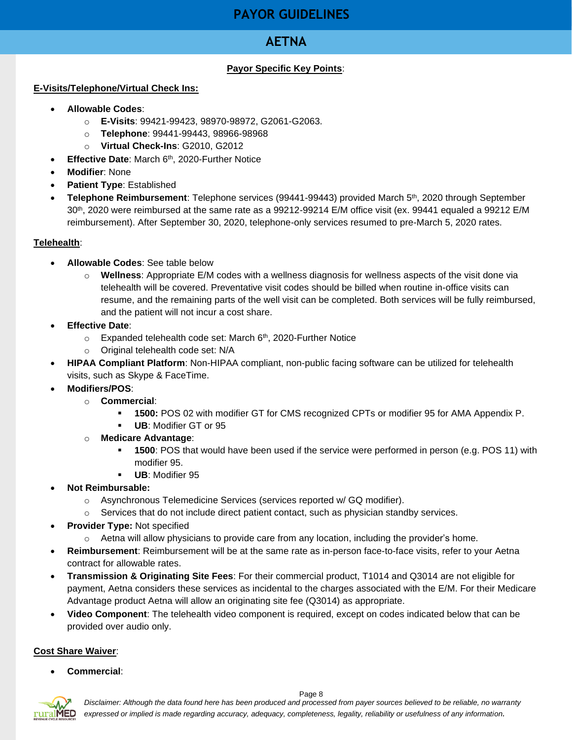# PAYOR GUIDELINES

## AETNA

**Payor Specific Key Points**:

**E-Visits/Telephone/Virtual Check Ins:**

- **Allowable Codes**:
  - **E-Visits**: 99421-99423, 98970-98972, G2061-G2063.
  - **Telephone**: 99441-99443, 98966-98968
  - **Virtual Check-Ins**: G2010, G2012
- **Effective Date**: March 6th, 2020-Further Notice
- **Modifier**: None
- **Patient Type**: Established
- **Telephone Reimbursement**: Telephone services (99441-99443) provided March 5th, 2020 through September 30th, 2020 were reimbursed at the same rate as a 99212-99214 E/M office visit (ex. 99441 equaled a 99212 E/M reimbursement). After September 30, 2020, telephone-only services resumed to pre-March 5, 2020 rates.

**Telehealth**:

- **Allowable Codes**: See table below
  - **Wellness**: Appropriate E/M codes with a wellness diagnosis for wellness aspects of the visit done via telehealth will be covered. Preventative visit codes should be billed when routine in-office visits can resume, and the remaining parts of the well visit can be completed. Both services will be fully reimbursed, and the patient will not incur a cost share.
- **Effective Date**:
  - Expanded telehealth code set: March 6th, 2020-Further Notice
  - Original telehealth code set: N/A
- **HIPAA Compliant Platform**: Non-HIPAA compliant, non-public facing software can be utilized for telehealth visits, such as Skype & FaceTime.
- **Modifiers/POS**:
  - **Commercial**:
    - **1500:** POS 02 with modifier GT for CMS recognized CPTs or modifier 95 for AMA Appendix P.
    - **UB**: Modifier GT or 95
  - **Medicare Advantage**:
    - **1500**: POS that would have been used if the service were performed in person (e.g. POS 11) with modifier 95.
    - **UB**: Modifier 95
- **Not Reimbursable:**
  - Asynchronous Telemedicine Services (services reported w/ GQ modifier).
  - Services that do not include direct patient contact, such as physician standby services.
- **Provider Type:** Not specified
  - Aetna will allow physicians to provide care from any location, including the provider's home.
- **Reimbursement**: Reimbursement will be at the same rate as in-person face-to-face visits, refer to your Aetna contract for allowable rates.
- **Transmission & Originating Site Fees**: For their commercial product, T1014 and Q3014 are not eligible for payment, Aetna considers these services as incidental to the charges associated with the E/M. For their Medicare Advantage product Aetna will allow an originating site fee (Q3014) as appropriate.
- **Video Component**: The telehealth video component is required, except on codes indicated below that can be provided over audio only.

**Cost Share Waiver**:

- **Commercial**:

*Disclaimer: Although the data found here has been produced and processed from payer sources believed to be reliable, no warranty expressed or implied is made regarding accuracy, adequacy, completeness, legality, reliability or usefulness of any information.*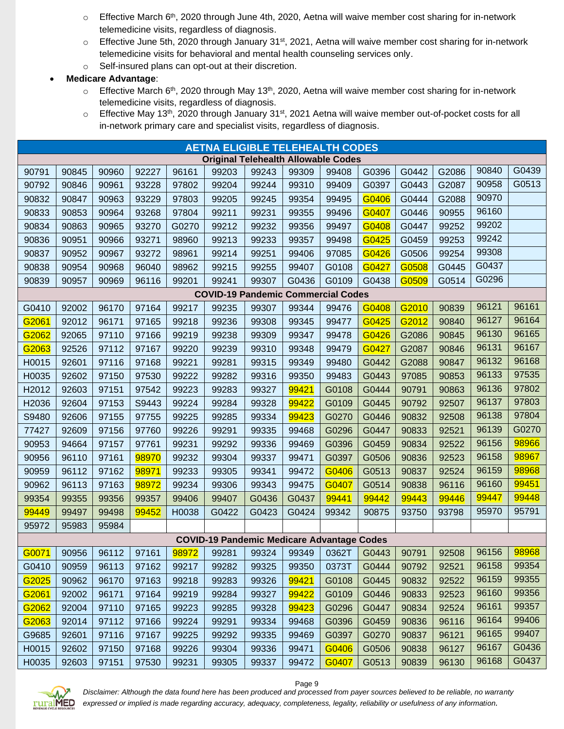- Effective March 6th, 2020 through June 4th, 2020, Aetna will waive member cost sharing for in-network telemedicine visits, regardless of diagnosis.
  - Effective June 5th, 2020 through January 31st, 2021, Aetna will waive member cost sharing for in-network telemedicine visits for behavioral and mental health counseling services only.
  - Self-insured plans can opt-out at their discretion.
- **Medicare Advantage**:
  - Effective March 6th, 2020 through May 13th, 2020, Aetna will waive member cost sharing for in-network telemedicine visits, regardless of diagnosis.
  - Effective May 13th, 2020 through January 31st, 2021 Aetna will waive member out-of-pocket costs for all in-network primary care and specialist visits, regardless of diagnosis.

| AETNA ELIGIBLE TELEHEALTH CODES | | | | | | | | | | | | | |
|---|---|---|---|---|---|---|---|---|---|---|---|---|---|
| **Original Telehealth Allowable Codes** | | | | | | | | | | | | | |
| 90791 | 90845 | 90960 | 92227 | 96161 | 99203 | 99243 | 99309 | 99408 | G0396 | G0442 | G2086 | 90840 | G0439 |
| 90792 | 90846 | 90961 | 93228 | 97802 | 99204 | 99244 | 99310 | 99409 | G0397 | G0443 | G2087 | 90958 | G0513 |
| 90832 | 90847 | 90963 | 93229 | 97803 | 99205 | 99245 | 99354 | 99495 | G0406 | G0444 | G2088 | 90970 | |
| 90833 | 90853 | 90964 | 93268 | 97804 | 99211 | 99231 | 99355 | 99496 | G0407 | G0446 | 90955 | 96160 | |
| 90834 | 90863 | 90965 | 93270 | G0270 | 99212 | 99232 | 99356 | 99497 | G0408 | G0447 | 99252 | 99202 | |
| 90836 | 90951 | 90966 | 93271 | 98960 | 99213 | 99233 | 99357 | 99498 | G0425 | G0459 | 99253 | 99242 | |
| 90837 | 90952 | 90967 | 93272 | 98961 | 99214 | 99251 | 99406 | 97085 | G0426 | G0506 | 99254 | 99308 | |
| 90838 | 90954 | 90968 | 96040 | 98962 | 99215 | 99255 | 99407 | G0108 | G0427 | G0508 | G0445 | G0437 | |
| 90839 | 90957 | 90969 | 96116 | 99201 | 99241 | 99307 | G0436 | G0109 | G0438 | G0509 | G0514 | G0296 | |
| **COVID-19 Pandemic Commercial Codes** | | | | | | | | | | | | | |
| G0410 | 92002 | 96170 | 97164 | 99217 | 99235 | 99307 | 99344 | 99476 | G0408 | G2010 | 90839 | 96121 | 96161 |
| G2061 | 92012 | 96171 | 97165 | 99218 | 99236 | 99308 | 99345 | 99477 | G0425 | G2012 | 90840 | 96127 | 96164 |
| G2062 | 92065 | 97110 | 97166 | 99219 | 99238 | 99309 | 99347 | 99478 | G0426 | G2086 | 90845 | 96130 | 96165 |
| G2063 | 92526 | 97112 | 97167 | 99220 | 99239 | 99310 | 99348 | 99479 | G0427 | G2087 | 90846 | 96131 | 96167 |
| H0015 | 92601 | 97116 | 97168 | 99221 | 99281 | 99315 | 99349 | 99480 | G0442 | G2088 | 90847 | 96132 | 96168 |
| H0035 | 92602 | 97150 | 97530 | 99222 | 99282 | 99316 | 99350 | 99483 | G0443 | 97085 | 90853 | 96133 | 97535 |
| H2012 | 92603 | 97151 | 97542 | 99223 | 99283 | 99327 | 99421 | G0108 | G0444 | 90791 | 90863 | 96136 | 97802 |
| H2036 | 92604 | 97153 | S9443 | 99224 | 99284 | 99328 | 99422 | G0109 | G0445 | 90792 | 92507 | 96137 | 97803 |
| S9480 | 92606 | 97155 | 97755 | 99225 | 99285 | 99334 | 99423 | G0270 | G0446 | 90832 | 92508 | 96138 | 97804 |
| 77427 | 92609 | 97156 | 97760 | 99226 | 99291 | 99335 | 99468 | G0296 | G0447 | 90833 | 92521 | 96139 | G0270 |
| 90953 | 94664 | 97157 | 97761 | 99231 | 99292 | 99336 | 99469 | G0396 | G0459 | 90834 | 92522 | 96156 | 98966 |
| 90956 | 96110 | 97161 | 98970 | 99232 | 99304 | 99337 | 99471 | G0397 | G0506 | 90836 | 92523 | 96158 | 98967 |
| 90959 | 96112 | 97162 | 98971 | 99233 | 99305 | 99341 | 99472 | G0406 | G0513 | 90837 | 92524 | 96159 | 98968 |
| 90962 | 96113 | 97163 | 98972 | 99234 | 99306 | 99343 | 99475 | G0407 | G0514 | 90838 | 96116 | 96160 | 99451 |
| 99354 | 99355 | 99356 | 99357 | 99406 | 99407 | G0436 | G0437 | 99441 | 99442 | 99443 | 99446 | 99447 | 99448 |
| 99449 | 99497 | 99498 | 99452 | H0038 | G0422 | G0423 | G0424 | 99342 | 90875 | 93750 | 93798 | 95970 | 95791 |
| 95972 | 95983 | 95984 | | | | | | | | | | | |
| **COVID-19 Pandemic Medicare Advantage Codes** | | | | | | | | | | | | | |
| G0071 | 90956 | 96112 | 97161 | 98972 | 99281 | 99324 | 99349 | 0362T | G0443 | 90791 | 92508 | 96156 | 98968 |
| G0410 | 90959 | 96113 | 97162 | 99217 | 99282 | 99325 | 99350 | 0373T | G0444 | 90792 | 92521 | 96158 | 99354 |
| G2025 | 90962 | 96170 | 97163 | 99218 | 99283 | 99326 | 99421 | G0108 | G0445 | 90832 | 92522 | 96159 | 99355 |
| G2061 | 92002 | 96171 | 97164 | 99219 | 99284 | 99327 | 99422 | G0109 | G0446 | 90833 | 92523 | 96160 | 99356 |
| G2062 | 92004 | 97110 | 97165 | 99223 | 99285 | 99328 | 99423 | G0296 | G0447 | 90834 | 92524 | 96161 | 99357 |
| G2063 | 92014 | 97112 | 97166 | 99224 | 99291 | 99334 | 99468 | G0396 | G0459 | 90836 | 96116 | 96164 | 99406 |
| G9685 | 92601 | 97116 | 97167 | 99225 | 99292 | 99335 | 99469 | G0397 | G0270 | 90837 | 96121 | 96165 | 99407 |
| H0015 | 92602 | 97150 | 97168 | 99226 | 99304 | 99336 | 99471 | G0406 | G0506 | 90838 | 96127 | 96167 | G0436 |
| H0035 | 92603 | 97151 | 97530 | 99231 | 99305 | 99337 | 99472 | G0407 | G0513 | 90839 | 96130 | 96168 | G0437 |

*Disclaimer: Although the data found here has been produced and processed from payer sources believed to be reliable, no warranty expressed or implied is made regarding accuracy, adequacy, completeness, legality, reliability or usefulness of any information.*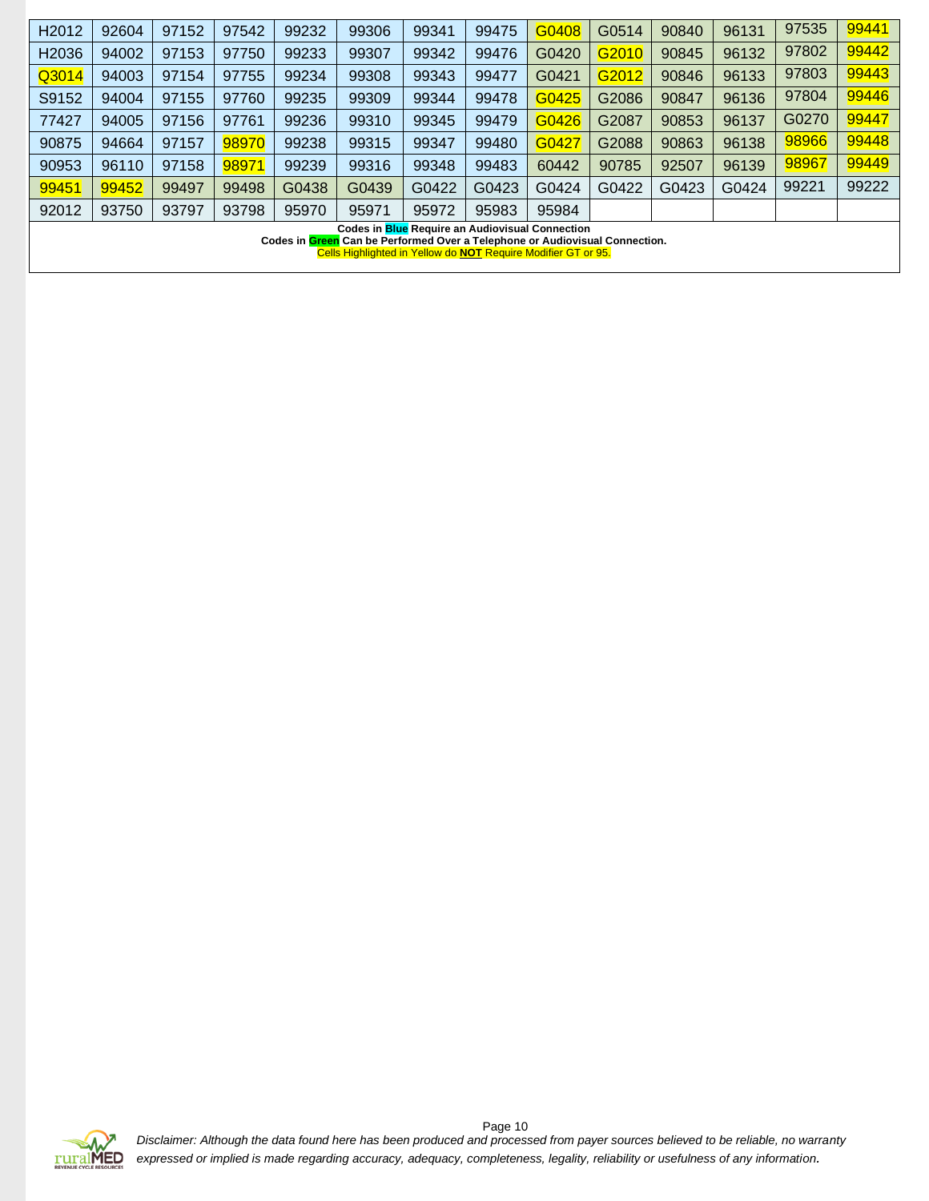| H2012 | 92604 | 97152 | 97542 | 99232 | 99306 | 99341 | 99475 | G0408 | G0514 | 90840 | 96131 | 97535 | 99441 |
|---|---|---|---|---|---|---|---|---|---|---|---|---|---|
| H2036 | 94002 | 97153 | 97750 | 99233 | 99307 | 99342 | 99476 | G0420 | G2010 | 90845 | 96132 | 97802 | 99442 |
| Q3014 | 94003 | 97154 | 97755 | 99234 | 99308 | 99343 | 99477 | G0421 | G2012 | 90846 | 96133 | 97803 | 99443 |
| S9152 | 94004 | 97155 | 97760 | 99235 | 99309 | 99344 | 99478 | G0425 | G2086 | 90847 | 96136 | 97804 | 99446 |
| 77427 | 94005 | 97156 | 97761 | 99236 | 99310 | 99345 | 99479 | G0426 | G2087 | 90853 | 96137 | G0270 | 99447 |
| 90875 | 94664 | 97157 | 98970 | 99238 | 99315 | 99347 | 99480 | G0427 | G2088 | 90863 | 96138 | 98966 | 99448 |
| 90953 | 96110 | 97158 | 98971 | 99239 | 99316 | 99348 | 99483 | 60442 | 90785 | 92507 | 96139 | 98967 | 99449 |
| 99451 | 99452 | 99497 | 99498 | G0438 | G0439 | G0422 | G0423 | G0424 | G0422 | G0423 | G0424 | 99221 | 99222 |
| 92012 | 93750 | 93797 | 93798 | 95970 | 95971 | 95972 | 95983 | 95984 | | | | | |

**Codes in Blue Require an Audiovisual Connection**

**Codes in Green Can be Performed Over a Telephone or Audiovisual Connection.**

Cells Highlighted in Yellow do **NOT** Require Modifier GT or 95.

*Disclaimer: Although the data found here has been produced and processed from payer sources believed to be reliable, no warranty expressed or implied is made regarding accuracy, adequacy, completeness, legality, reliability or usefulness of any information.*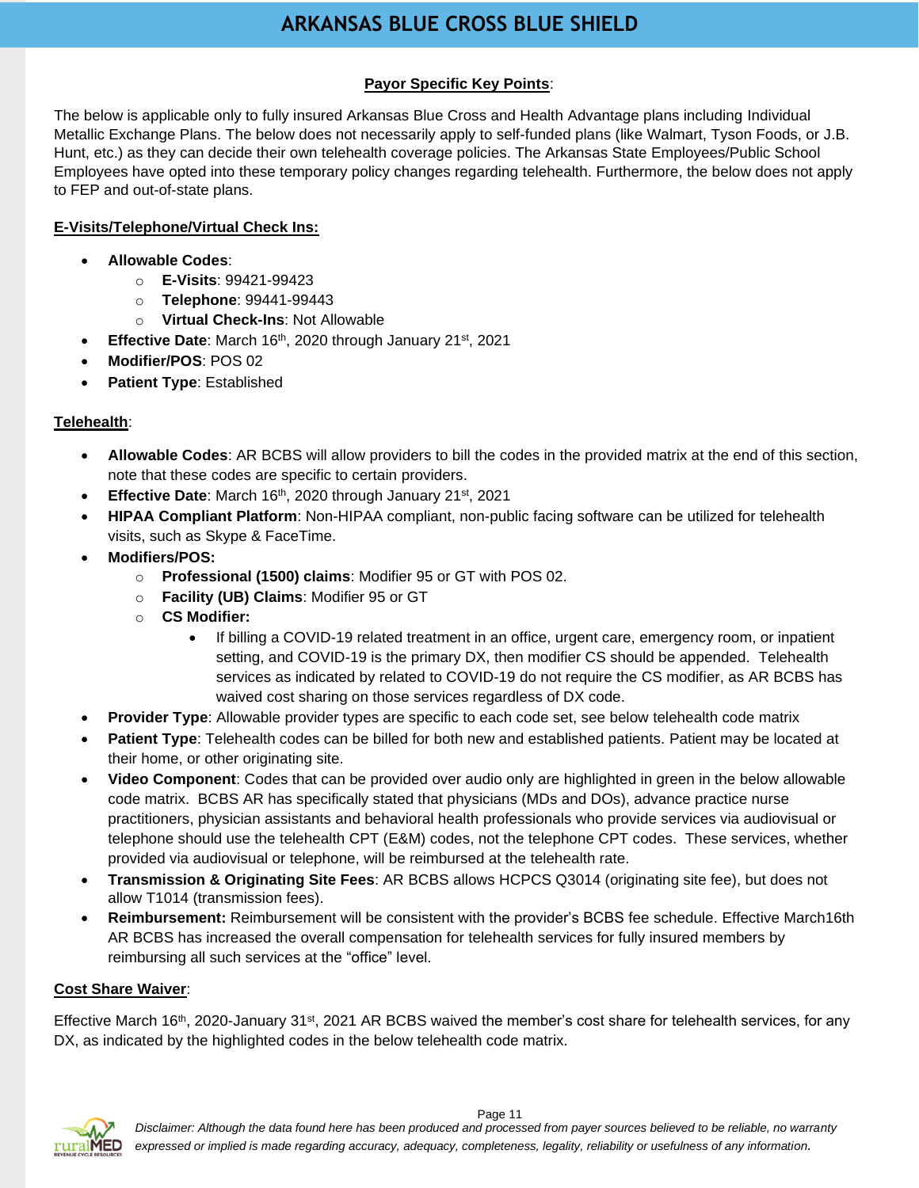# ARKANSAS BLUE CROSS BLUE SHIELD

**Payor Specific Key Points**:

The below is applicable only to fully insured Arkansas Blue Cross and Health Advantage plans including Individual Metallic Exchange Plans. The below does not necessarily apply to self-funded plans (like Walmart, Tyson Foods, or J.B. Hunt, etc.) as they can decide their own telehealth coverage policies. The Arkansas State Employees/Public School Employees have opted into these temporary policy changes regarding telehealth. Furthermore, the below does not apply to FEP and out-of-state plans.

**E-Visits/Telephone/Virtual Check Ins:**

- **Allowable Codes**:
  - **E-Visits**: 99421-99423
  - **Telephone**: 99441-99443
  - **Virtual Check-Ins**: Not Allowable
- **Effective Date**: March 16th, 2020 through January 21st, 2021
- **Modifier/POS**: POS 02
- **Patient Type**: Established

**Telehealth**:

- **Allowable Codes**: AR BCBS will allow providers to bill the codes in the provided matrix at the end of this section, note that these codes are specific to certain providers.
- **Effective Date**: March 16th, 2020 through January 21st, 2021
- **HIPAA Compliant Platform**: Non-HIPAA compliant, non-public facing software can be utilized for telehealth visits, such as Skype & FaceTime.
- **Modifiers/POS:**
  - **Professional (1500) claims**: Modifier 95 or GT with POS 02.
  - **Facility (UB) Claims**: Modifier 95 or GT
  - **CS Modifier:**
    - If billing a COVID-19 related treatment in an office, urgent care, emergency room, or inpatient setting, and COVID-19 is the primary DX, then modifier CS should be appended. Telehealth services as indicated by related to COVID-19 do not require the CS modifier, as AR BCBS has waived cost sharing on those services regardless of DX code.
- **Provider Type**: Allowable provider types are specific to each code set, see below telehealth code matrix
- **Patient Type**: Telehealth codes can be billed for both new and established patients. Patient may be located at their home, or other originating site.
- **Video Component**: Codes that can be provided over audio only are highlighted in green in the below allowable code matrix. BCBS AR has specifically stated that physicians (MDs and DOs), advance practice nurse practitioners, physician assistants and behavioral health professionals who provide services via audiovisual or telephone should use the telehealth CPT (E&M) codes, not the telephone CPT codes. These services, whether provided via audiovisual or telephone, will be reimbursed at the telehealth rate.
- **Transmission & Originating Site Fees**: AR BCBS allows HCPCS Q3014 (originating site fee), but does not allow T1014 (transmission fees).
- **Reimbursement:** Reimbursement will be consistent with the provider's BCBS fee schedule. Effective March16th AR BCBS has increased the overall compensation for telehealth services for fully insured members by reimbursing all such services at the "office" level.

**Cost Share Waiver**:

Effective March 16th, 2020-January 31st, 2021 AR BCBS waived the member's cost share for telehealth services, for any DX, as indicated by the highlighted codes in the below telehealth code matrix.

*Disclaimer: Although the data found here has been produced and processed from payer sources believed to be reliable, no warranty expressed or implied is made regarding accuracy, adequacy, completeness, legality, reliability or usefulness of any information.*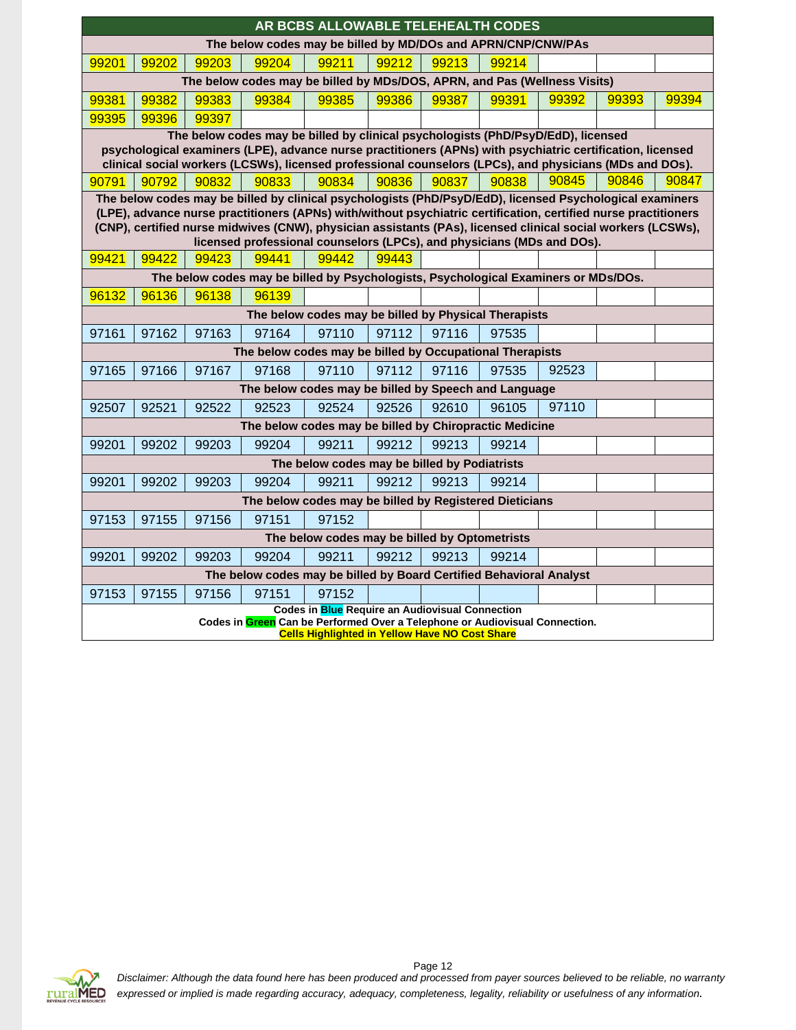# AR BCBS ALLOWABLE TELEHEALTH CODES

| The below codes may be billed by MD/DOs and APRN/CNP/CNW/PAs | | | | | | | | | | |
|---|---|---|---|---|---|---|---|---|---|---|
| 99201 | 99202 | 99203 | 99204 | 99211 | 99212 | 99213 | 99214 | | | |
| **The below codes may be billed by MDs/DOS, APRN, and Pas (Wellness Visits)** | | | | | | | | | | |
| 99381 | 99382 | 99383 | 99384 | 99385 | 99386 | 99387 | 99391 | 99392 | 99393 | 99394 |
| 99395 | 99396 | 99397 | | | | | | | | |
| **The below codes may be billed by clinical psychologists (PhD/PsyD/EdD), licensed psychological examiners (LPE), advance nurse practitioners (APNs) with psychiatric certification, licensed clinical social workers (LCSWs), licensed professional counselors (LPCs), and physicians (MDs and DOs).** | | | | | | | | | | |
| 90791 | 90792 | 90832 | 90833 | 90834 | 90836 | 90837 | 90838 | 90845 | 90846 | 90847 |
| **The below codes may be billed by clinical psychologists (PhD/PsyD/EdD), licensed Psychological examiners (LPE), advance nurse practitioners (APNs) with/without psychiatric certification, certified nurse practitioners (CNP), certified nurse midwives (CNW), physician assistants (PAs), licensed clinical social workers (LCSWs), licensed professional counselors (LPCs), and physicians (MDs and DOs).** | | | | | | | | | | |
| 99421 | 99422 | 99423 | 99441 | 99442 | 99443 | | | | | |
| **The below codes may be billed by Psychologists, Psychological Examiners or MDs/DOs.** | | | | | | | | | | |
| 96132 | 96136 | 96138 | 96139 | | | | | | | |
| **The below codes may be billed by Physical Therapists** | | | | | | | | | | |
| 97161 | 97162 | 97163 | 97164 | 97110 | 97112 | 97116 | 97535 | | | |
| **The below codes may be billed by Occupational Therapists** | | | | | | | | | | |
| 97165 | 97166 | 97167 | 97168 | 97110 | 97112 | 97116 | 97535 | 92523 | | |
| **The below codes may be billed by Speech and Language** | | | | | | | | | | |
| 92507 | 92521 | 92522 | 92523 | 92524 | 92526 | 92610 | 96105 | 97110 | | |
| **The below codes may be billed by Chiropractic Medicine** | | | | | | | | | | |
| 99201 | 99202 | 99203 | 99204 | 99211 | 99212 | 99213 | 99214 | | | |
| **The below codes may be billed by Podiatrists** | | | | | | | | | | |
| 99201 | 99202 | 99203 | 99204 | 99211 | 99212 | 99213 | 99214 | | | |
| **The below codes may be billed by Registered Dieticians** | | | | | | | | | | |
| 97153 | 97155 | 97156 | 97151 | 97152 | | | | | | |
| **The below codes may be billed by Optometrists** | | | | | | | | | | |
| 99201 | 99202 | 99203 | 99204 | 99211 | 99212 | 99213 | 99214 | | | |
| **The below codes may be billed by Board Certified Behavioral Analyst** | | | | | | | | | | |
| 97153 | 97155 | 97156 | 97151 | 97152 | | | | | | |

**Codes in Blue Require an Audiovisual Connection**
**Codes in Green Can be Performed Over a Telephone or Audiovisual Connection.**
**Cells Highlighted in Yellow Have NO Cost Share**

*Disclaimer: Although the data found here has been produced and processed from payer sources believed to be reliable, no warranty expressed or implied is made regarding accuracy, adequacy, completeness, legality, reliability or usefulness of any information.*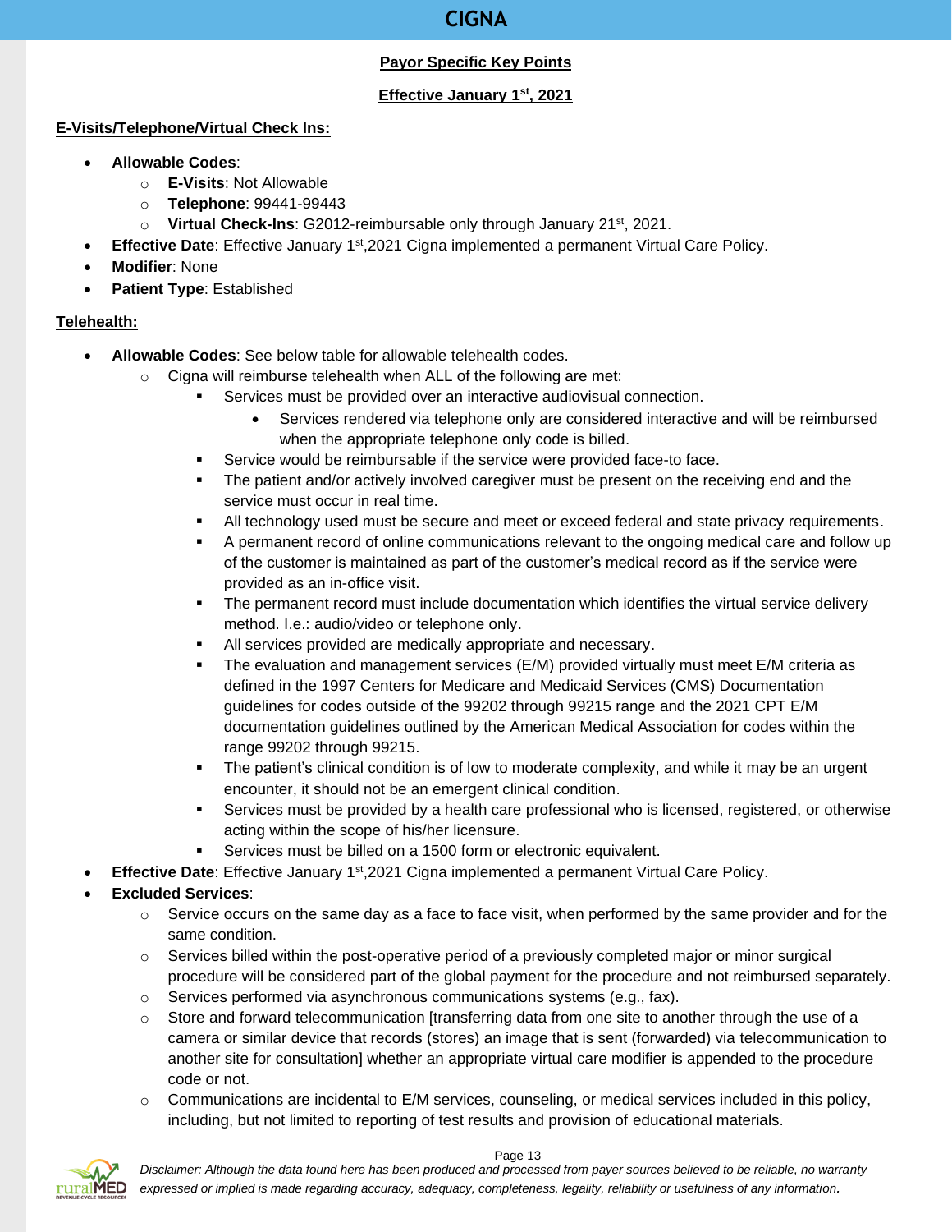# CIGNA

**Payor Specific Key Points**

**Effective January 1st, 2021**

**E-Visits/Telephone/Virtual Check Ins:**

- **Allowable Codes**:
  - **E-Visits**: Not Allowable
  - **Telephone**: 99441-99443
  - **Virtual Check-Ins**: G2012-reimbursable only through January 21st, 2021.
- **Effective Date**: Effective January 1st,2021 Cigna implemented a permanent Virtual Care Policy.
- **Modifier**: None
- **Patient Type**: Established

**Telehealth:**

- **Allowable Codes**: See below table for allowable telehealth codes.
  - Cigna will reimburse telehealth when ALL of the following are met:
    - Services must be provided over an interactive audiovisual connection.
      - Services rendered via telephone only are considered interactive and will be reimbursed when the appropriate telephone only code is billed.
    - Service would be reimbursable if the service were provided face-to face.
    - The patient and/or actively involved caregiver must be present on the receiving end and the service must occur in real time.
    - All technology used must be secure and meet or exceed federal and state privacy requirements.
    - A permanent record of online communications relevant to the ongoing medical care and follow up of the customer is maintained as part of the customer's medical record as if the service were provided as an in-office visit.
    - The permanent record must include documentation which identifies the virtual service delivery method. I.e.: audio/video or telephone only.
    - All services provided are medically appropriate and necessary.
    - The evaluation and management services (E/M) provided virtually must meet E/M criteria as defined in the 1997 Centers for Medicare and Medicaid Services (CMS) Documentation guidelines for codes outside of the 99202 through 99215 range and the 2021 CPT E/M documentation guidelines outlined by the American Medical Association for codes within the range 99202 through 99215.
    - The patient's clinical condition is of low to moderate complexity, and while it may be an urgent encounter, it should not be an emergent clinical condition.
    - Services must be provided by a health care professional who is licensed, registered, or otherwise acting within the scope of his/her licensure.
    - Services must be billed on a 1500 form or electronic equivalent.
- **Effective Date**: Effective January 1st,2021 Cigna implemented a permanent Virtual Care Policy.
- **Excluded Services**:
  - Service occurs on the same day as a face to face visit, when performed by the same provider and for the same condition.
  - Services billed within the post-operative period of a previously completed major or minor surgical procedure will be considered part of the global payment for the procedure and not reimbursed separately.
  - Services performed via asynchronous communications systems (e.g., fax).
  - Store and forward telecommunication [transferring data from one site to another through the use of a camera or similar device that records (stores) an image that is sent (forwarded) via telecommunication to another site for consultation] whether an appropriate virtual care modifier is appended to the procedure code or not.
  - Communications are incidental to E/M services, counseling, or medical services included in this policy, including, but not limited to reporting of test results and provision of educational materials.

*Disclaimer: Although the data found here has been produced and processed from payer sources believed to be reliable, no warranty expressed or implied is made regarding accuracy, adequacy, completeness, legality, reliability or usefulness of any information.*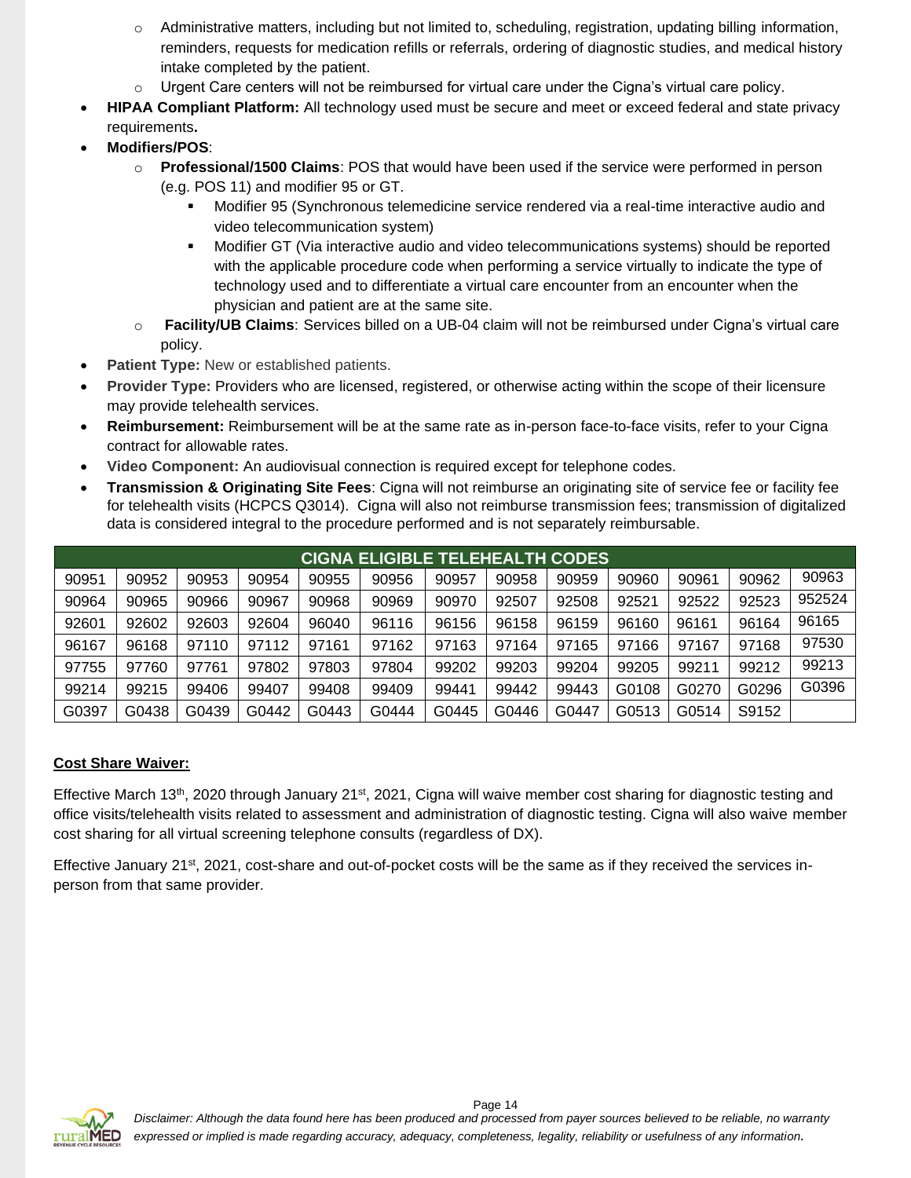- Administrative matters, including but not limited to, scheduling, registration, updating billing information, reminders, requests for medication refills or referrals, ordering of diagnostic studies, and medical history intake completed by the patient.
  - Urgent Care centers will not be reimbursed for virtual care under the Cigna's virtual care policy.
- **HIPAA Compliant Platform:** All technology used must be secure and meet or exceed federal and state privacy requirements**.**
- **Modifiers/POS**:
  - **Professional/1500 Claims**: POS that would have been used if the service were performed in person (e.g. POS 11) and modifier 95 or GT.
    - Modifier 95 (Synchronous telemedicine service rendered via a real-time interactive audio and video telecommunication system)
    - Modifier GT (Via interactive audio and video telecommunications systems) should be reported with the applicable procedure code when performing a service virtually to indicate the type of technology used and to differentiate a virtual care encounter from an encounter when the physician and patient are at the same site.
  - **Facility/UB Claims**: Services billed on a UB-04 claim will not be reimbursed under Cigna's virtual care policy.
- **Patient Type:** New or established patients.
- **Provider Type:** Providers who are licensed, registered, or otherwise acting within the scope of their licensure may provide telehealth services.
- **Reimbursement:** Reimbursement will be at the same rate as in-person face-to-face visits, refer to your Cigna contract for allowable rates.
- **Video Component:** An audiovisual connection is required except for telephone codes.
- **Transmission & Originating Site Fees**: Cigna will not reimburse an originating site of service fee or facility fee for telehealth visits (HCPCS Q3014). Cigna will also not reimburse transmission fees; transmission of digitalized data is considered integral to the procedure performed and is not separately reimbursable.

| CIGNA ELIGIBLE TELEHEALTH CODES | | | | | | | | | | | | |
|---|---|---|---|---|---|---|---|---|---|---|---|---|
| 90951 | 90952 | 90953 | 90954 | 90955 | 90956 | 90957 | 90958 | 90959 | 90960 | 90961 | 90962 | 90963 |
| 90964 | 90965 | 90966 | 90967 | 90968 | 90969 | 90970 | 92507 | 92508 | 92521 | 92522 | 92523 | 952524 |
| 92601 | 92602 | 92603 | 92604 | 96040 | 96116 | 96156 | 96158 | 96159 | 96160 | 96161 | 96164 | 96165 |
| 96167 | 96168 | 97110 | 97112 | 97161 | 97162 | 97163 | 97164 | 97165 | 97166 | 97167 | 97168 | 97530 |
| 97755 | 97760 | 97761 | 97802 | 97803 | 97804 | 99202 | 99203 | 99204 | 99205 | 99211 | 99212 | 99213 |
| 99214 | 99215 | 99406 | 99407 | 99408 | 99409 | 99441 | 99442 | 99443 | G0108 | G0270 | G0296 | G0396 |
| G0397 | G0438 | G0439 | G0442 | G0443 | G0444 | G0445 | G0446 | G0447 | G0513 | G0514 | S9152 | |

**Cost Share Waiver:**

Effective March 13th, 2020 through January 21st, 2021, Cigna will waive member cost sharing for diagnostic testing and office visits/telehealth visits related to assessment and administration of diagnostic testing. Cigna will also waive member cost sharing for all virtual screening telephone consults (regardless of DX).

Effective January 21st, 2021, cost-share and out-of-pocket costs will be the same as if they received the services in-person from that same provider.

*Disclaimer: Although the data found here has been produced and processed from payer sources believed to be reliable, no warranty expressed or implied is made regarding accuracy, adequacy, completeness, legality, reliability or usefulness of any information.*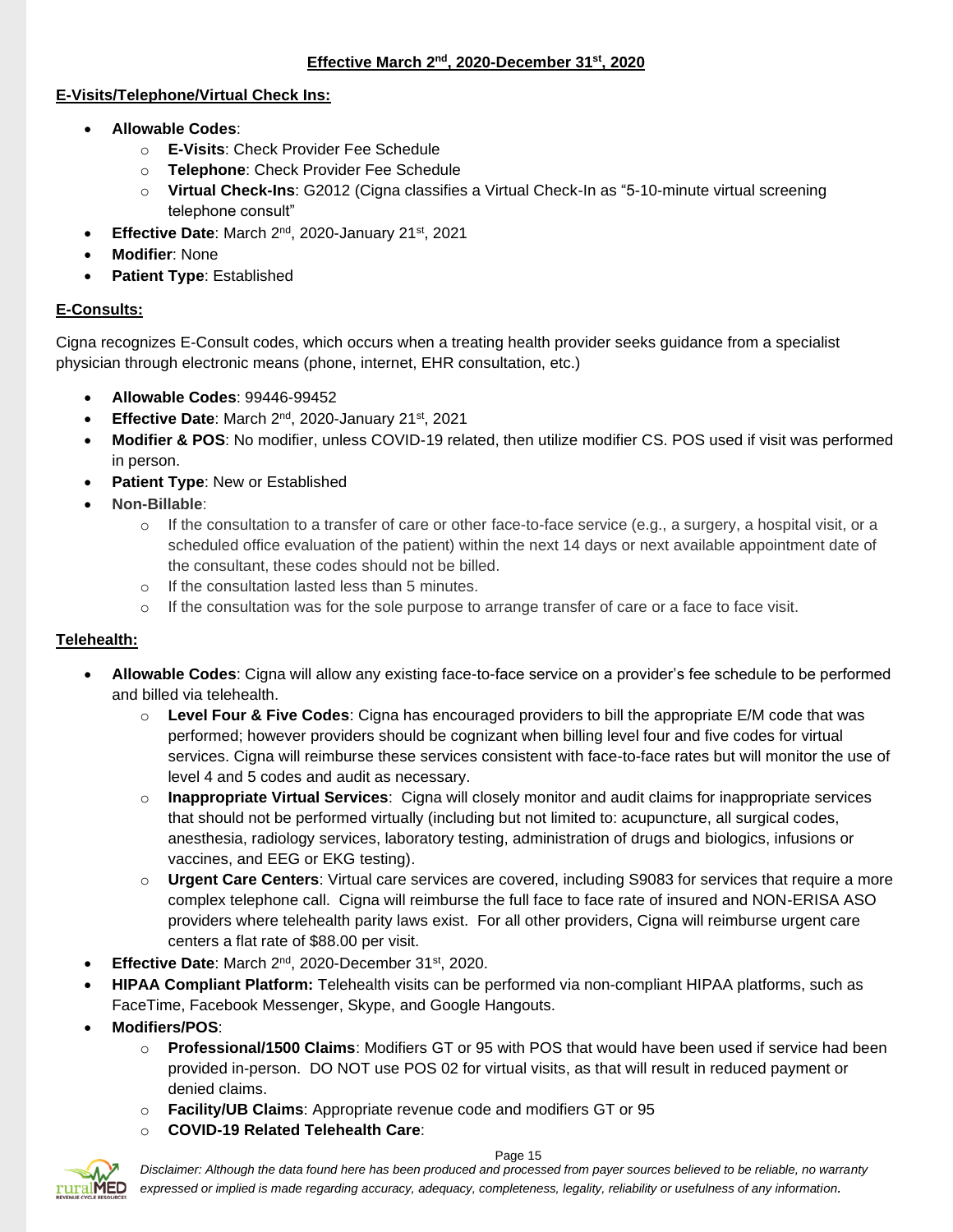**Effective March 2nd, 2020-December 31st, 2020**

**E-Visits/Telephone/Virtual Check Ins:**

- **Allowable Codes**:
  - **E-Visits**: Check Provider Fee Schedule
  - **Telephone**: Check Provider Fee Schedule
  - **Virtual Check-Ins**: G2012 (Cigna classifies a Virtual Check-In as "5-10-minute virtual screening telephone consult"
- **Effective Date**: March 2nd, 2020-January 21st, 2021
- **Modifier**: None
- **Patient Type**: Established

**E-Consults:**

Cigna recognizes E-Consult codes, which occurs when a treating health provider seeks guidance from a specialist physician through electronic means (phone, internet, EHR consultation, etc.)

- **Allowable Codes**: 99446-99452
- **Effective Date**: March 2nd, 2020-January 21st, 2021
- **Modifier & POS**: No modifier, unless COVID-19 related, then utilize modifier CS. POS used if visit was performed in person.
- **Patient Type**: New or Established
- **Non-Billable**:
  - If the consultation to a transfer of care or other face-to-face service (e.g., a surgery, a hospital visit, or a scheduled office evaluation of the patient) within the next 14 days or next available appointment date of the consultant, these codes should not be billed.
  - If the consultation lasted less than 5 minutes.
  - If the consultation was for the sole purpose to arrange transfer of care or a face to face visit.

**Telehealth:**

- **Allowable Codes**: Cigna will allow any existing face-to-face service on a provider's fee schedule to be performed and billed via telehealth.
  - **Level Four & Five Codes**: Cigna has encouraged providers to bill the appropriate E/M code that was performed; however providers should be cognizant when billing level four and five codes for virtual services. Cigna will reimburse these services consistent with face-to-face rates but will monitor the use of level 4 and 5 codes and audit as necessary.
  - **Inappropriate Virtual Services**: Cigna will closely monitor and audit claims for inappropriate services that should not be performed virtually (including but not limited to: acupuncture, all surgical codes, anesthesia, radiology services, laboratory testing, administration of drugs and biologics, infusions or vaccines, and EEG or EKG testing).
  - **Urgent Care Centers**: Virtual care services are covered, including S9083 for services that require a more complex telephone call. Cigna will reimburse the full face to face rate of insured and NON-ERISA ASO providers where telehealth parity laws exist. For all other providers, Cigna will reimburse urgent care centers a flat rate of $88.00 per visit.
- **Effective Date**: March 2nd, 2020-December 31st, 2020.
- **HIPAA Compliant Platform:** Telehealth visits can be performed via non-compliant HIPAA platforms, such as FaceTime, Facebook Messenger, Skype, and Google Hangouts.
- **Modifiers/POS**:
  - **Professional/1500 Claims**: Modifiers GT or 95 with POS that would have been used if service had been provided in-person. DO NOT use POS 02 for virtual visits, as that will result in reduced payment or denied claims.
  - **Facility/UB Claims**: Appropriate revenue code and modifiers GT or 95
  - **COVID-19 Related Telehealth Care**:

*Disclaimer: Although the data found here has been produced and processed from payer sources believed to be reliable, no warranty expressed or implied is made regarding accuracy, adequacy, completeness, legality, reliability or usefulness of any information.*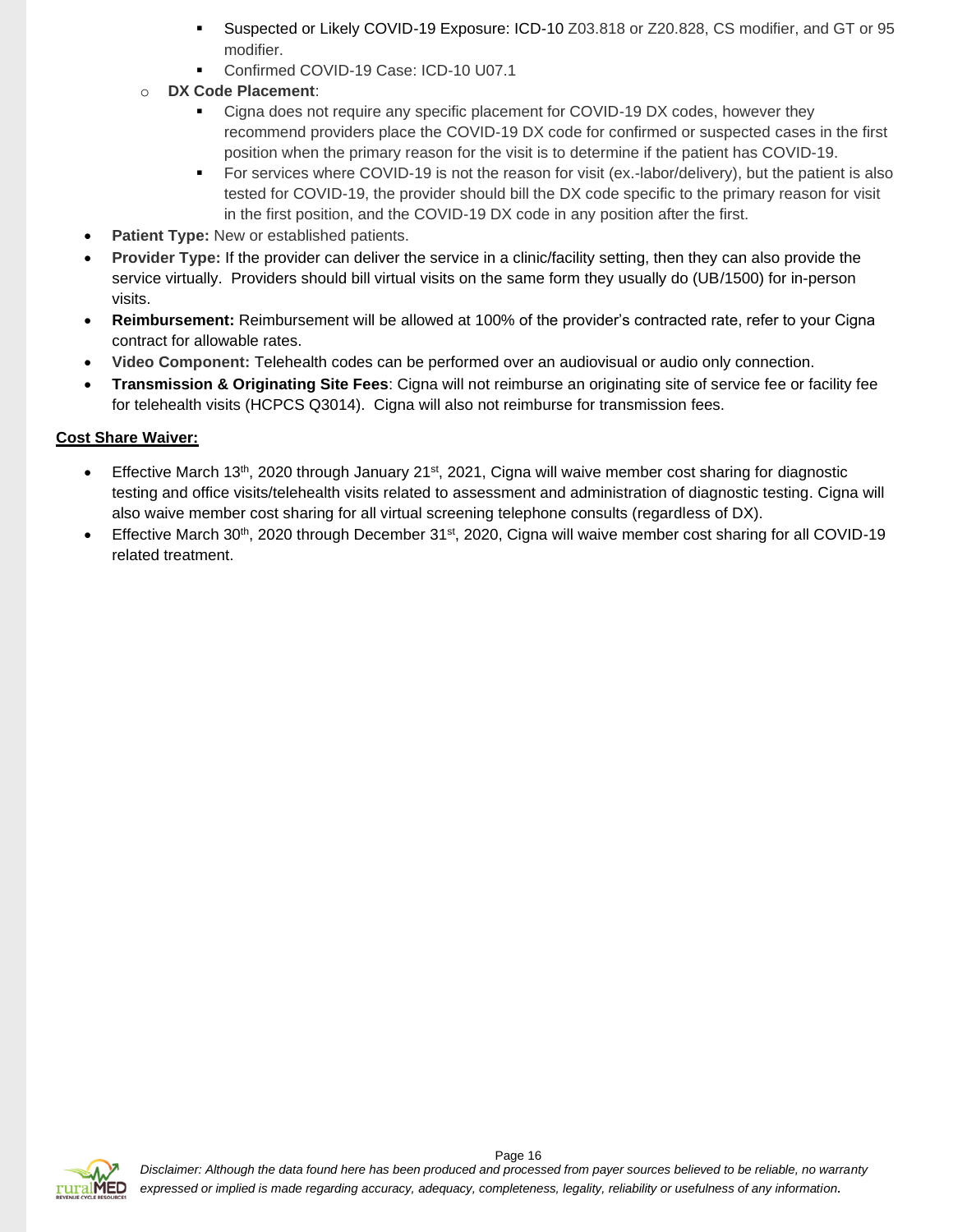- Suspected or Likely COVID-19 Exposure: ICD-10 Z03.818 or Z20.828, CS modifier, and GT or 95 modifier.
    - Confirmed COVID-19 Case: ICD-10 U07.1
  - **DX Code Placement**:
    - Cigna does not require any specific placement for COVID-19 DX codes, however they recommend providers place the COVID-19 DX code for confirmed or suspected cases in the first position when the primary reason for the visit is to determine if the patient has COVID-19.
    - For services where COVID-19 is not the reason for visit (ex.-labor/delivery), but the patient is also tested for COVID-19, the provider should bill the DX code specific to the primary reason for visit in the first position, and the COVID-19 DX code in any position after the first.
- **Patient Type:** New or established patients.
- **Provider Type:** If the provider can deliver the service in a clinic/facility setting, then they can also provide the service virtually. Providers should bill virtual visits on the same form they usually do (UB/1500) for in-person visits.
- **Reimbursement:** Reimbursement will be allowed at 100% of the provider's contracted rate, refer to your Cigna contract for allowable rates.
- **Video Component:** Telehealth codes can be performed over an audiovisual or audio only connection.
- **Transmission & Originating Site Fees**: Cigna will not reimburse an originating site of service fee or facility fee for telehealth visits (HCPCS Q3014). Cigna will also not reimburse for transmission fees.

**<u>Cost Share Waiver:</u>**

- Effective March 13th, 2020 through January 21st, 2021, Cigna will waive member cost sharing for diagnostic testing and office visits/telehealth visits related to assessment and administration of diagnostic testing. Cigna will also waive member cost sharing for all virtual screening telephone consults (regardless of DX).
- Effective March 30th, 2020 through December 31st, 2020, Cigna will waive member cost sharing for all COVID-19 related treatment.

*Disclaimer: Although the data found here has been produced and processed from payer sources believed to be reliable, no warranty expressed or implied is made regarding accuracy, adequacy, completeness, legality, reliability or usefulness of any information.*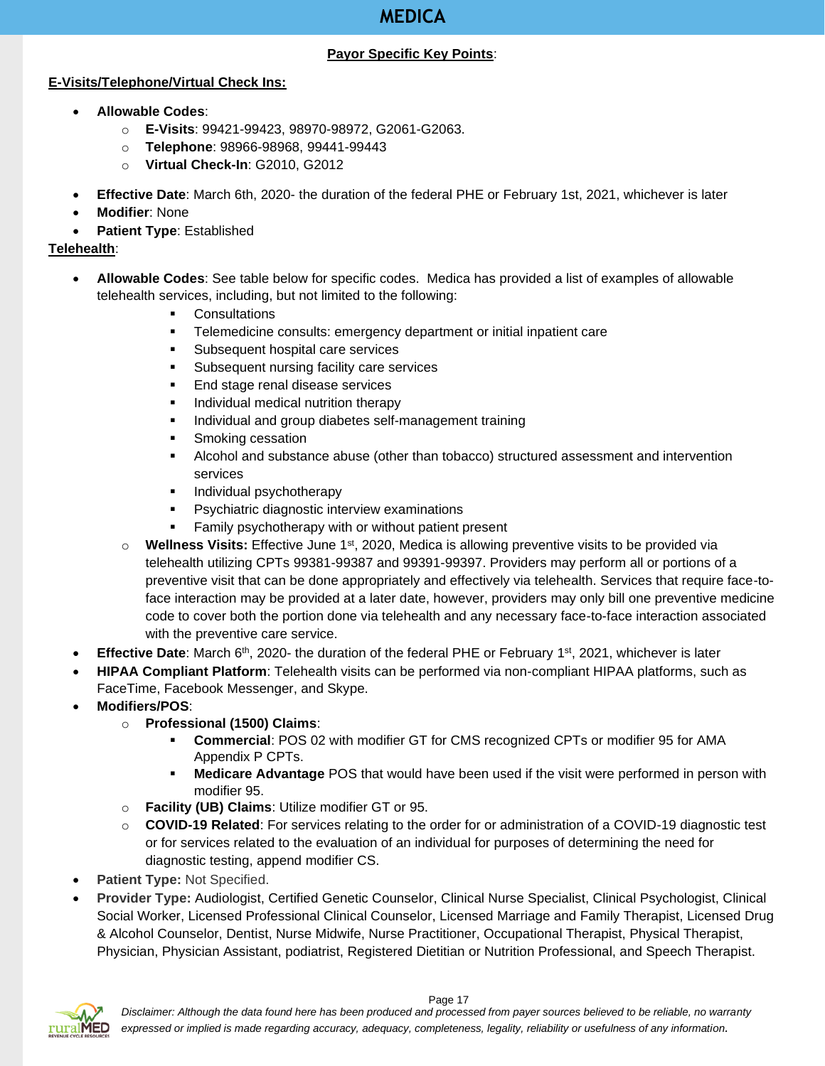# MEDICA

**Payor Specific Key Points**:

**E-Visits/Telephone/Virtual Check Ins:**

- **Allowable Codes**:
  - **E-Visits**: 99421-99423, 98970-98972, G2061-G2063.
  - **Telephone**: 98966-98968, 99441-99443
  - **Virtual Check-In**: G2010, G2012
- **Effective Date**: March 6th, 2020- the duration of the federal PHE or February 1st, 2021, whichever is later
- **Modifier**: None
- **Patient Type**: Established

**Telehealth**:

- **Allowable Codes**: See table below for specific codes. Medica has provided a list of examples of allowable telehealth services, including, but not limited to the following:
  - Consultations
  - Telemedicine consults: emergency department or initial inpatient care
  - Subsequent hospital care services
  - Subsequent nursing facility care services
  - End stage renal disease services
  - Individual medical nutrition therapy
  - Individual and group diabetes self-management training
  - Smoking cessation
  - Alcohol and substance abuse (other than tobacco) structured assessment and intervention services
  - Individual psychotherapy
  - Psychiatric diagnostic interview examinations
  - Family psychotherapy with or without patient present
  - **Wellness Visits:** Effective June 1st, 2020, Medica is allowing preventive visits to be provided via telehealth utilizing CPTs 99381-99387 and 99391-99397. Providers may perform all or portions of a preventive visit that can be done appropriately and effectively via telehealth. Services that require face-to-face interaction may be provided at a later date, however, providers may only bill one preventive medicine code to cover both the portion done via telehealth and any necessary face-to-face interaction associated with the preventive care service.
- **Effective Date**: March 6th, 2020- the duration of the federal PHE or February 1st, 2021, whichever is later
- **HIPAA Compliant Platform**: Telehealth visits can be performed via non-compliant HIPAA platforms, such as FaceTime, Facebook Messenger, and Skype.
- **Modifiers/POS**:
  - **Professional (1500) Claims**:
    - **Commercial**: POS 02 with modifier GT for CMS recognized CPTs or modifier 95 for AMA Appendix P CPTs.
    - **Medicare Advantage** POS that would have been used if the visit were performed in person with modifier 95.
  - **Facility (UB) Claims**: Utilize modifier GT or 95.
  - **COVID-19 Related**: For services relating to the order for or administration of a COVID-19 diagnostic test or for services related to the evaluation of an individual for purposes of determining the need for diagnostic testing, append modifier CS.
- **Patient Type:** Not Specified.
- **Provider Type:** Audiologist, Certified Genetic Counselor, Clinical Nurse Specialist, Clinical Psychologist, Clinical Social Worker, Licensed Professional Clinical Counselor, Licensed Marriage and Family Therapist, Licensed Drug & Alcohol Counselor, Dentist, Nurse Midwife, Nurse Practitioner, Occupational Therapist, Physical Therapist, Physician, Physician Assistant, podiatrist, Registered Dietitian or Nutrition Professional, and Speech Therapist.

*Disclaimer: Although the data found here has been produced and processed from payer sources believed to be reliable, no warranty expressed or implied is made regarding accuracy, adequacy, completeness, legality, reliability or usefulness of any information.*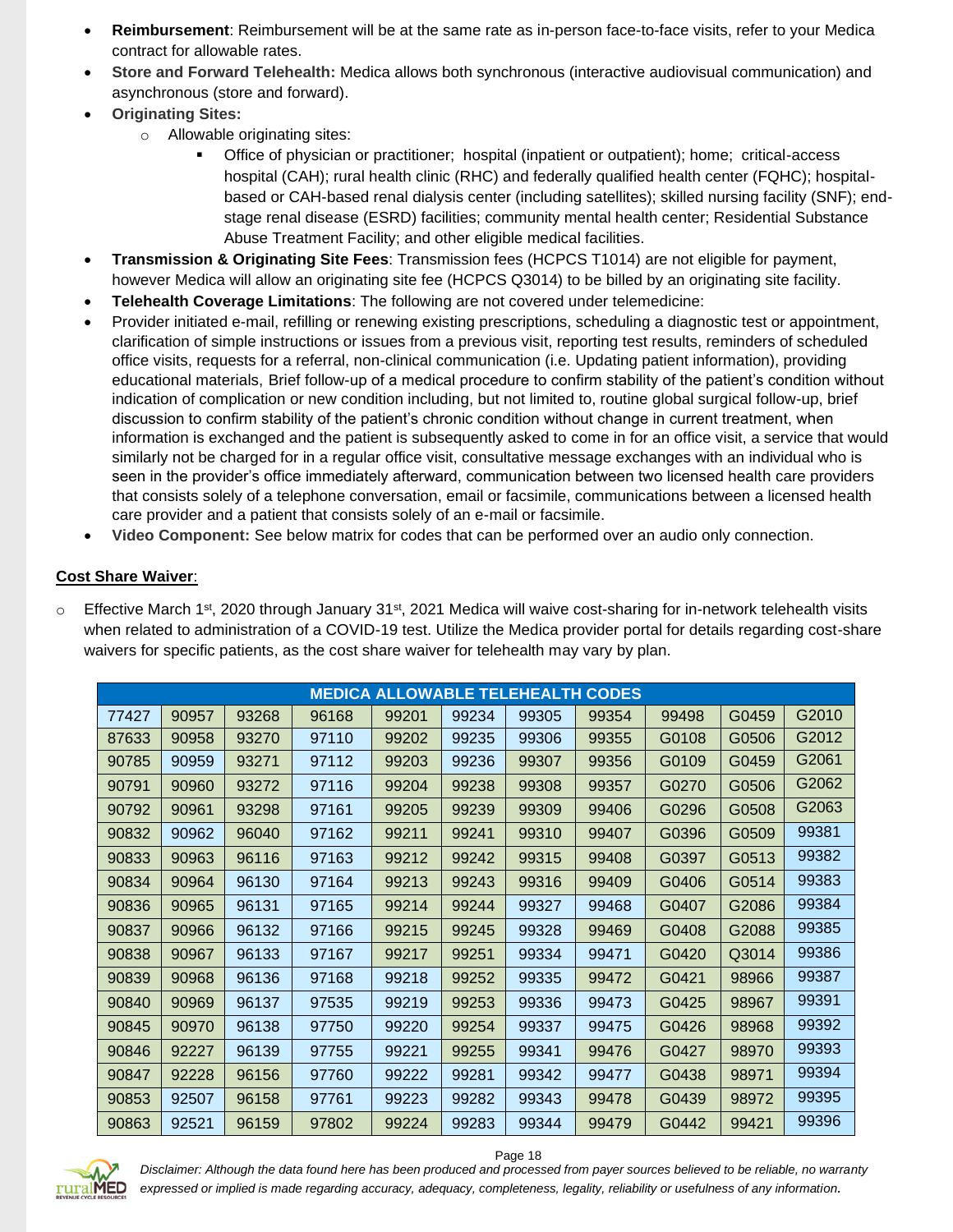- **Reimbursement**: Reimbursement will be at the same rate as in-person face-to-face visits, refer to your Medica contract for allowable rates.
- **Store and Forward Telehealth:** Medica allows both synchronous (interactive audiovisual communication) and asynchronous (store and forward).
- **Originating Sites:**
  - Allowable originating sites:
    - Office of physician or practitioner; hospital (inpatient or outpatient); home; critical-access hospital (CAH); rural health clinic (RHC) and federally qualified health center (FQHC); hospital-based or CAH-based renal dialysis center (including satellites); skilled nursing facility (SNF); end-stage renal disease (ESRD) facilities; community mental health center; Residential Substance Abuse Treatment Facility; and other eligible medical facilities.
- **Transmission & Originating Site Fees**: Transmission fees (HCPCS T1014) are not eligible for payment, however Medica will allow an originating site fee (HCPCS Q3014) to be billed by an originating site facility.
- **Telehealth Coverage Limitations**: The following are not covered under telemedicine:
- Provider initiated e-mail, refilling or renewing existing prescriptions, scheduling a diagnostic test or appointment, clarification of simple instructions or issues from a previous visit, reporting test results, reminders of scheduled office visits, requests for a referral, non-clinical communication (i.e. Updating patient information), providing educational materials, Brief follow-up of a medical procedure to confirm stability of the patient's condition without indication of complication or new condition including, but not limited to, routine global surgical follow-up, brief discussion to confirm stability of the patient's chronic condition without change in current treatment, when information is exchanged and the patient is subsequently asked to come in for an office visit, a service that would similarly not be charged for in a regular office visit, consultative message exchanges with an individual who is seen in the provider's office immediately afterward, communication between two licensed health care providers that consists solely of a telephone conversation, email or facsimile, communications between a licensed health care provider and a patient that consists solely of an e-mail or facsimile.
- **Video Component:** See below matrix for codes that can be performed over an audio only connection.

**Cost Share Waiver**:

- Effective March 1st, 2020 through January 31st, 2021 Medica will waive cost-sharing for in-network telehealth visits when related to administration of a COVID-19 test. Utilize the Medica provider portal for details regarding cost-share waivers for specific patients, as the cost share waiver for telehealth may vary by plan.

| MEDICA ALLOWABLE TELEHEALTH CODES | | | | | | | | | | |
|---|---|---|---|---|---|---|---|---|---|---|
| 77427 | 90957 | 93268 | 96168 | 99201 | 99234 | 99305 | 99354 | 99498 | G0459 | G2010 |
| 87633 | 90958 | 93270 | 97110 | 99202 | 99235 | 99306 | 99355 | G0108 | G0506 | G2012 |
| 90785 | 90959 | 93271 | 97112 | 99203 | 99236 | 99307 | 99356 | G0109 | G0459 | G2061 |
| 90791 | 90960 | 93272 | 97116 | 99204 | 99238 | 99308 | 99357 | G0270 | G0506 | G2062 |
| 90792 | 90961 | 93298 | 97161 | 99205 | 99239 | 99309 | 99406 | G0296 | G0508 | G2063 |
| 90832 | 90962 | 96040 | 97162 | 99211 | 99241 | 99310 | 99407 | G0396 | G0509 | 99381 |
| 90833 | 90963 | 96116 | 97163 | 99212 | 99242 | 99315 | 99408 | G0397 | G0513 | 99382 |
| 90834 | 90964 | 96130 | 97164 | 99213 | 99243 | 99316 | 99409 | G0406 | G0514 | 99383 |
| 90836 | 90965 | 96131 | 97165 | 99214 | 99244 | 99327 | 99468 | G0407 | G2086 | 99384 |
| 90837 | 90966 | 96132 | 97166 | 99215 | 99245 | 99328 | 99469 | G0408 | G2088 | 99385 |
| 90838 | 90967 | 96133 | 97167 | 99217 | 99251 | 99334 | 99471 | G0420 | Q3014 | 99386 |
| 90839 | 90968 | 96136 | 97168 | 99218 | 99252 | 99335 | 99472 | G0421 | 98966 | 99387 |
| 90840 | 90969 | 96137 | 97535 | 99219 | 99253 | 99336 | 99473 | G0425 | 98967 | 99391 |
| 90845 | 90970 | 96138 | 97750 | 99220 | 99254 | 99337 | 99475 | G0426 | 98968 | 99392 |
| 90846 | 92227 | 96139 | 97755 | 99221 | 99255 | 99341 | 99476 | G0427 | 98970 | 99393 |
| 90847 | 92228 | 96156 | 97760 | 99222 | 99281 | 99342 | 99477 | G0438 | 98971 | 99394 |
| 90853 | 92507 | 96158 | 97761 | 99223 | 99282 | 99343 | 99478 | G0439 | 98972 | 99395 |
| 90863 | 92521 | 96159 | 97802 | 99224 | 99283 | 99344 | 99479 | G0442 | 99421 | 99396 |

*Disclaimer: Although the data found here has been produced and processed from payer sources believed to be reliable, no warranty expressed or implied is made regarding accuracy, adequacy, completeness, legality, reliability or usefulness of any information.*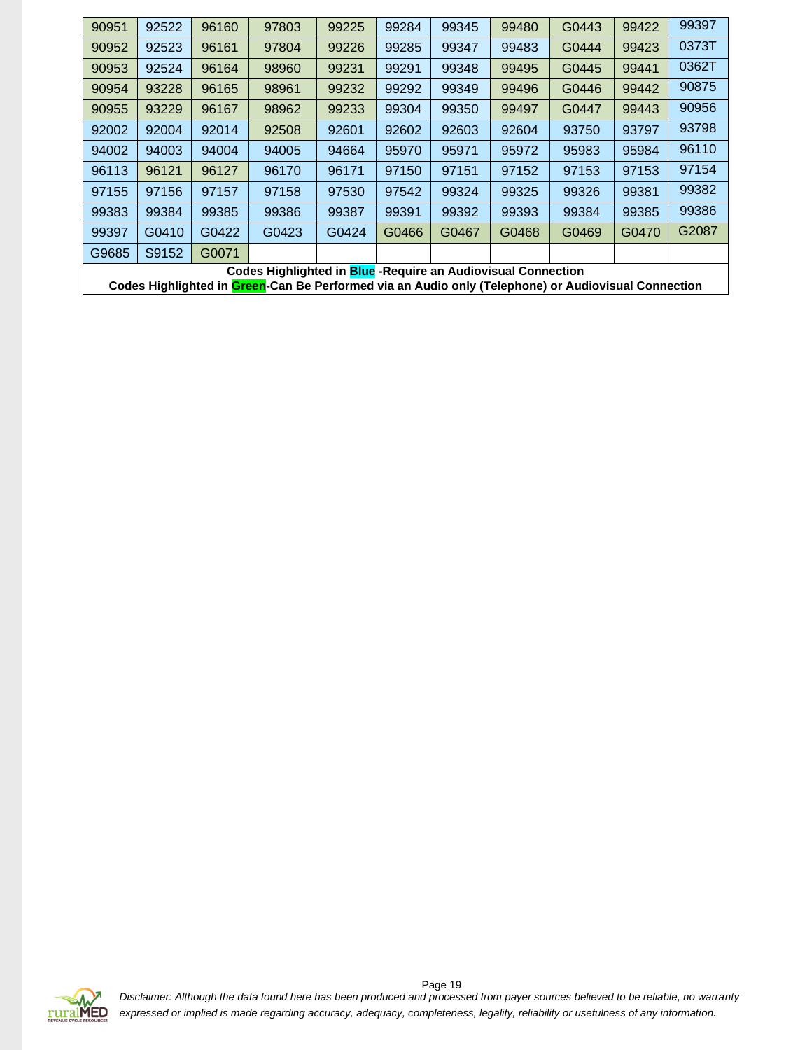| 90951 | 92522 | 96160 | 97803 | 99225 | 99284 | 99345 | 99480 | G0443 | 99422 | 99397 |
|---|---|---|---|---|---|---|---|---|---|---|
| 90952 | 92523 | 96161 | 97804 | 99226 | 99285 | 99347 | 99483 | G0444 | 99423 | 0373T |
| 90953 | 92524 | 96164 | 98960 | 99231 | 99291 | 99348 | 99495 | G0445 | 99441 | 0362T |
| 90954 | 93228 | 96165 | 98961 | 99232 | 99292 | 99349 | 99496 | G0446 | 99442 | 90875 |
| 90955 | 93229 | 96167 | 98962 | 99233 | 99304 | 99350 | 99497 | G0447 | 99443 | 90956 |
| 92002 | 92004 | 92014 | 92508 | 92601 | 92602 | 92603 | 92604 | 93750 | 93797 | 93798 |
| 94002 | 94003 | 94004 | 94005 | 94664 | 95970 | 95971 | 95972 | 95983 | 95984 | 96110 |
| 96113 | 96121 | 96127 | 96170 | 96171 | 97150 | 97151 | 97152 | 97153 | 97153 | 97154 |
| 97155 | 97156 | 97157 | 97158 | 97530 | 97542 | 99324 | 99325 | 99326 | 99381 | 99382 |
| 99383 | 99384 | 99385 | 99386 | 99387 | 99391 | 99392 | 99393 | 99384 | 99385 | 99386 |
| 99397 | G0410 | G0422 | G0423 | G0424 | G0466 | G0467 | G0468 | G0469 | G0470 | G2087 |
| G9685 | S9152 | G0071 | | | | | | | | |

**Codes Highlighted in Blue -Require an Audiovisual Connection**

**Codes Highlighted in Green-Can Be Performed via an Audio only (Telephone) or Audiovisual Connection**

*Disclaimer: Although the data found here has been produced and processed from payer sources believed to be reliable, no warranty expressed or implied is made regarding accuracy, adequacy, completeness, legality, reliability or usefulness of any information.*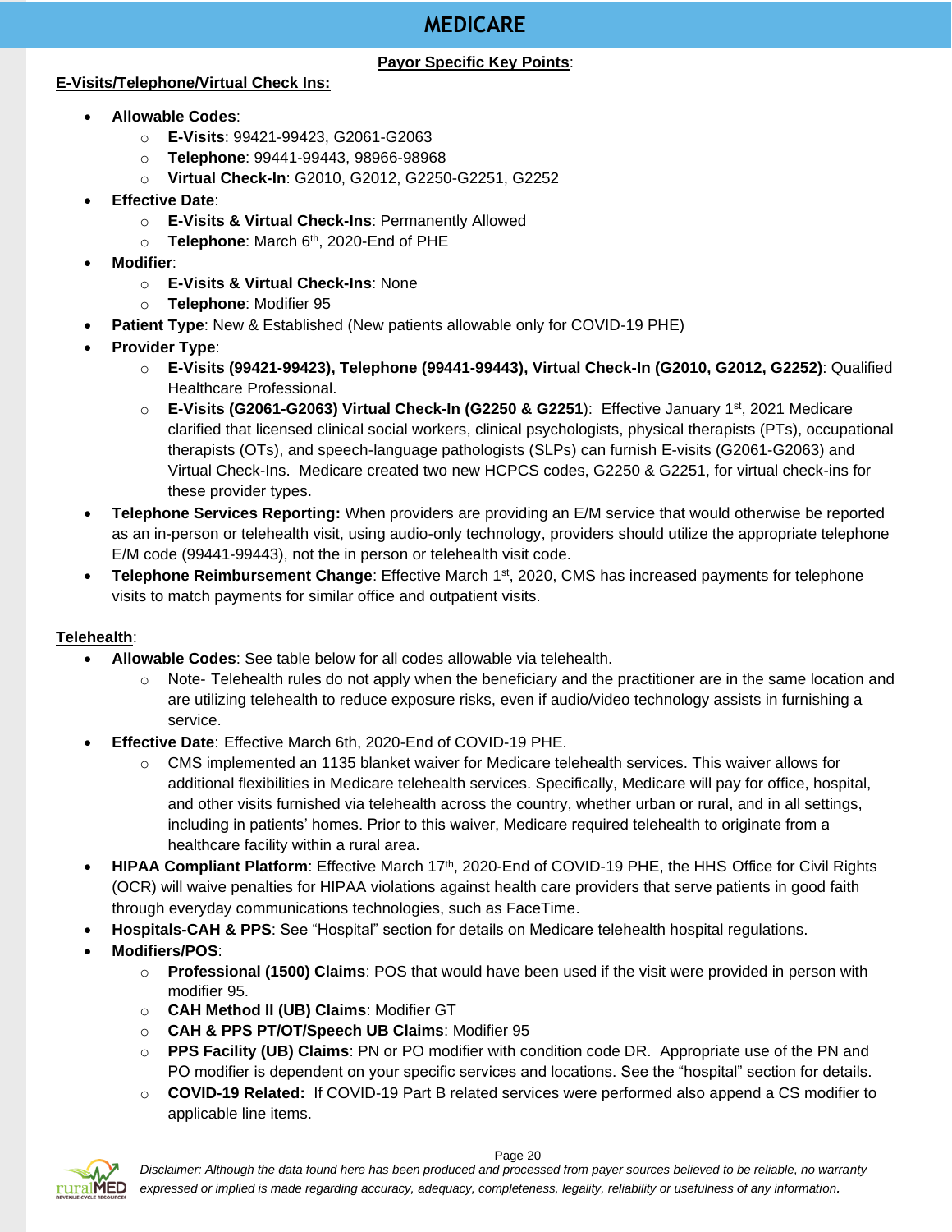# MEDICARE

**Payor Specific Key Points**:

**E-Visits/Telephone/Virtual Check Ins:**

- **Allowable Codes**:
  - **E-Visits**: 99421-99423, G2061-G2063
  - **Telephone**: 99441-99443, 98966-98968
  - **Virtual Check-In**: G2010, G2012, G2250-G2251, G2252
- **Effective Date**:
  - **E-Visits & Virtual Check-Ins**: Permanently Allowed
  - **Telephone**: March 6th, 2020-End of PHE
- **Modifier**:
  - **E-Visits & Virtual Check-Ins**: None
  - **Telephone**: Modifier 95
- **Patient Type**: New & Established (New patients allowable only for COVID-19 PHE)
- **Provider Type**:
  - **E-Visits (99421-99423), Telephone (99441-99443), Virtual Check-In (G2010, G2012, G2252)**: Qualified Healthcare Professional.
  - **E-Visits (G2061-G2063) Virtual Check-In (G2250 & G2251)**: Effective January 1st, 2021 Medicare clarified that licensed clinical social workers, clinical psychologists, physical therapists (PTs), occupational therapists (OTs), and speech-language pathologists (SLPs) can furnish E-visits (G2061-G2063) and Virtual Check-Ins. Medicare created two new HCPCS codes, G2250 & G2251, for virtual check-ins for these provider types.
- **Telephone Services Reporting:** When providers are providing an E/M service that would otherwise be reported as an in-person or telehealth visit, using audio-only technology, providers should utilize the appropriate telephone E/M code (99441-99443), not the in person or telehealth visit code.
- **Telephone Reimbursement Change**: Effective March 1st, 2020, CMS has increased payments for telephone visits to match payments for similar office and outpatient visits.

**Telehealth**:

- **Allowable Codes**: See table below for all codes allowable via telehealth.
  - Note- Telehealth rules do not apply when the beneficiary and the practitioner are in the same location and are utilizing telehealth to reduce exposure risks, even if audio/video technology assists in furnishing a service.
- **Effective Date**: Effective March 6th, 2020-End of COVID-19 PHE.
  - CMS implemented an 1135 blanket waiver for Medicare telehealth services. This waiver allows for additional flexibilities in Medicare telehealth services. Specifically, Medicare will pay for office, hospital, and other visits furnished via telehealth across the country, whether urban or rural, and in all settings, including in patients' homes. Prior to this waiver, Medicare required telehealth to originate from a healthcare facility within a rural area.
- **HIPAA Compliant Platform**: Effective March 17th, 2020-End of COVID-19 PHE, the HHS Office for Civil Rights (OCR) will waive penalties for HIPAA violations against health care providers that serve patients in good faith through everyday communications technologies, such as FaceTime.
- **Hospitals-CAH & PPS**: See "Hospital" section for details on Medicare telehealth hospital regulations.
- **Modifiers/POS**:
  - **Professional (1500) Claims**: POS that would have been used if the visit were provided in person with modifier 95.
  - **CAH Method II (UB) Claims**: Modifier GT
  - **CAH & PPS PT/OT/Speech UB Claims**: Modifier 95
  - **PPS Facility (UB) Claims**: PN or PO modifier with condition code DR. Appropriate use of the PN and PO modifier is dependent on your specific services and locations. See the "hospital" section for details.
  - **COVID-19 Related:** If COVID-19 Part B related services were performed also append a CS modifier to applicable line items.

*Disclaimer: Although the data found here has been produced and processed from payer sources believed to be reliable, no warranty expressed or implied is made regarding accuracy, adequacy, completeness, legality, reliability or usefulness of any information.*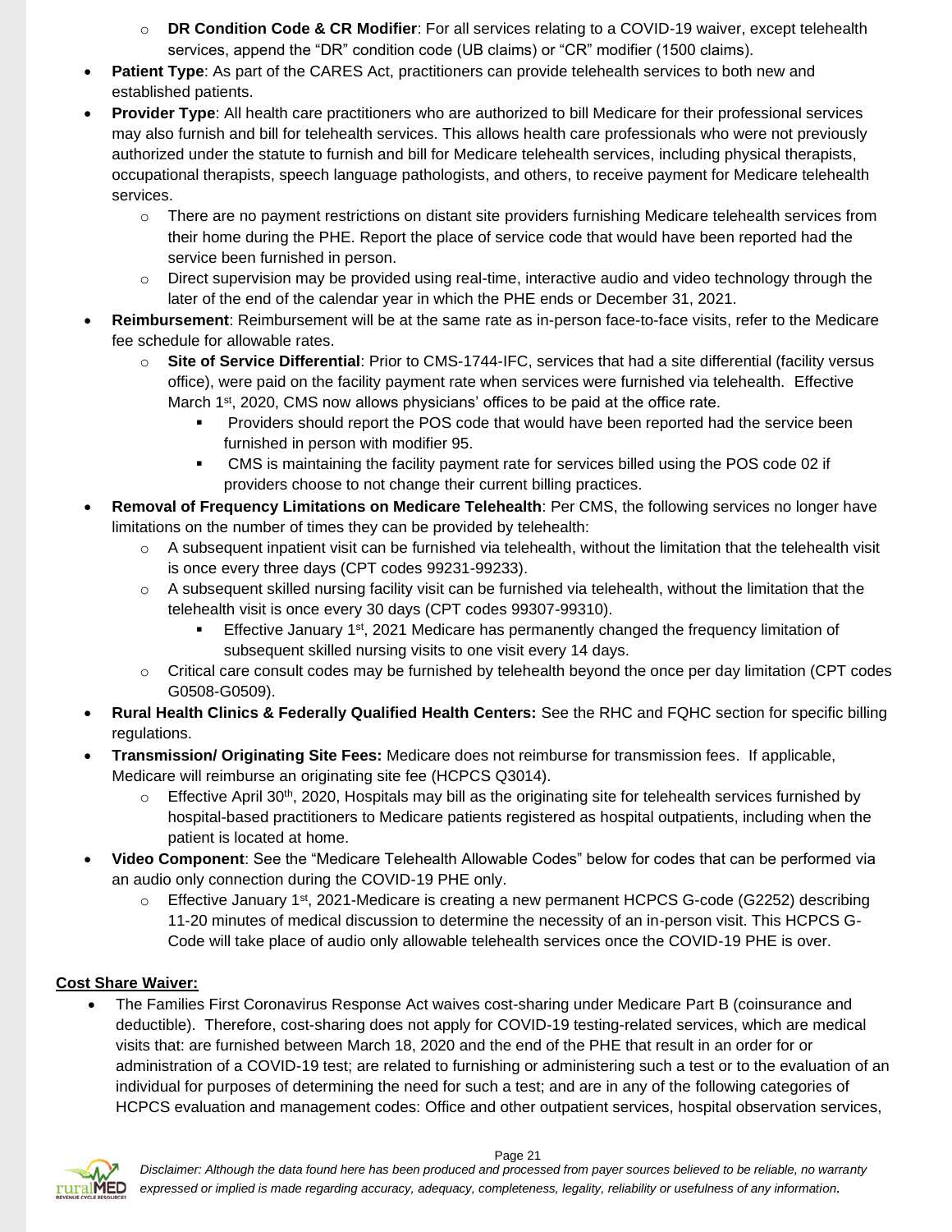- **DR Condition Code & CR Modifier**: For all services relating to a COVID-19 waiver, except telehealth services, append the "DR" condition code (UB claims) or "CR" modifier (1500 claims).

- **Patient Type**: As part of the CARES Act, practitioners can provide telehealth services to both new and established patients.
- **Provider Type**: All health care practitioners who are authorized to bill Medicare for their professional services may also furnish and bill for telehealth services. This allows health care professionals who were not previously authorized under the statute to furnish and bill for Medicare telehealth services, including physical therapists, occupational therapists, speech language pathologists, and others, to receive payment for Medicare telehealth services.
  - There are no payment restrictions on distant site providers furnishing Medicare telehealth services from their home during the PHE. Report the place of service code that would have been reported had the service been furnished in person.
  - Direct supervision may be provided using real-time, interactive audio and video technology through the later of the end of the calendar year in which the PHE ends or December 31, 2021.
- **Reimbursement**: Reimbursement will be at the same rate as in-person face-to-face visits, refer to the Medicare fee schedule for allowable rates.
  - **Site of Service Differential**: Prior to CMS-1744-IFC, services that had a site differential (facility versus office), were paid on the facility payment rate when services were furnished via telehealth. Effective March 1st, 2020, CMS now allows physicians' offices to be paid at the office rate.
    - Providers should report the POS code that would have been reported had the service been furnished in person with modifier 95.
    - CMS is maintaining the facility payment rate for services billed using the POS code 02 if providers choose to not change their current billing practices.
- **Removal of Frequency Limitations on Medicare Telehealth**: Per CMS, the following services no longer have limitations on the number of times they can be provided by telehealth:
  - A subsequent inpatient visit can be furnished via telehealth, without the limitation that the telehealth visit is once every three days (CPT codes 99231-99233).
  - A subsequent skilled nursing facility visit can be furnished via telehealth, without the limitation that the telehealth visit is once every 30 days (CPT codes 99307-99310).
    - Effective January 1st, 2021 Medicare has permanently changed the frequency limitation of subsequent skilled nursing visits to one visit every 14 days.
  - Critical care consult codes may be furnished by telehealth beyond the once per day limitation (CPT codes G0508-G0509).
- **Rural Health Clinics & Federally Qualified Health Centers:** See the RHC and FQHC section for specific billing regulations.
- **Transmission/ Originating Site Fees:** Medicare does not reimburse for transmission fees. If applicable, Medicare will reimburse an originating site fee (HCPCS Q3014).
  - Effective April 30th, 2020, Hospitals may bill as the originating site for telehealth services furnished by hospital-based practitioners to Medicare patients registered as hospital outpatients, including when the patient is located at home.
- **Video Component**: See the "Medicare Telehealth Allowable Codes" below for codes that can be performed via an audio only connection during the COVID-19 PHE only.
  - Effective January 1st, 2021-Medicare is creating a new permanent HCPCS G-code (G2252) describing 11-20 minutes of medical discussion to determine the necessity of an in-person visit. This HCPCS G-Code will take place of audio only allowable telehealth services once the COVID-19 PHE is over.

**Cost Share Waiver:**

- The Families First Coronavirus Response Act waives cost-sharing under Medicare Part B (coinsurance and deductible). Therefore, cost-sharing does not apply for COVID-19 testing-related services, which are medical visits that: are furnished between March 18, 2020 and the end of the PHE that result in an order for or administration of a COVID-19 test; are related to furnishing or administering such a test or to the evaluation of an individual for purposes of determining the need for such a test; and are in any of the following categories of HCPCS evaluation and management codes: Office and other outpatient services, hospital observation services,

*Disclaimer: Although the data found here has been produced and processed from payer sources believed to be reliable, no warranty expressed or implied is made regarding accuracy, adequacy, completeness, legality, reliability or usefulness of any information.*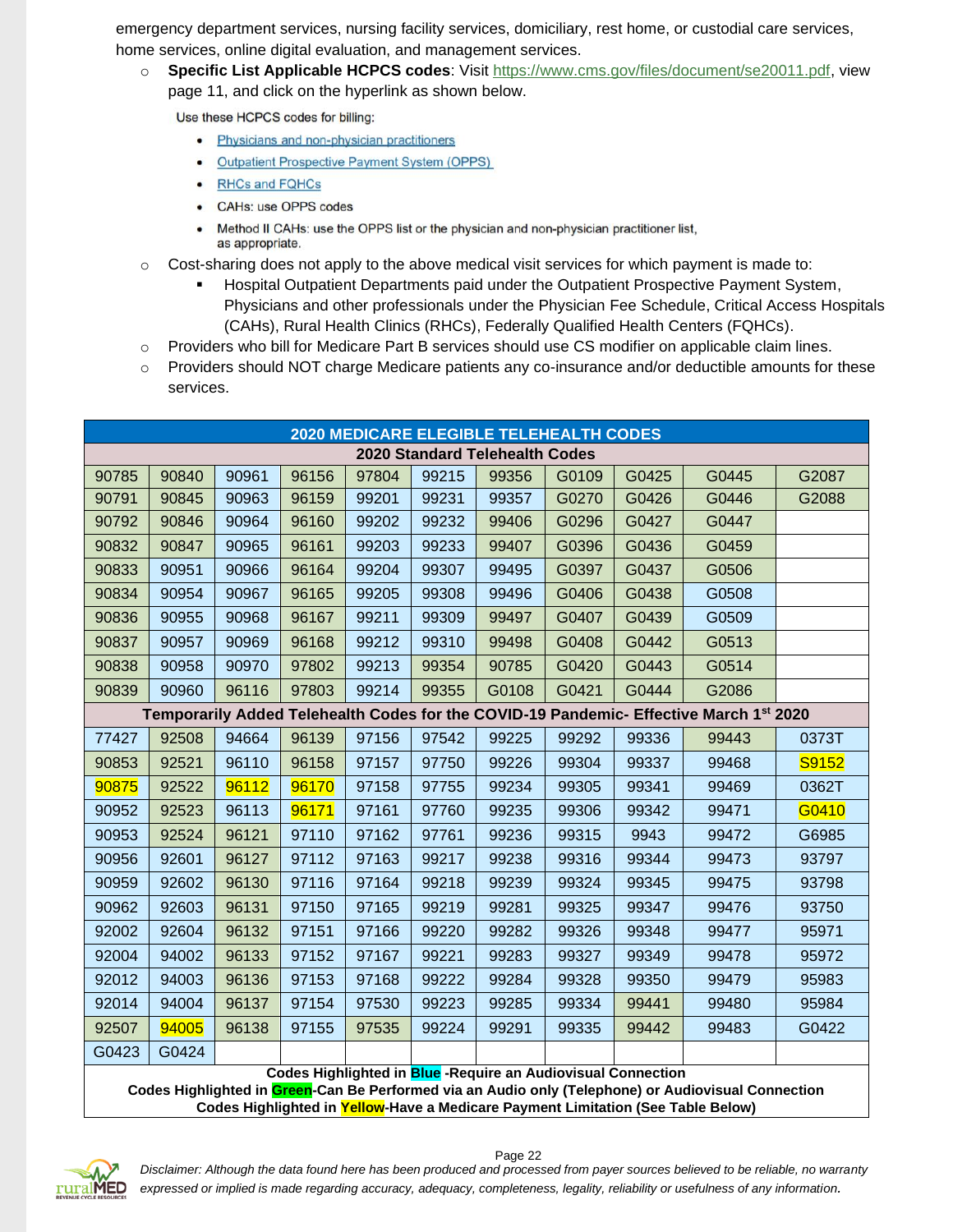emergency department services, nursing facility services, domiciliary, rest home, or custodial care services, home services, online digital evaluation, and management services.

- **Specific List Applicable HCPCS codes**: Visit https://www.cms.gov/files/document/se20011.pdf, view page 11, and click on the hyperlink as shown below.

  Use these HCPCS codes for billing:

  - Physicians and non-physician practitioners
  - Outpatient Prospective Payment System (OPPS)
  - RHCs and FQHCs
  - CAHs: use OPPS codes
  - Method II CAHs: use the OPPS list or the physician and non-physician practitioner list, as appropriate.

- Cost-sharing does not apply to the above medical visit services for which payment is made to:
  - Hospital Outpatient Departments paid under the Outpatient Prospective Payment System, Physicians and other professionals under the Physician Fee Schedule, Critical Access Hospitals (CAHs), Rural Health Clinics (RHCs), Federally Qualified Health Centers (FQHCs).
- Providers who bill for Medicare Part B services should use CS modifier on applicable claim lines.
- Providers should NOT charge Medicare patients any co-insurance and/or deductible amounts for these services.

| 2020 MEDICARE ELEGIBLE TELEHEALTH CODES | | | | | | | | | | |
|---|---|---|---|---|---|---|---|---|---|---|
| **2020 Standard Telehealth Codes** | | | | | | | | | | |
| 90785 | 90840 | 90961 | 96156 | 97804 | 99215 | 99356 | G0109 | G0425 | G0445 | G2087 |
| 90791 | 90845 | 90963 | 96159 | 99201 | 99231 | 99357 | G0270 | G0426 | G0446 | G2088 |
| 90792 | 90846 | 90964 | 96160 | 99202 | 99232 | 99406 | G0296 | G0427 | G0447 | |
| 90832 | 90847 | 90965 | 96161 | 99203 | 99233 | 99407 | G0396 | G0436 | G0459 | |
| 90833 | 90951 | 90966 | 96164 | 99204 | 99307 | 99495 | G0397 | G0437 | G0506 | |
| 90834 | 90954 | 90967 | 96165 | 99205 | 99308 | 99496 | G0406 | G0438 | G0508 | |
| 90836 | 90955 | 90968 | 96167 | 99211 | 99309 | 99497 | G0407 | G0439 | G0509 | |
| 90837 | 90957 | 90969 | 96168 | 99212 | 99310 | 99498 | G0408 | G0442 | G0513 | |
| 90838 | 90958 | 90970 | 97802 | 99213 | 99354 | 90785 | G0420 | G0443 | G0514 | |
| 90839 | 90960 | 96116 | 97803 | 99214 | 99355 | G0108 | G0421 | G0444 | G2086 | |
| **Temporarily Added Telehealth Codes for the COVID-19 Pandemic- Effective March 1st 2020** | | | | | | | | | | |
| 77427 | 92508 | 94664 | 96139 | 97156 | 97542 | 99225 | 99292 | 99336 | 99443 | 0373T |
| 90853 | 92521 | 96110 | 96158 | 97157 | 97750 | 99226 | 99304 | 99337 | 99468 | S9152 |
| 90875 | 92522 | 96112 | 96170 | 97158 | 97755 | 99234 | 99305 | 99341 | 99469 | 0362T |
| 90952 | 92523 | 96113 | 96171 | 97161 | 97760 | 99235 | 99306 | 99342 | 99471 | G0410 |
| 90953 | 92524 | 96121 | 97110 | 97162 | 97761 | 99236 | 99315 | 9943 | 99472 | G6985 |
| 90956 | 92601 | 96127 | 97112 | 97163 | 99217 | 99238 | 99316 | 99344 | 99473 | 93797 |
| 90959 | 92602 | 96130 | 97116 | 97164 | 99218 | 99239 | 99324 | 99345 | 99475 | 93798 |
| 90962 | 92603 | 96131 | 97150 | 97165 | 99219 | 99281 | 99325 | 99347 | 99476 | 93750 |
| 92002 | 92604 | 96132 | 97151 | 97166 | 99220 | 99282 | 99326 | 99348 | 99477 | 95971 |
| 92004 | 94002 | 96133 | 97152 | 97167 | 99221 | 99283 | 99327 | 99349 | 99478 | 95972 |
| 92012 | 94003 | 96136 | 97153 | 97168 | 99222 | 99284 | 99328 | 99350 | 99479 | 95983 |
| 92014 | 94004 | 96137 | 97154 | 97530 | 99223 | 99285 | 99334 | 99441 | 99480 | 95984 |
| 92507 | 94005 | 96138 | 97155 | 97535 | 99224 | 99291 | 99335 | 99442 | 99483 | G0422 |
| G0423 | G0424 | | | | | | | | | |

**Codes Highlighted in Blue -Require an Audiovisual Connection**
**Codes Highlighted in Green-Can Be Performed via an Audio only (Telephone) or Audiovisual Connection**
**Codes Highlighted in Yellow-Have a Medicare Payment Limitation (See Table Below)**

*Disclaimer: Although the data found here has been produced and processed from payer sources believed to be reliable, no warranty expressed or implied is made regarding accuracy, adequacy, completeness, legality, reliability or usefulness of any information.*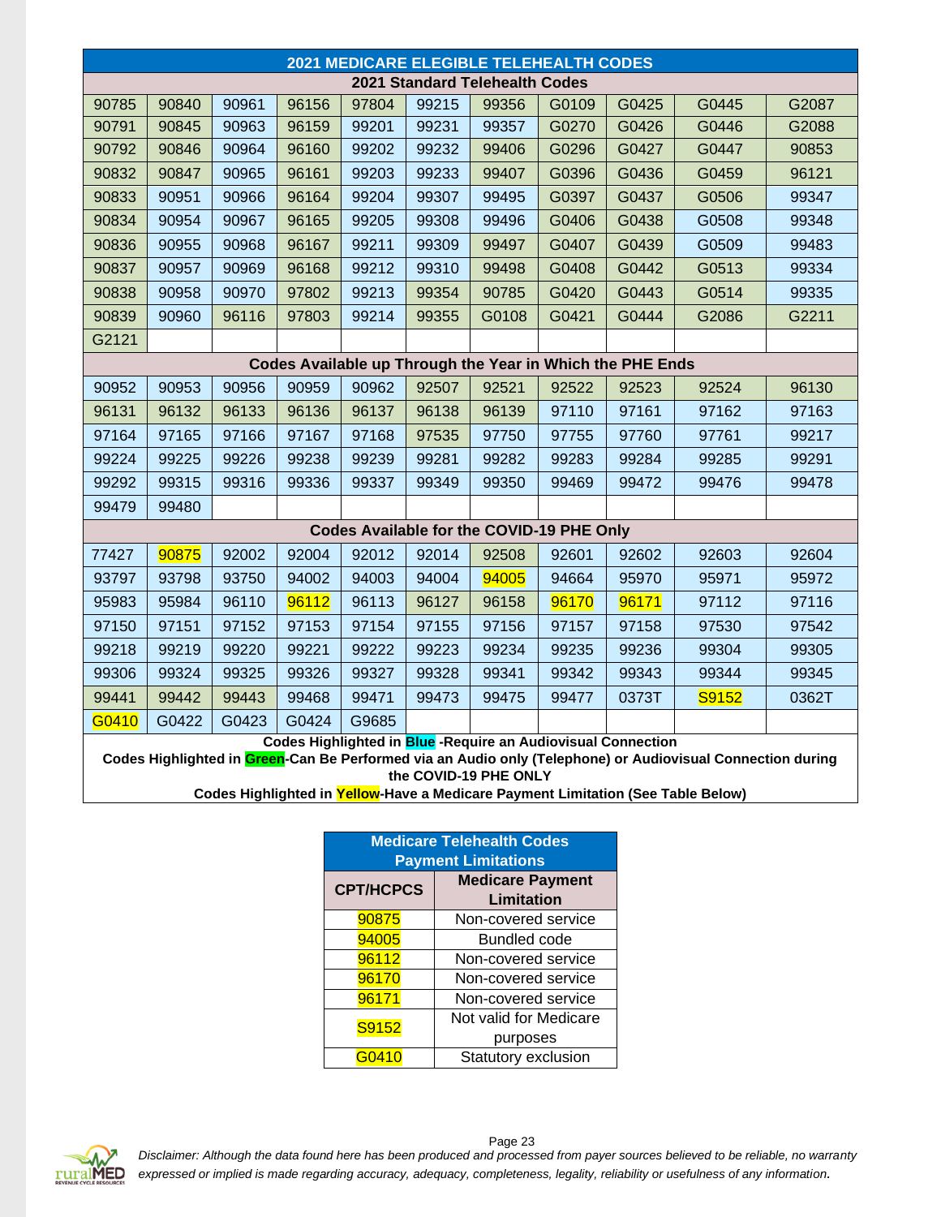| 2021 MEDICARE ELEGIBLE TELEHEALTH CODES | | | | | | | | | | |
|---|---|---|---|---|---|---|---|---|---|---|
| **2021 Standard Telehealth Codes** | | | | | | | | | | |
| 90785 | 90840 | 90961 | 96156 | 97804 | 99215 | 99356 | G0109 | G0425 | G0445 | G2087 |
| 90791 | 90845 | 90963 | 96159 | 99201 | 99231 | 99357 | G0270 | G0426 | G0446 | G2088 |
| 90792 | 90846 | 90964 | 96160 | 99202 | 99232 | 99406 | G0296 | G0427 | G0447 | 90853 |
| 90832 | 90847 | 90965 | 96161 | 99203 | 99233 | 99407 | G0396 | G0436 | G0459 | 96121 |
| 90833 | 90951 | 90966 | 96164 | 99204 | 99307 | 99495 | G0397 | G0437 | G0506 | 99347 |
| 90834 | 90954 | 90967 | 96165 | 99205 | 99308 | 99496 | G0406 | G0438 | G0508 | 99348 |
| 90836 | 90955 | 90968 | 96167 | 99211 | 99309 | 99497 | G0407 | G0439 | G0509 | 99483 |
| 90837 | 90957 | 90969 | 96168 | 99212 | 99310 | 99498 | G0408 | G0442 | G0513 | 99334 |
| 90838 | 90958 | 90970 | 97802 | 99213 | 99354 | 90785 | G0420 | G0443 | G0514 | 99335 |
| 90839 | 90960 | 96116 | 97803 | 99214 | 99355 | G0108 | G0421 | G0444 | G2086 | G2211 |
| G2121 | | | | | | | | | | |
| **Codes Available up Through the Year in Which the PHE Ends** | | | | | | | | | | |
| 90952 | 90953 | 90956 | 90959 | 90962 | 92507 | 92521 | 92522 | 92523 | 92524 | 96130 |
| 96131 | 96132 | 96133 | 96136 | 96137 | 96138 | 96139 | 97110 | 97161 | 97162 | 97163 |
| 97164 | 97165 | 97166 | 97167 | 97168 | 97535 | 97750 | 97755 | 97760 | 97761 | 99217 |
| 99224 | 99225 | 99226 | 99238 | 99239 | 99281 | 99282 | 99283 | 99284 | 99285 | 99291 |
| 99292 | 99315 | 99316 | 99336 | 99337 | 99349 | 99350 | 99469 | 99472 | 99476 | 99478 |
| 99479 | 99480 | | | | | | | | | |
| **Codes Available for the COVID-19 PHE Only** | | | | | | | | | | |
| 77427 | 90875 | 92002 | 92004 | 92012 | 92014 | 92508 | 92601 | 92602 | 92603 | 92604 |
| 93797 | 93798 | 93750 | 94002 | 94003 | 94004 | 94005 | 94664 | 95970 | 95971 | 95972 |
| 95983 | 95984 | 96110 | 96112 | 96113 | 96127 | 96158 | 96170 | 96171 | 97112 | 97116 |
| 97150 | 97151 | 97152 | 97153 | 97154 | 97155 | 97156 | 97157 | 97158 | 97530 | 97542 |
| 99218 | 99219 | 99220 | 99221 | 99222 | 99223 | 99234 | 99235 | 99236 | 99304 | 99305 |
| 99306 | 99324 | 99325 | 99326 | 99327 | 99328 | 99341 | 99342 | 99343 | 99344 | 99345 |
| 99441 | 99442 | 99443 | 99468 | 99471 | 99473 | 99475 | 99477 | 0373T | S9152 | 0362T |
| G0410 | G0422 | G0423 | G0424 | G9685 | | | | | | |

**Codes Highlighted in Blue -Require an Audiovisual Connection**

**Codes Highlighted in Green-Can Be Performed via an Audio only (Telephone) or Audiovisual Connection during the COVID-19 PHE ONLY**

**Codes Highlighted in Yellow-Have a Medicare Payment Limitation (See Table Below)**

| Medicare Telehealth Codes Payment Limitations | |
|---|---|
| **CPT/HCPCS** | **Medicare Payment Limitation** |
| 90875 | Non-covered service |
| 94005 | Bundled code |
| 96112 | Non-covered service |
| 96170 | Non-covered service |
| 96171 | Non-covered service |
| S9152 | Not valid for Medicare purposes |
| G0410 | Statutory exclusion |

*Disclaimer: Although the data found here has been produced and processed from payer sources believed to be reliable, no warranty expressed or implied is made regarding accuracy, adequacy, completeness, legality, reliability or usefulness of any information.*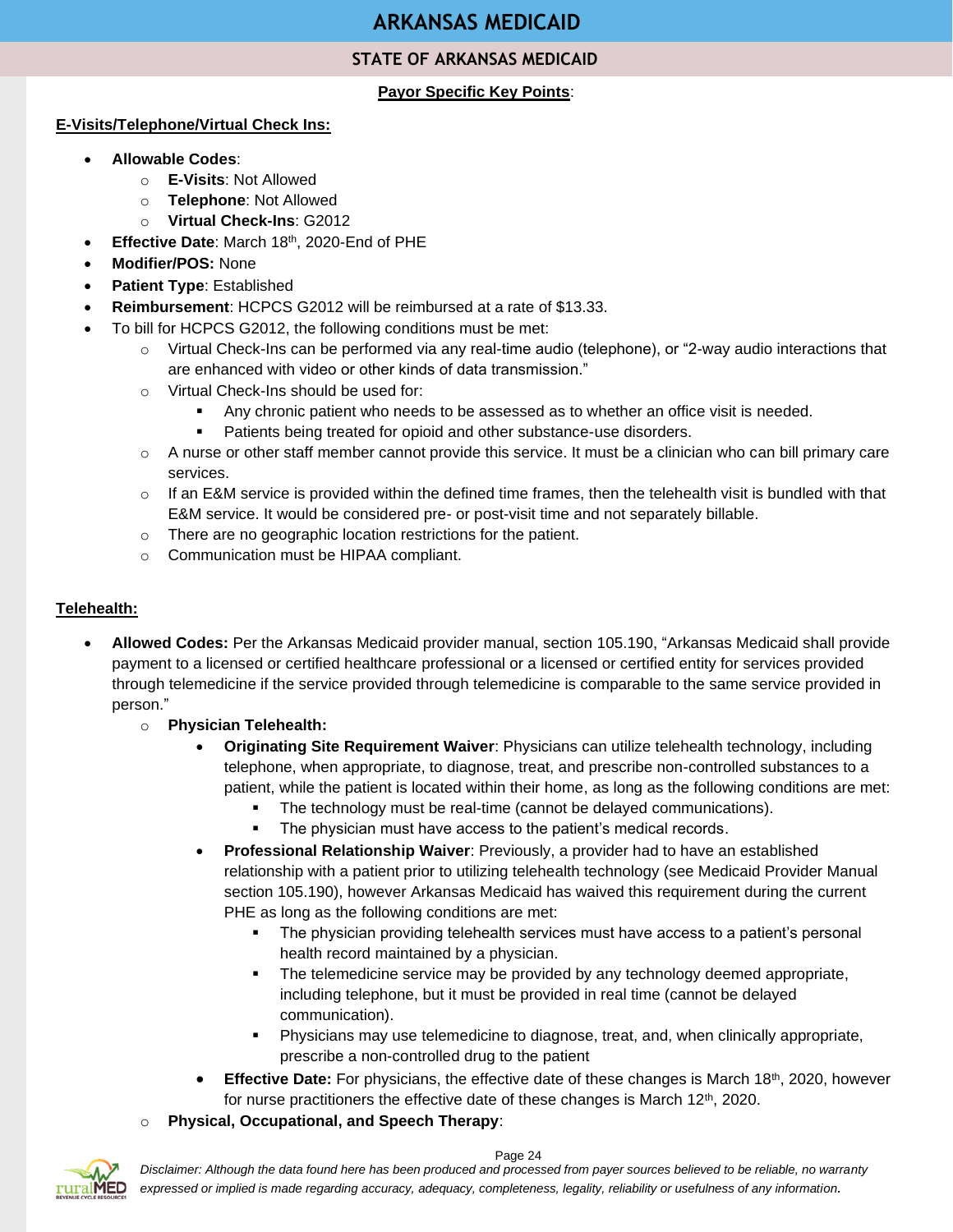# ARKANSAS MEDICAID

## STATE OF ARKANSAS MEDICAID

**Payor Specific Key Points**:

**E-Visits/Telephone/Virtual Check Ins:**

- **Allowable Codes**:
  - **E-Visits**: Not Allowed
  - **Telephone**: Not Allowed
  - **Virtual Check-Ins**: G2012
- **Effective Date**: March 18th, 2020-End of PHE
- **Modifier/POS:** None
- **Patient Type**: Established
- **Reimbursement**: HCPCS G2012 will be reimbursed at a rate of $13.33.
- To bill for HCPCS G2012, the following conditions must be met:
  - Virtual Check-Ins can be performed via any real-time audio (telephone), or "2-way audio interactions that are enhanced with video or other kinds of data transmission."
  - Virtual Check-Ins should be used for:
    - Any chronic patient who needs to be assessed as to whether an office visit is needed.
    - Patients being treated for opioid and other substance-use disorders.
  - A nurse or other staff member cannot provide this service. It must be a clinician who can bill primary care services.
  - If an E&M service is provided within the defined time frames, then the telehealth visit is bundled with that E&M service. It would be considered pre- or post-visit time and not separately billable.
  - There are no geographic location restrictions for the patient.
  - Communication must be HIPAA compliant.

**Telehealth:**

- **Allowed Codes:** Per the Arkansas Medicaid provider manual, section 105.190, "Arkansas Medicaid shall provide payment to a licensed or certified healthcare professional or a licensed or certified entity for services provided through telemedicine if the service provided through telemedicine is comparable to the same service provided in person."
  - **Physician Telehealth:**
    - **Originating Site Requirement Waiver**: Physicians can utilize telehealth technology, including telephone, when appropriate, to diagnose, treat, and prescribe non-controlled substances to a patient, while the patient is located within their home, as long as the following conditions are met:
      - The technology must be real-time (cannot be delayed communications).
      - The physician must have access to the patient's medical records.
    - **Professional Relationship Waiver**: Previously, a provider had to have an established relationship with a patient prior to utilizing telehealth technology (see Medicaid Provider Manual section 105.190), however Arkansas Medicaid has waived this requirement during the current PHE as long as the following conditions are met:
      - The physician providing telehealth services must have access to a patient's personal health record maintained by a physician.
      - The telemedicine service may be provided by any technology deemed appropriate, including telephone, but it must be provided in real time (cannot be delayed communication).
      - Physicians may use telemedicine to diagnose, treat, and, when clinically appropriate, prescribe a non-controlled drug to the patient
    - **Effective Date:** For physicians, the effective date of these changes is March 18th, 2020, however for nurse practitioners the effective date of these changes is March 12th, 2020.
  - **Physical, Occupational, and Speech Therapy**:

*Disclaimer: Although the data found here has been produced and processed from payer sources believed to be reliable, no warranty expressed or implied is made regarding accuracy, adequacy, completeness, legality, reliability or usefulness of any information.*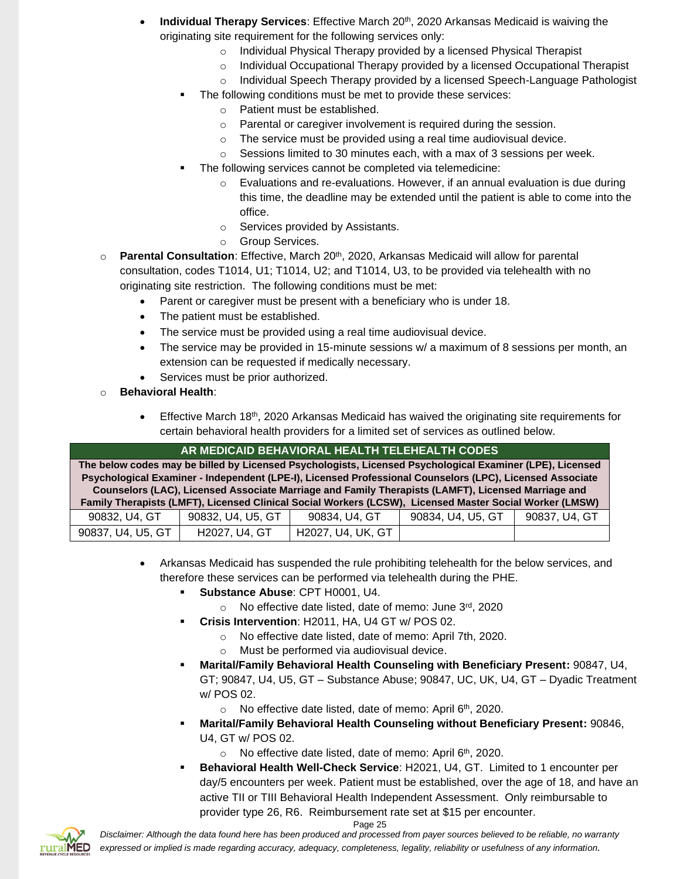- **Individual Therapy Services**: Effective March 20th, 2020 Arkansas Medicaid is waiving the originating site requirement for the following services only:
    - Individual Physical Therapy provided by a licensed Physical Therapist
    - Individual Occupational Therapy provided by a licensed Occupational Therapist
    - Individual Speech Therapy provided by a licensed Speech-Language Pathologist
  - The following conditions must be met to provide these services:
    - Patient must be established.
    - Parental or caregiver involvement is required during the session.
    - The service must be provided using a real time audiovisual device.
    - Sessions limited to 30 minutes each, with a max of 3 sessions per week.
  - The following services cannot be completed via telemedicine:
    - Evaluations and re-evaluations. However, if an annual evaluation is due during this time, the deadline may be extended until the patient is able to come into the office.
    - Services provided by Assistants.
    - Group Services.

- **Parental Consultation**: Effective, March 20th, 2020, Arkansas Medicaid will allow for parental consultation, codes T1014, U1; T1014, U2; and T1014, U3, to be provided via telehealth with no originating site restriction. The following conditions must be met:
  - Parent or caregiver must be present with a beneficiary who is under 18.
  - The patient must be established.
  - The service must be provided using a real time audiovisual device.
  - The service may be provided in 15-minute sessions w/ a maximum of 8 sessions per month, an extension can be requested if medically necessary.
  - Services must be prior authorized.

- **Behavioral Health**:
  - Effective March 18th, 2020 Arkansas Medicaid has waived the originating site requirements for certain behavioral health providers for a limited set of services as outlined below.

| AR MEDICAID BEHAVIORAL HEALTH TELEHEALTH CODES | | | | |
|---|---|---|---|---|
| **The below codes may be billed by Licensed Psychologists, Licensed Psychological Examiner (LPE), Licensed Psychological Examiner - Independent (LPE-I), Licensed Professional Counselors (LPC), Licensed Associate Counselors (LAC), Licensed Associate Marriage and Family Therapists (LAMFT), Licensed Marriage and Family Therapists (LMFT), Licensed Clinical Social Workers (LCSW), Licensed Master Social Worker (LMSW)** | | | | |
| 90832, U4, GT | 90832, U4, U5, GT | 90834, U4, GT | 90834, U4, U5, GT | 90837, U4, GT |
| 90837, U4, U5, GT | H2027, U4, GT | H2027, U4, UK, GT | | |

  - Arkansas Medicaid has suspended the rule prohibiting telehealth for the below services, and therefore these services can be performed via telehealth during the PHE.
    - **Substance Abuse**: CPT H0001, U4.
      - No effective date listed, date of memo: June 3rd, 2020
    - **Crisis Intervention**: H2011, HA, U4 GT w/ POS 02.
      - No effective date listed, date of memo: April 7th, 2020.
      - Must be performed via audiovisual device.
    - **Marital/Family Behavioral Health Counseling with Beneficiary Present:** 90847, U4, GT; 90847, U4, U5, GT – Substance Abuse; 90847, UC, UK, U4, GT – Dyadic Treatment w/ POS 02.
      - No effective date listed, date of memo: April 6th, 2020.
    - **Marital/Family Behavioral Health Counseling without Beneficiary Present:** 90846, U4, GT w/ POS 02.
      - No effective date listed, date of memo: April 6th, 2020.
    - **Behavioral Health Well-Check Service**: H2021, U4, GT. Limited to 1 encounter per day/5 encounters per week. Patient must be established, over the age of 18, and have an active TII or TIII Behavioral Health Independent Assessment. Only reimbursable to provider type 26, R6. Reimbursement rate set at $15 per encounter.

*Disclaimer: Although the data found here has been produced and processed from payer sources believed to be reliable, no warranty expressed or implied is made regarding accuracy, adequacy, completeness, legality, reliability or usefulness of any information.*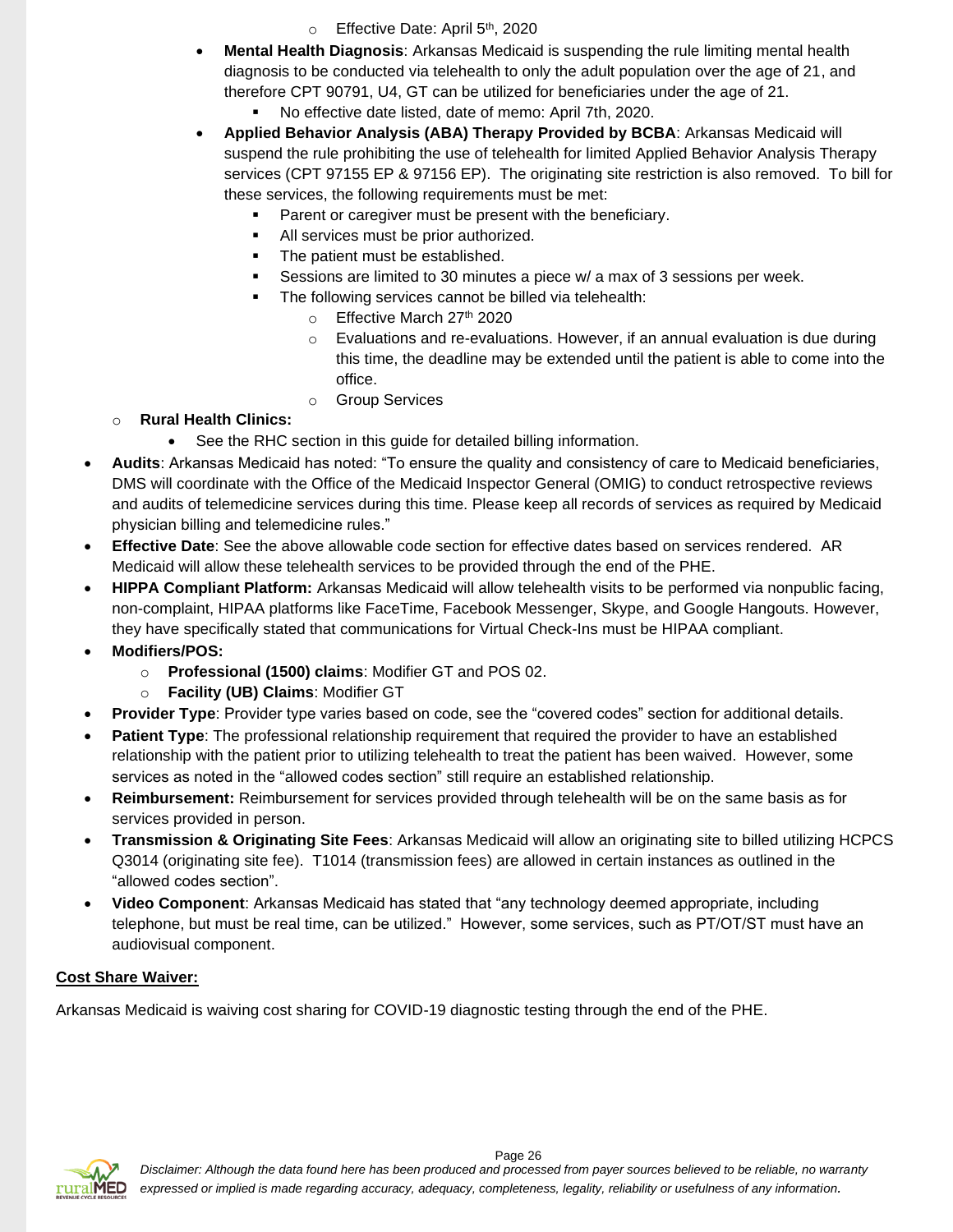- Effective Date: April 5th, 2020

- **Mental Health Diagnosis**: Arkansas Medicaid is suspending the rule limiting mental health diagnosis to be conducted via telehealth to only the adult population over the age of 21, and therefore CPT 90791, U4, GT can be utilized for beneficiaries under the age of 21.
  - No effective date listed, date of memo: April 7th, 2020.
- **Applied Behavior Analysis (ABA) Therapy Provided by BCBA**: Arkansas Medicaid will suspend the rule prohibiting the use of telehealth for limited Applied Behavior Analysis Therapy services (CPT 97155 EP & 97156 EP). The originating site restriction is also removed. To bill for these services, the following requirements must be met:
  - Parent or caregiver must be present with the beneficiary.
  - All services must be prior authorized.
  - The patient must be established.
  - Sessions are limited to 30 minutes a piece w/ a max of 3 sessions per week.
  - The following services cannot be billed via telehealth:
    - Effective March 27th 2020
    - Evaluations and re-evaluations. However, if an annual evaluation is due during this time, the deadline may be extended until the patient is able to come into the office.
    - Group Services

- **Rural Health Clinics:**
  - See the RHC section in this guide for detailed billing information.

- **Audits**: Arkansas Medicaid has noted: "To ensure the quality and consistency of care to Medicaid beneficiaries, DMS will coordinate with the Office of the Medicaid Inspector General (OMIG) to conduct retrospective reviews and audits of telemedicine services during this time. Please keep all records of services as required by Medicaid physician billing and telemedicine rules."
- **Effective Date**: See the above allowable code section for effective dates based on services rendered. AR Medicaid will allow these telehealth services to be provided through the end of the PHE.
- **HIPPA Compliant Platform:** Arkansas Medicaid will allow telehealth visits to be performed via nonpublic facing, non-complaint, HIPAA platforms like FaceTime, Facebook Messenger, Skype, and Google Hangouts. However, they have specifically stated that communications for Virtual Check-Ins must be HIPAA compliant.
- **Modifiers/POS:**
  - **Professional (1500) claims**: Modifier GT and POS 02.
  - **Facility (UB) Claims**: Modifier GT
- **Provider Type**: Provider type varies based on code, see the "covered codes" section for additional details.
- **Patient Type**: The professional relationship requirement that required the provider to have an established relationship with the patient prior to utilizing telehealth to treat the patient has been waived. However, some services as noted in the "allowed codes section" still require an established relationship.
- **Reimbursement:** Reimbursement for services provided through telehealth will be on the same basis as for services provided in person.
- **Transmission & Originating Site Fees**: Arkansas Medicaid will allow an originating site to billed utilizing HCPCS Q3014 (originating site fee). T1014 (transmission fees) are allowed in certain instances as outlined in the "allowed codes section".
- **Video Component**: Arkansas Medicaid has stated that "any technology deemed appropriate, including telephone, but must be real time, can be utilized." However, some services, such as PT/OT/ST must have an audiovisual component.

**Cost Share Waiver:**

Arkansas Medicaid is waiving cost sharing for COVID-19 diagnostic testing through the end of the PHE.

*Disclaimer: Although the data found here has been produced and processed from payer sources believed to be reliable, no warranty expressed or implied is made regarding accuracy, adequacy, completeness, legality, reliability or usefulness of any information.*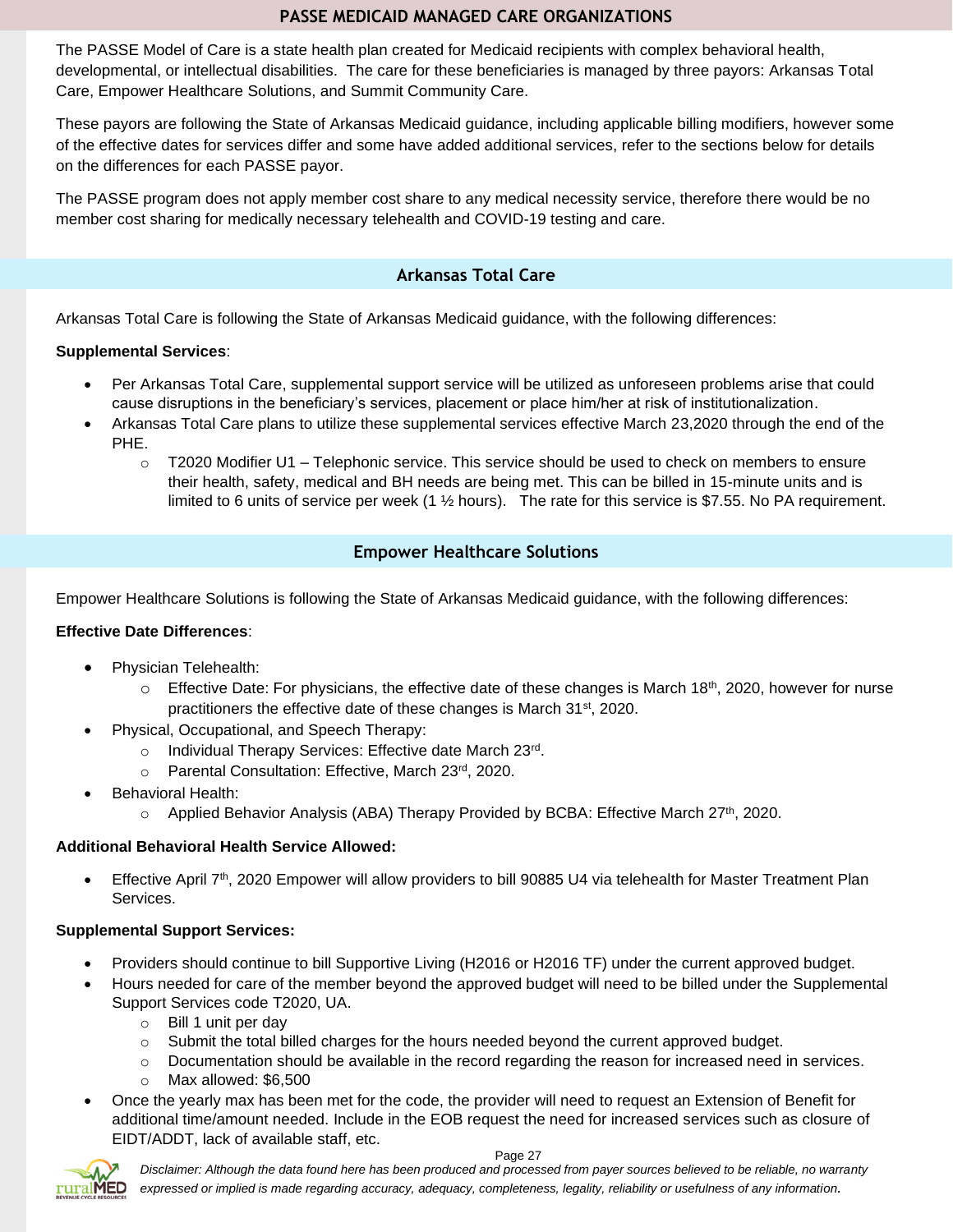## PASSE MEDICAID MANAGED CARE ORGANIZATIONS

The PASSE Model of Care is a state health plan created for Medicaid recipients with complex behavioral health, developmental, or intellectual disabilities. The care for these beneficiaries is managed by three payors: Arkansas Total Care, Empower Healthcare Solutions, and Summit Community Care.

These payors are following the State of Arkansas Medicaid guidance, including applicable billing modifiers, however some of the effective dates for services differ and some have added additional services, refer to the sections below for details on the differences for each PASSE payor.

The PASSE program does not apply member cost share to any medical necessity service, therefore there would be no member cost sharing for medically necessary telehealth and COVID-19 testing and care.

### Arkansas Total Care

Arkansas Total Care is following the State of Arkansas Medicaid guidance, with the following differences:

**Supplemental Services**:

- Per Arkansas Total Care, supplemental support service will be utilized as unforeseen problems arise that could cause disruptions in the beneficiary's services, placement or place him/her at risk of institutionalization.
- Arkansas Total Care plans to utilize these supplemental services effective March 23,2020 through the end of the PHE.
  - T2020 Modifier U1 – Telephonic service. This service should be used to check on members to ensure their health, safety, medical and BH needs are being met. This can be billed in 15-minute units and is limited to 6 units of service per week (1 ½ hours). The rate for this service is $7.55. No PA requirement.

### Empower Healthcare Solutions

Empower Healthcare Solutions is following the State of Arkansas Medicaid guidance, with the following differences:

**Effective Date Differences**:

- Physician Telehealth:
  - Effective Date: For physicians, the effective date of these changes is March 18th, 2020, however for nurse practitioners the effective date of these changes is March 31st, 2020.
- Physical, Occupational, and Speech Therapy:
  - Individual Therapy Services: Effective date March 23rd.
  - Parental Consultation: Effective, March 23rd, 2020.
- Behavioral Health:
  - Applied Behavior Analysis (ABA) Therapy Provided by BCBA: Effective March 27th, 2020.

**Additional Behavioral Health Service Allowed:**

- Effective April 7th, 2020 Empower will allow providers to bill 90885 U4 via telehealth for Master Treatment Plan Services.

**Supplemental Support Services:**

- Providers should continue to bill Supportive Living (H2016 or H2016 TF) under the current approved budget.
- Hours needed for care of the member beyond the approved budget will need to be billed under the Supplemental Support Services code T2020, UA.
  - Bill 1 unit per day
  - Submit the total billed charges for the hours needed beyond the current approved budget.
  - Documentation should be available in the record regarding the reason for increased need in services.
  - Max allowed: $6,500
- Once the yearly max has been met for the code, the provider will need to request an Extension of Benefit for additional time/amount needed. Include in the EOB request the need for increased services such as closure of EIDT/ADDT, lack of available staff, etc.

*Disclaimer: Although the data found here has been produced and processed from payer sources believed to be reliable, no warranty expressed or implied is made regarding accuracy, adequacy, completeness, legality, reliability or usefulness of any information.*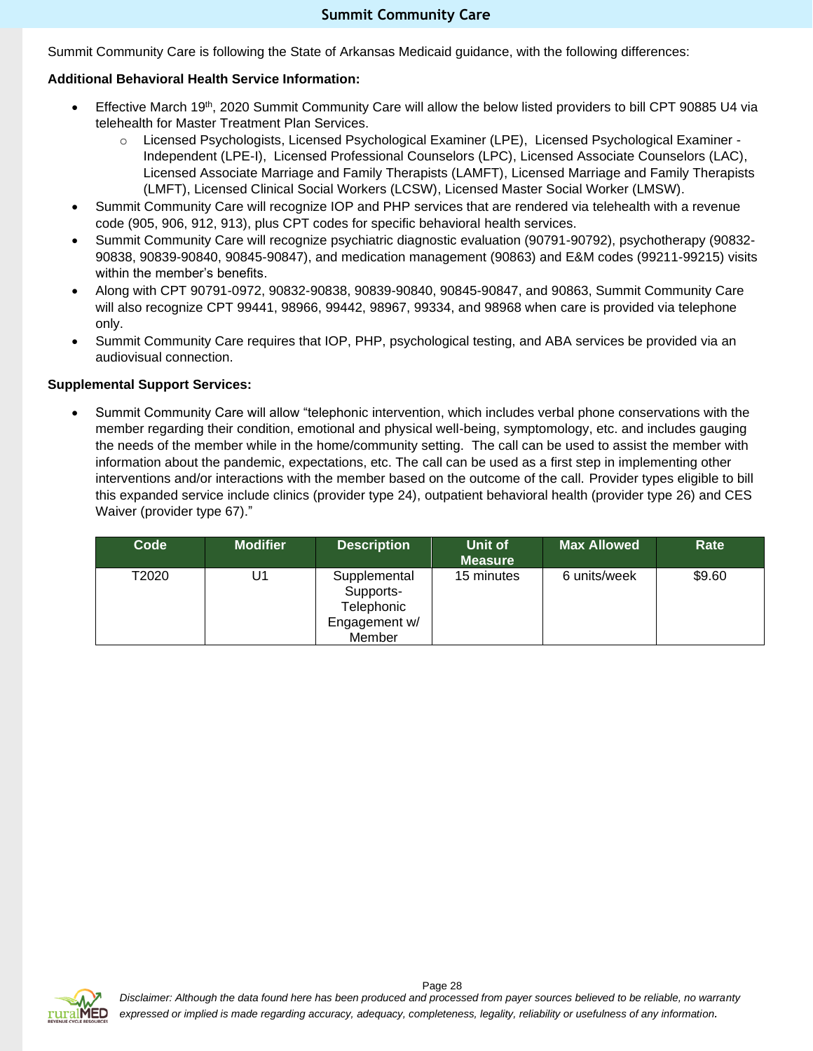## Summit Community Care

Summit Community Care is following the State of Arkansas Medicaid guidance, with the following differences:

**Additional Behavioral Health Service Information:**

- Effective March 19th, 2020 Summit Community Care will allow the below listed providers to bill CPT 90885 U4 via telehealth for Master Treatment Plan Services.
    - Licensed Psychologists, Licensed Psychological Examiner (LPE), Licensed Psychological Examiner - Independent (LPE-I), Licensed Professional Counselors (LPC), Licensed Associate Counselors (LAC), Licensed Associate Marriage and Family Therapists (LAMFT), Licensed Marriage and Family Therapists (LMFT), Licensed Clinical Social Workers (LCSW), Licensed Master Social Worker (LMSW).
- Summit Community Care will recognize IOP and PHP services that are rendered via telehealth with a revenue code (905, 906, 912, 913), plus CPT codes for specific behavioral health services.
- Summit Community Care will recognize psychiatric diagnostic evaluation (90791-90792), psychotherapy (90832-90838, 90839-90840, 90845-90847), and medication management (90863) and E&M codes (99211-99215) visits within the member's benefits.
- Along with CPT 90791-0972, 90832-90838, 90839-90840, 90845-90847, and 90863, Summit Community Care will also recognize CPT 99441, 98966, 99442, 98967, 99334, and 98968 when care is provided via telephone only.
- Summit Community Care requires that IOP, PHP, psychological testing, and ABA services be provided via an audiovisual connection.

**Supplemental Support Services:**

- Summit Community Care will allow "telephonic intervention, which includes verbal phone conservations with the member regarding their condition, emotional and physical well-being, symptomology, etc. and includes gauging the needs of the member while in the home/community setting. The call can be used to assist the member with information about the pandemic, expectations, etc. The call can be used as a first step in implementing other interventions and/or interactions with the member based on the outcome of the call. Provider types eligible to bill this expanded service include clinics (provider type 24), outpatient behavioral health (provider type 26) and CES Waiver (provider type 67)."

| Code | Modifier | Description | Unit of Measure | Max Allowed | Rate |
|---|---|---|---|---|---|
| T2020 | U1 | Supplemental Supports-Telephonic Engagement w/ Member | 15 minutes | 6 units/week | $9.60 |

*Disclaimer: Although the data found here has been produced and processed from payer sources believed to be reliable, no warranty expressed or implied is made regarding accuracy, adequacy, completeness, legality, reliability or usefulness of any information.*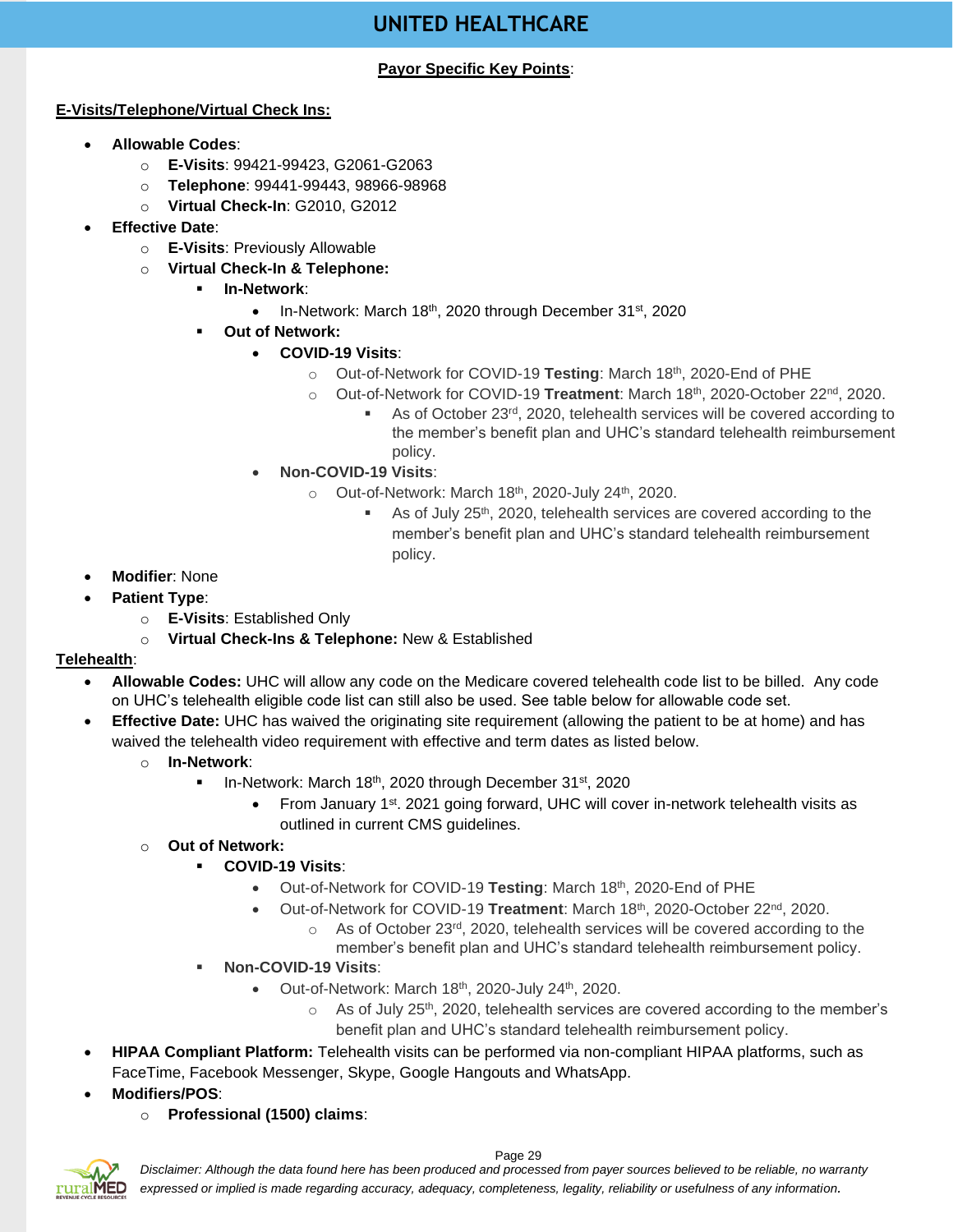# UNITED HEALTHCARE

**Payor Specific Key Points**:

**E-Visits/Telephone/Virtual Check Ins:**

- **Allowable Codes**:
  - **E-Visits**: 99421-99423, G2061-G2063
  - **Telephone**: 99441-99443, 98966-98968
  - **Virtual Check-In**: G2010, G2012
- **Effective Date**:
  - **E-Visits**: Previously Allowable
  - **Virtual Check-In & Telephone:**
    - **In-Network**:
      - In-Network: March 18th, 2020 through December 31st, 2020
    - **Out of Network:**
      - **COVID-19 Visits**:
        - Out-of-Network for COVID-19 **Testing**: March 18th, 2020-End of PHE
        - Out-of-Network for COVID-19 **Treatment**: March 18th, 2020-October 22nd, 2020.
          - As of October 23rd, 2020, telehealth services will be covered according to the member's benefit plan and UHC's standard telehealth reimbursement policy.
      - **Non-COVID-19 Visits**:
        - Out-of-Network: March 18th, 2020-July 24th, 2020.
          - As of July 25th, 2020, telehealth services are covered according to the member's benefit plan and UHC's standard telehealth reimbursement policy.
- **Modifier**: None
- **Patient Type**:
  - **E-Visits**: Established Only
  - **Virtual Check-Ins & Telephone:** New & Established

**Telehealth**:

- **Allowable Codes:** UHC will allow any code on the Medicare covered telehealth code list to be billed. Any code on UHC's telehealth eligible code list can still also be used. See table below for allowable code set.
- **Effective Date:** UHC has waived the originating site requirement (allowing the patient to be at home) and has waived the telehealth video requirement with effective and term dates as listed below.
  - **In-Network**:
    - In-Network: March 18th, 2020 through December 31st, 2020
      - From January 1st. 2021 going forward, UHC will cover in-network telehealth visits as outlined in current CMS guidelines.
  - **Out of Network:**
    - **COVID-19 Visits**:
      - Out-of-Network for COVID-19 **Testing**: March 18th, 2020-End of PHE
      - Out-of-Network for COVID-19 **Treatment**: March 18th, 2020-October 22nd, 2020.
        - As of October 23rd, 2020, telehealth services will be covered according to the member's benefit plan and UHC's standard telehealth reimbursement policy.
    - **Non-COVID-19 Visits**:
      - Out-of-Network: March 18th, 2020-July 24th, 2020.
        - As of July 25th, 2020, telehealth services are covered according to the member's benefit plan and UHC's standard telehealth reimbursement policy.
- **HIPAA Compliant Platform:** Telehealth visits can be performed via non-compliant HIPAA platforms, such as FaceTime, Facebook Messenger, Skype, Google Hangouts and WhatsApp.
- **Modifiers/POS**:
  - **Professional (1500) claims**:

*Disclaimer: Although the data found here has been produced and processed from payer sources believed to be reliable, no warranty expressed or implied is made regarding accuracy, adequacy, completeness, legality, reliability or usefulness of any information.*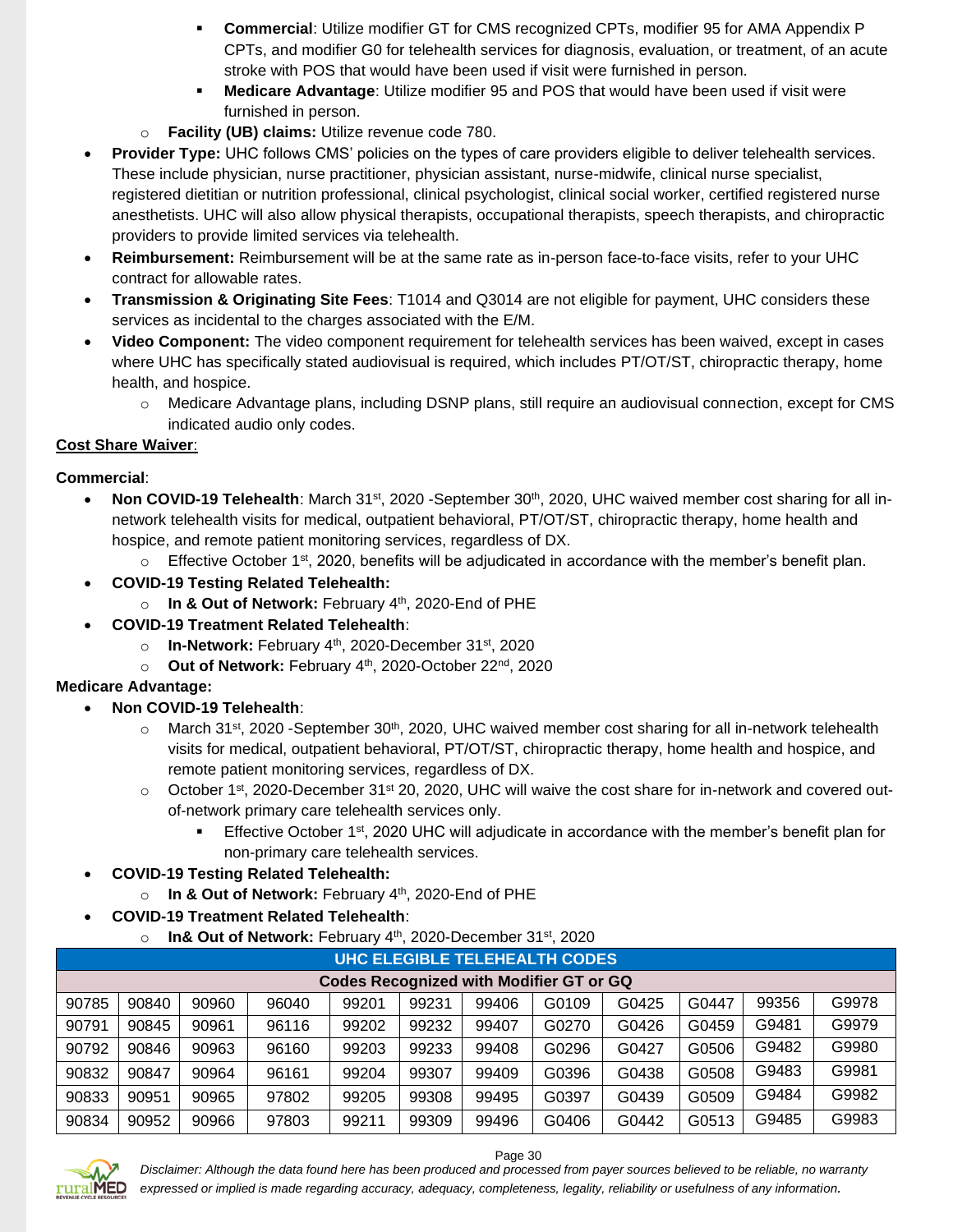- **Commercial**: Utilize modifier GT for CMS recognized CPTs, modifier 95 for AMA Appendix P CPTs, and modifier G0 for telehealth services for diagnosis, evaluation, or treatment, of an acute stroke with POS that would have been used if visit were furnished in person.
- **Medicare Advantage**: Utilize modifier 95 and POS that would have been used if visit were furnished in person.

- **Facility (UB) claims:** Utilize revenue code 780.

- **Provider Type:** UHC follows CMS' policies on the types of care providers eligible to deliver telehealth services. These include physician, nurse practitioner, physician assistant, nurse-midwife, clinical nurse specialist, registered dietitian or nutrition professional, clinical psychologist, clinical social worker, certified registered nurse anesthetists. UHC will also allow physical therapists, occupational therapists, speech therapists, and chiropractic providers to provide limited services via telehealth.
- **Reimbursement:** Reimbursement will be at the same rate as in-person face-to-face visits, refer to your UHC contract for allowable rates.
- **Transmission & Originating Site Fees**: T1014 and Q3014 are not eligible for payment, UHC considers these services as incidental to the charges associated with the E/M.
- **Video Component:** The video component requirement for telehealth services has been waived, except in cases where UHC has specifically stated audiovisual is required, which includes PT/OT/ST, chiropractic therapy, home health, and hospice.
  - Medicare Advantage plans, including DSNP plans, still require an audiovisual connection, except for CMS indicated audio only codes.

**Cost Share Waiver**:

**Commercial**:

- **Non COVID-19 Telehealth**: March 31st, 2020 -September 30th, 2020, UHC waived member cost sharing for all in-network telehealth visits for medical, outpatient behavioral, PT/OT/ST, chiropractic therapy, home health and hospice, and remote patient monitoring services, regardless of DX.
  - Effective October 1st, 2020, benefits will be adjudicated in accordance with the member's benefit plan.
- **COVID-19 Testing Related Telehealth:**
  - **In & Out of Network:** February 4th, 2020-End of PHE
- **COVID-19 Treatment Related Telehealth**:
  - **In-Network:** February 4th, 2020-December 31st, 2020
  - **Out of Network:** February 4th, 2020-October 22nd, 2020

**Medicare Advantage:**

- **Non COVID-19 Telehealth**:
  - March 31st, 2020 -September 30th, 2020, UHC waived member cost sharing for all in-network telehealth visits for medical, outpatient behavioral, PT/OT/ST, chiropractic therapy, home health and hospice, and remote patient monitoring services, regardless of DX.
  - October 1st, 2020-December 31st 20, 2020, UHC will waive the cost share for in-network and covered out-of-network primary care telehealth services only.
    - Effective October 1st, 2020 UHC will adjudicate in accordance with the member's benefit plan for non-primary care telehealth services.
- **COVID-19 Testing Related Telehealth:**
  - **In & Out of Network:** February 4th, 2020-End of PHE
- **COVID-19 Treatment Related Telehealth**:
  - **In& Out of Network:** February 4th, 2020-December 31st, 2020

| UHC ELEGIBLE TELEHEALTH CODES | | | | | | | | | | | |
|---|---|---|---|---|---|---|---|---|---|---|---|
| Codes Recognized with Modifier GT or GQ | | | | | | | | | | | |
| 90785 | 90840 | 90960 | 96040 | 99201 | 99231 | 99406 | G0109 | G0425 | G0447 | 99356 | G9978 |
| 90791 | 90845 | 90961 | 96116 | 99202 | 99232 | 99407 | G0270 | G0426 | G0459 | G9481 | G9979 |
| 90792 | 90846 | 90963 | 96160 | 99203 | 99233 | 99408 | G0296 | G0427 | G0506 | G9482 | G9980 |
| 90832 | 90847 | 90964 | 96161 | 99204 | 99307 | 99409 | G0396 | G0438 | G0508 | G9483 | G9981 |
| 90833 | 90951 | 90965 | 97802 | 99205 | 99308 | 99495 | G0397 | G0439 | G0509 | G9484 | G9982 |
| 90834 | 90952 | 90966 | 97803 | 99211 | 99309 | 99496 | G0406 | G0442 | G0513 | G9485 | G9983 |

*Disclaimer: Although the data found here has been produced and processed from payer sources believed to be reliable, no warranty expressed or implied is made regarding accuracy, adequacy, completeness, legality, reliability or usefulness of any information.*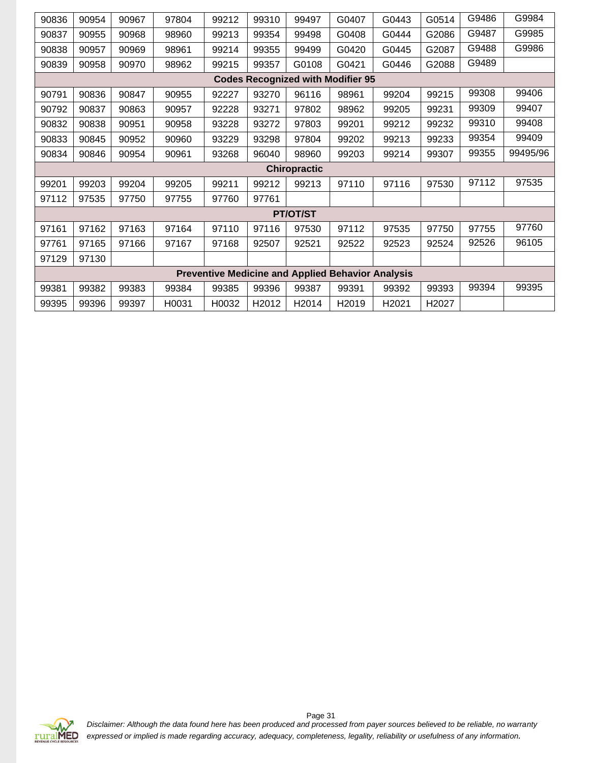| | | | | | | | | | | | |
|---|---|---|---|---|---|---|---|---|---|---|---|
| 90836 | 90954 | 90967 | 97804 | 99212 | 99310 | 99497 | G0407 | G0443 | G0514 | G9486 | G9984 |
| 90837 | 90955 | 90968 | 98960 | 99213 | 99354 | 99498 | G0408 | G0444 | G2086 | G9487 | G9985 |
| 90838 | 90957 | 90969 | 98961 | 99214 | 99355 | 99499 | G0420 | G0445 | G2087 | G9488 | G9986 |
| 90839 | 90958 | 90970 | 98962 | 99215 | 99357 | G0108 | G0421 | G0446 | G2088 | G9489 | |
| **Codes Recognized with Modifier 95** | | | | | | | | | | | |
| 90791 | 90836 | 90847 | 90955 | 92227 | 93270 | 96116 | 98961 | 99204 | 99215 | 99308 | 99406 |
| 90792 | 90837 | 90863 | 90957 | 92228 | 93271 | 97802 | 98962 | 99205 | 99231 | 99309 | 99407 |
| 90832 | 90838 | 90951 | 90958 | 93228 | 93272 | 97803 | 99201 | 99212 | 99232 | 99310 | 99408 |
| 90833 | 90845 | 90952 | 90960 | 93229 | 93298 | 97804 | 99202 | 99213 | 99233 | 99354 | 99409 |
| 90834 | 90846 | 90954 | 90961 | 93268 | 96040 | 98960 | 99203 | 99214 | 99307 | 99355 | 99495/96 |
| **Chiropractic** | | | | | | | | | | | |
| 99201 | 99203 | 99204 | 99205 | 99211 | 99212 | 99213 | 97110 | 97116 | 97530 | 97112 | 97535 |
| 97112 | 97535 | 97750 | 97755 | 97760 | 97761 | | | | | | |
| **PT/OT/ST** | | | | | | | | | | | |
| 97161 | 97162 | 97163 | 97164 | 97110 | 97116 | 97530 | 97112 | 97535 | 97750 | 97755 | 97760 |
| 97761 | 97165 | 97166 | 97167 | 97168 | 92507 | 92521 | 92522 | 92523 | 92524 | 92526 | 96105 |
| 97129 | 97130 | | | | | | | | | | |
| **Preventive Medicine and Applied Behavior Analysis** | | | | | | | | | | | |
| 99381 | 99382 | 99383 | 99384 | 99385 | 99396 | 99387 | 99391 | 99392 | 99393 | 99394 | 99395 |
| 99395 | 99396 | 99397 | H0031 | H0032 | H2012 | H2014 | H2019 | H2021 | H2027 | | |

*Disclaimer: Although the data found here has been produced and processed from payer sources believed to be reliable, no warranty expressed or implied is made regarding accuracy, adequacy, completeness, legality, reliability or usefulness of any information.*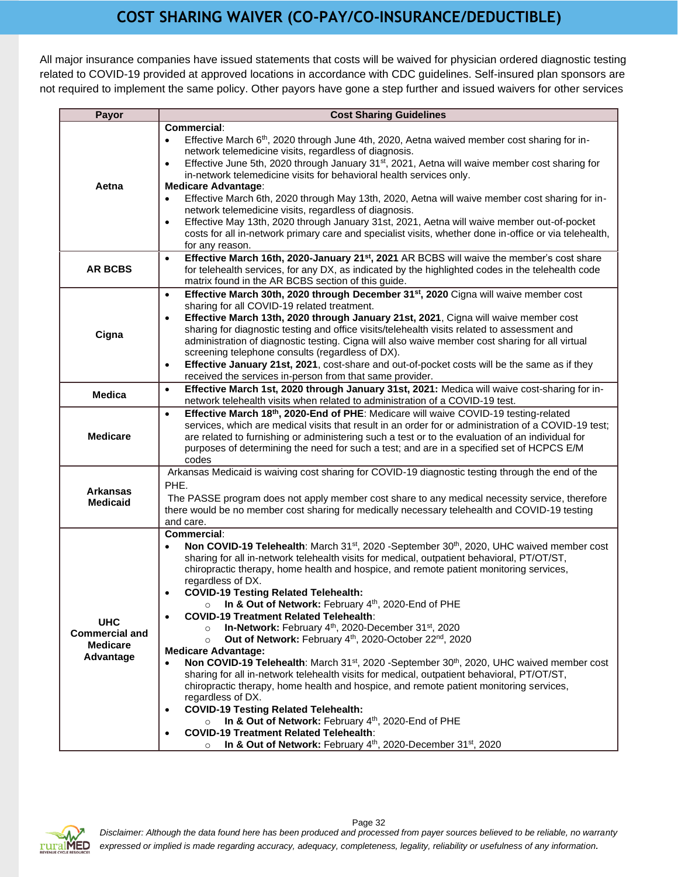# COST SHARING WAIVER (CO-PAY/CO-INSURANCE/DEDUCTIBLE)

All major insurance companies have issued statements that costs will be waived for physician ordered diagnostic testing related to COVID-19 provided at approved locations in accordance with CDC guidelines. Self-insured plan sponsors are not required to implement the same policy. Other payors have gone a step further and issued waivers for other services

| Payor | Cost Sharing Guidelines |
|---|---|
| **Aetna** | **Commercial**:<br>• Effective March 6th, 2020 through June 4th, 2020, Aetna waived member cost sharing for in-network telemedicine visits, regardless of diagnosis.<br>• Effective June 5th, 2020 through January 31st, 2021, Aetna will waive member cost sharing for in-network telemedicine visits for behavioral health services only.<br>**Medicare Advantage**:<br>• Effective March 6th, 2020 through May 13th, 2020, Aetna will waive member cost sharing for in-network telemedicine visits, regardless of diagnosis.<br>• Effective May 13th, 2020 through January 31st, 2021, Aetna will waive member out-of-pocket costs for all in-network primary care and specialist visits, whether done in-office or via telehealth, for any reason. |
| **AR BCBS** | • **Effective March 16th, 2020-January 21st, 2021** AR BCBS will waive the member's cost share for telehealth services, for any DX, as indicated by the highlighted codes in the telehealth code matrix found in the AR BCBS section of this guide. |
| **Cigna** | • **Effective March 30th, 2020 through December 31st, 2020** Cigna will waive member cost sharing for all COVID-19 related treatment.<br>• **Effective March 13th, 2020 through January 21st, 2021**, Cigna will waive member cost sharing for diagnostic testing and office visits/telehealth visits related to assessment and administration of diagnostic testing. Cigna will also waive member cost sharing for all virtual screening telephone consults (regardless of DX).<br>• **Effective January 21st, 2021**, cost-share and out-of-pocket costs will be the same as if they received the services in-person from that same provider. |
| **Medica** | • **Effective March 1st, 2020 through January 31st, 2021:** Medica will waive cost-sharing for in-network telehealth visits when related to administration of a COVID-19 test. |
| **Medicare** | • **Effective March 18th, 2020-End of PHE**: Medicare will waive COVID-19 testing-related services, which are medical visits that result in an order for or administration of a COVID-19 test; are related to furnishing or administering such a test or to the evaluation of an individual for purposes of determining the need for such a test; and are in a specified set of HCPCS E/M codes |
| **Arkansas Medicaid** | Arkansas Medicaid is waiving cost sharing for COVID-19 diagnostic testing through the end of the PHE.<br>The PASSE program does not apply member cost share to any medical necessity service, therefore there would be no member cost sharing for medically necessary telehealth and COVID-19 testing and care. |
| **UHC Commercial and Medicare Advantage** | **Commercial**:<br>• **Non COVID-19 Telehealth**: March 31st, 2020 -September 30th, 2020, UHC waived member cost sharing for all in-network telehealth visits for medical, outpatient behavioral, PT/OT/ST, chiropractic therapy, home health and hospice, and remote patient monitoring services, regardless of DX.<br>• **COVID-19 Testing Related Telehealth:**<br>&nbsp;&nbsp;&nbsp;&nbsp;○ **In & Out of Network:** February 4th, 2020-End of PHE<br>• **COVID-19 Treatment Related Telehealth**:<br>&nbsp;&nbsp;&nbsp;&nbsp;○ **In-Network:** February 4th, 2020-December 31st, 2020<br>&nbsp;&nbsp;&nbsp;&nbsp;○ **Out of Network:** February 4th, 2020-October 22nd, 2020<br>**Medicare Advantage:**<br>• **Non COVID-19 Telehealth**: March 31st, 2020 -September 30th, 2020, UHC waived member cost sharing for all in-network telehealth visits for medical, outpatient behavioral, PT/OT/ST, chiropractic therapy, home health and hospice, and remote patient monitoring services, regardless of DX.<br>• **COVID-19 Testing Related Telehealth:**<br>&nbsp;&nbsp;&nbsp;&nbsp;○ **In & Out of Network:** February 4th, 2020-End of PHE<br>• **COVID-19 Treatment Related Telehealth**:<br>&nbsp;&nbsp;&nbsp;&nbsp;○ **In & Out of Network:** February 4th, 2020-December 31st, 2020 |

*Disclaimer: Although the data found here has been produced and processed from payer sources believed to be reliable, no warranty expressed or implied is made regarding accuracy, adequacy, completeness, legality, reliability or usefulness of any information.*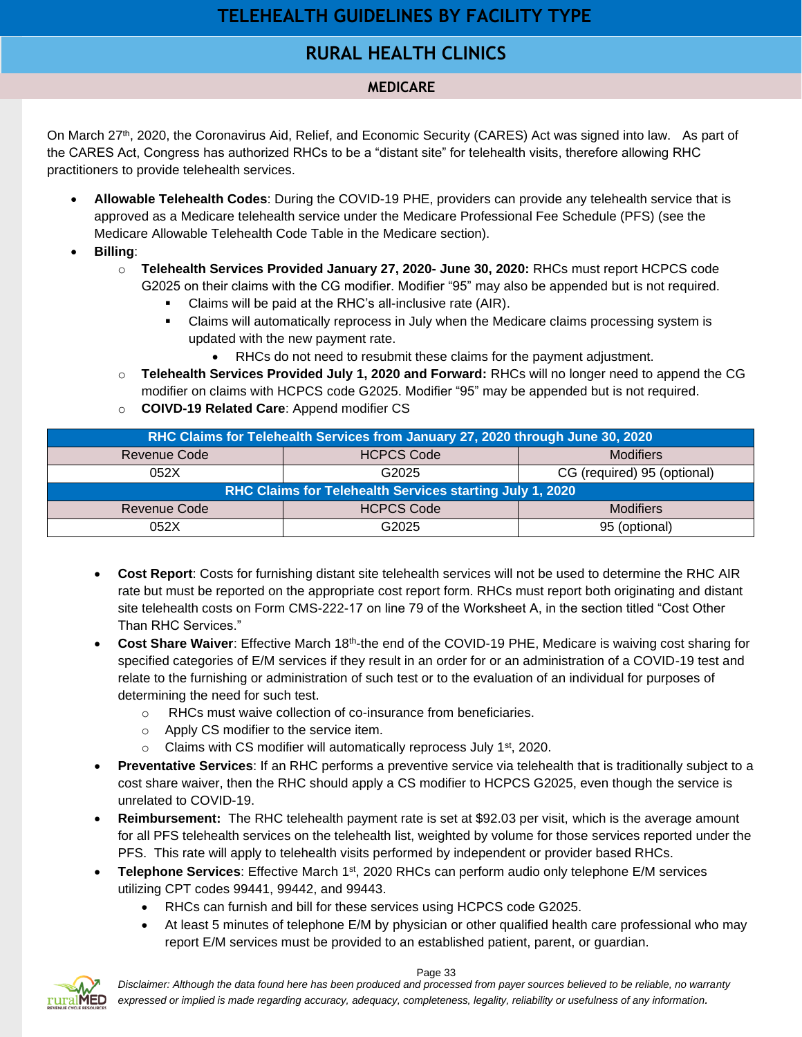# TELEHEALTH GUIDELINES BY FACILITY TYPE

## RURAL HEALTH CLINICS

### MEDICARE

On March 27th, 2020, the Coronavirus Aid, Relief, and Economic Security (CARES) Act was signed into law. As part of the CARES Act, Congress has authorized RHCs to be a "distant site" for telehealth visits, therefore allowing RHC practitioners to provide telehealth services.

- **Allowable Telehealth Codes**: During the COVID-19 PHE, providers can provide any telehealth service that is approved as a Medicare telehealth service under the Medicare Professional Fee Schedule (PFS) (see the Medicare Allowable Telehealth Code Table in the Medicare section).
- **Billing**:
  - **Telehealth Services Provided January 27, 2020- June 30, 2020:** RHCs must report HCPCS code G2025 on their claims with the CG modifier. Modifier "95" may also be appended but is not required.
    - Claims will be paid at the RHC's all-inclusive rate (AIR).
    - Claims will automatically reprocess in July when the Medicare claims processing system is updated with the new payment rate.
      - RHCs do not need to resubmit these claims for the payment adjustment.
  - **Telehealth Services Provided July 1, 2020 and Forward:** RHCs will no longer need to append the CG modifier on claims with HCPCS code G2025. Modifier "95" may be appended but is not required.
  - **COIVD-19 Related Care**: Append modifier CS

| RHC Claims for Telehealth Services from January 27, 2020 through June 30, 2020 | | |
|---|---|---|
| Revenue Code | HCPCS Code | Modifiers |
| 052X | G2025 | CG (required) 95 (optional) |
| **RHC Claims for Telehealth Services starting July 1, 2020** | | |
| Revenue Code | HCPCS Code | Modifiers |
| 052X | G2025 | 95 (optional) |

- **Cost Report**: Costs for furnishing distant site telehealth services will not be used to determine the RHC AIR rate but must be reported on the appropriate cost report form. RHCs must report both originating and distant site telehealth costs on Form CMS-222-17 on line 79 of the Worksheet A, in the section titled "Cost Other Than RHC Services."
- **Cost Share Waiver**: Effective March 18th-the end of the COVID-19 PHE, Medicare is waiving cost sharing for specified categories of E/M services if they result in an order for or an administration of a COVID-19 test and relate to the furnishing or administration of such test or to the evaluation of an individual for purposes of determining the need for such test.
  - RHCs must waive collection of co-insurance from beneficiaries.
  - Apply CS modifier to the service item.
  - Claims with CS modifier will automatically reprocess July 1st, 2020.
- **Preventative Services**: If an RHC performs a preventive service via telehealth that is traditionally subject to a cost share waiver, then the RHC should apply a CS modifier to HCPCS G2025, even though the service is unrelated to COVID-19.
- **Reimbursement:** The RHC telehealth payment rate is set at $92.03 per visit, which is the average amount for all PFS telehealth services on the telehealth list, weighted by volume for those services reported under the PFS. This rate will apply to telehealth visits performed by independent or provider based RHCs.
- **Telephone Services**: Effective March 1st, 2020 RHCs can perform audio only telephone E/M services utilizing CPT codes 99441, 99442, and 99443.
  - RHCs can furnish and bill for these services using HCPCS code G2025.
  - At least 5 minutes of telephone E/M by physician or other qualified health care professional who may report E/M services must be provided to an established patient, parent, or guardian.

*Disclaimer: Although the data found here has been produced and processed from payer sources believed to be reliable, no warranty expressed or implied is made regarding accuracy, adequacy, completeness, legality, reliability or usefulness of any information.*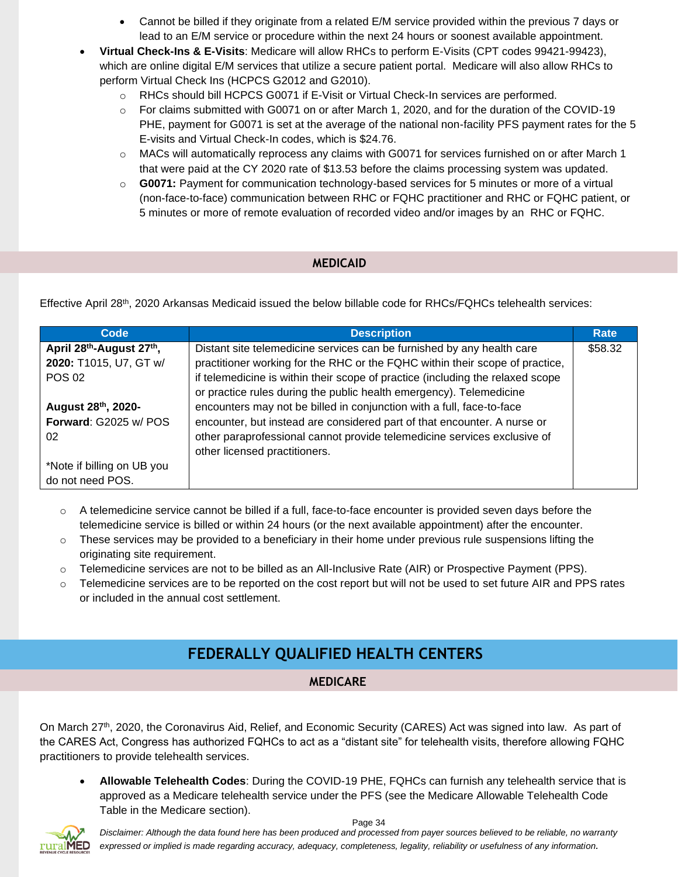- Cannot be billed if they originate from a related E/M service provided within the previous 7 days or lead to an E/M service or procedure within the next 24 hours or soonest available appointment.
- **Virtual Check-Ins & E-Visits**: Medicare will allow RHCs to perform E-Visits (CPT codes 99421-99423), which are online digital E/M services that utilize a secure patient portal. Medicare will also allow RHCs to perform Virtual Check Ins (HCPCS G2012 and G2010).
  - RHCs should bill HCPCS G0071 if E-Visit or Virtual Check-In services are performed.
  - For claims submitted with G0071 on or after March 1, 2020, and for the duration of the COVID-19 PHE, payment for G0071 is set at the average of the national non-facility PFS payment rates for the 5 E-visits and Virtual Check-In codes, which is $24.76.
  - MACs will automatically reprocess any claims with G0071 for services furnished on or after March 1 that were paid at the CY 2020 rate of $13.53 before the claims processing system was updated.
  - **G0071:** Payment for communication technology-based services for 5 minutes or more of a virtual (non-face-to-face) communication between RHC or FQHC practitioner and RHC or FQHC patient, or 5 minutes or more of remote evaluation of recorded video and/or images by an RHC or FQHC.

### MEDICAID

Effective April 28th, 2020 Arkansas Medicaid issued the below billable code for RHCs/FQHCs telehealth services:

| Code | Description | Rate |
|---|---|---|
| **April 28th-August 27th, 2020:** T1015, U7, GT w/ POS 02<br><br>**August 28th, 2020-Forward**: G2025 w/ POS 02<br><br>*Note if billing on UB you do not need POS. | Distant site telemedicine services can be furnished by any health care practitioner working for the RHC or the FQHC within their scope of practice, if telemedicine is within their scope of practice (including the relaxed scope or practice rules during the public health emergency). Telemedicine encounters may not be billed in conjunction with a full, face-to-face encounter, but instead are considered part of that encounter. A nurse or other paraprofessional cannot provide telemedicine services exclusive of other licensed practitioners. | $58.32 |

- A telemedicine service cannot be billed if a full, face-to-face encounter is provided seven days before the telemedicine service is billed or within 24 hours (or the next available appointment) after the encounter.
- These services may be provided to a beneficiary in their home under previous rule suspensions lifting the originating site requirement.
- Telemedicine services are not to be billed as an All-Inclusive Rate (AIR) or Prospective Payment (PPS).
- Telemedicine services are to be reported on the cost report but will not be used to set future AIR and PPS rates or included in the annual cost settlement.

## FEDERALLY QUALIFIED HEALTH CENTERS

### MEDICARE

On March 27th, 2020, the Coronavirus Aid, Relief, and Economic Security (CARES) Act was signed into law. As part of the CARES Act, Congress has authorized FQHCs to act as a "distant site" for telehealth visits, therefore allowing FQHC practitioners to provide telehealth services.

- **Allowable Telehealth Codes**: During the COVID-19 PHE, FQHCs can furnish any telehealth service that is approved as a Medicare telehealth service under the PFS (see the Medicare Allowable Telehealth Code Table in the Medicare section).

*Disclaimer: Although the data found here has been produced and processed from payer sources believed to be reliable, no warranty expressed or implied is made regarding accuracy, adequacy, completeness, legality, reliability or usefulness of any information.*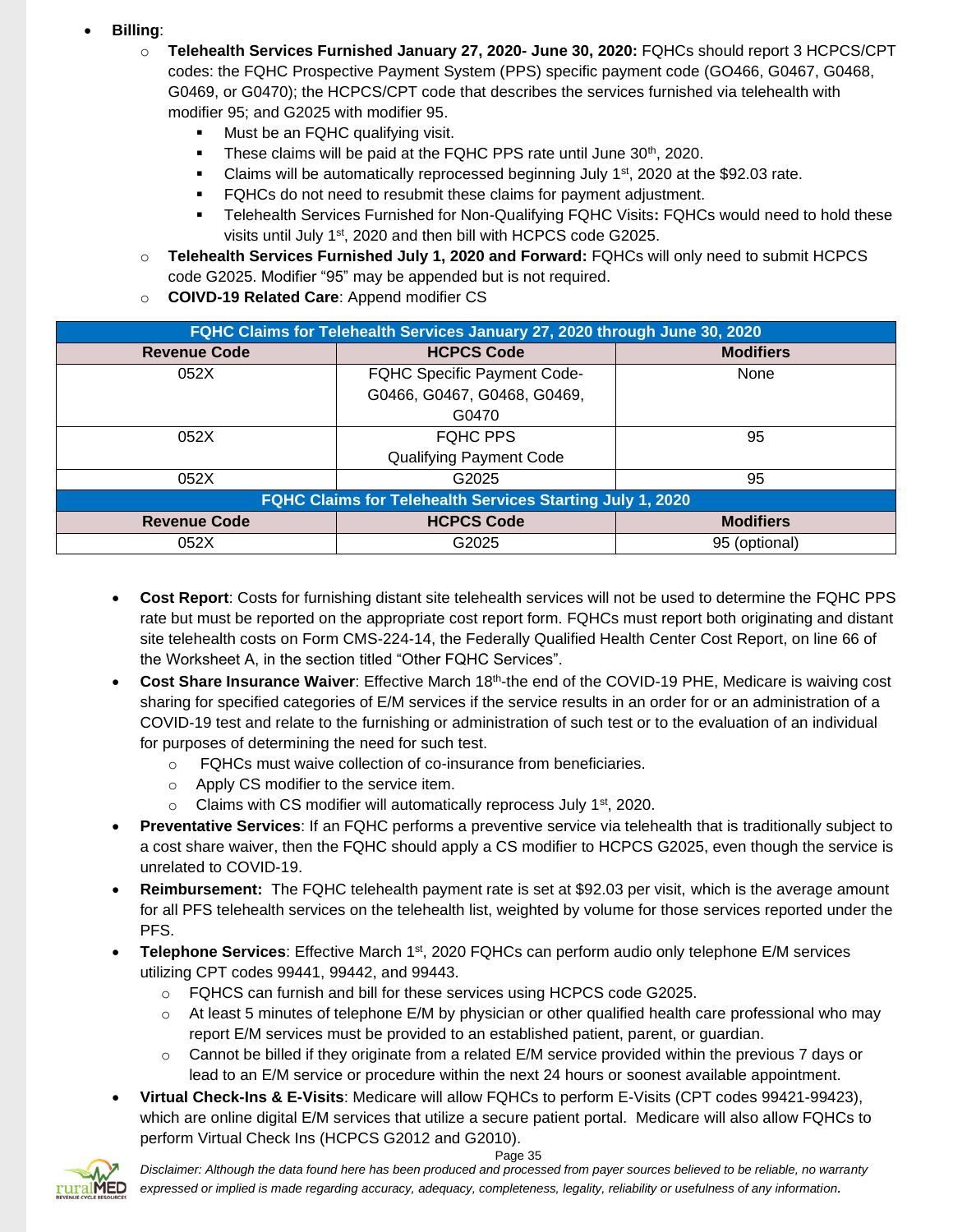- **Billing**:
  - **Telehealth Services Furnished January 27, 2020- June 30, 2020:** FQHCs should report 3 HCPCS/CPT codes: the FQHC Prospective Payment System (PPS) specific payment code (GO466, G0467, G0468, G0469, or G0470); the HCPCS/CPT code that describes the services furnished via telehealth with modifier 95; and G2025 with modifier 95.
    - Must be an FQHC qualifying visit.
    - These claims will be paid at the FQHC PPS rate until June 30th, 2020.
    - Claims will be automatically reprocessed beginning July 1st, 2020 at the $92.03 rate.
    - FQHCs do not need to resubmit these claims for payment adjustment.
    - Telehealth Services Furnished for Non-Qualifying FQHC Visits**:** FQHCs would need to hold these visits until July 1st, 2020 and then bill with HCPCS code G2025.
  - **Telehealth Services Furnished July 1, 2020 and Forward:** FQHCs will only need to submit HCPCS code G2025. Modifier "95" may be appended but is not required.
  - **COIVD-19 Related Care**: Append modifier CS

| **FQHC Claims for Telehealth Services January 27, 2020 through June 30, 2020** | | |
|---|---|---|
| **Revenue Code** | **HCPCS Code** | **Modifiers** |
| 052X | FQHC Specific Payment Code- G0466, G0467, G0468, G0469, G0470 | None |
| 052X | FQHC PPS Qualifying Payment Code | 95 |
| 052X | G2025 | 95 |
| **FQHC Claims for Telehealth Services Starting July 1, 2020** | | |
| **Revenue Code** | **HCPCS Code** | **Modifiers** |
| 052X | G2025 | 95 (optional) |

- **Cost Report**: Costs for furnishing distant site telehealth services will not be used to determine the FQHC PPS rate but must be reported on the appropriate cost report form. FQHCs must report both originating and distant site telehealth costs on Form CMS-224-14, the Federally Qualified Health Center Cost Report, on line 66 of the Worksheet A, in the section titled "Other FQHC Services".
- **Cost Share Insurance Waiver**: Effective March 18th-the end of the COVID-19 PHE, Medicare is waiving cost sharing for specified categories of E/M services if the service results in an order for or an administration of a COVID-19 test and relate to the furnishing or administration of such test or to the evaluation of an individual for purposes of determining the need for such test.
  - FQHCs must waive collection of co-insurance from beneficiaries.
  - Apply CS modifier to the service item.
  - Claims with CS modifier will automatically reprocess July 1st, 2020.
- **Preventative Services**: If an FQHC performs a preventive service via telehealth that is traditionally subject to a cost share waiver, then the FQHC should apply a CS modifier to HCPCS G2025, even though the service is unrelated to COVID-19.
- **Reimbursement:** The FQHC telehealth payment rate is set at $92.03 per visit, which is the average amount for all PFS telehealth services on the telehealth list, weighted by volume for those services reported under the PFS.
- **Telephone Services**: Effective March 1st, 2020 FQHCs can perform audio only telephone E/M services utilizing CPT codes 99441, 99442, and 99443.
  - FQHCS can furnish and bill for these services using HCPCS code G2025.
  - At least 5 minutes of telephone E/M by physician or other qualified health care professional who may report E/M services must be provided to an established patient, parent, or guardian.
  - Cannot be billed if they originate from a related E/M service provided within the previous 7 days or lead to an E/M service or procedure within the next 24 hours or soonest available appointment.
- **Virtual Check-Ins & E-Visits**: Medicare will allow FQHCs to perform E-Visits (CPT codes 99421-99423), which are online digital E/M services that utilize a secure patient portal. Medicare will also allow FQHCs to perform Virtual Check Ins (HCPCS G2012 and G2010).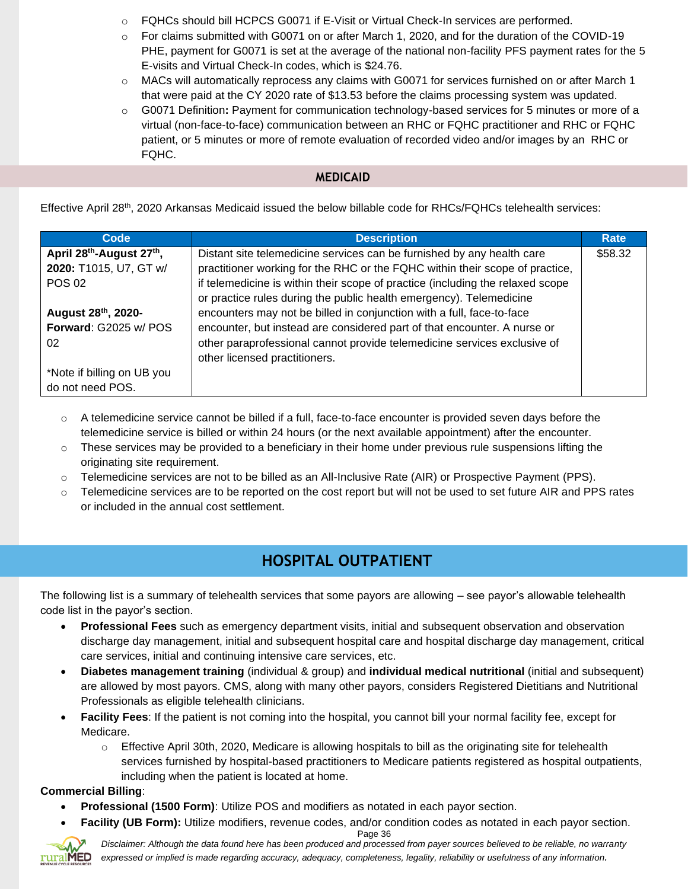- FQHCs should bill HCPCS G0071 if E-Visit or Virtual Check-In services are performed.
- For claims submitted with G0071 on or after March 1, 2020, and for the duration of the COVID-19 PHE, payment for G0071 is set at the average of the national non-facility PFS payment rates for the 5 E-visits and Virtual Check-In codes, which is $24.76.
- MACs will automatically reprocess any claims with G0071 for services furnished on or after March 1 that were paid at the CY 2020 rate of $13.53 before the claims processing system was updated.
- G0071 Definition**:** Payment for communication technology-based services for 5 minutes or more of a virtual (non-face-to-face) communication between an RHC or FQHC practitioner and RHC or FQHC patient, or 5 minutes or more of remote evaluation of recorded video and/or images by an RHC or FQHC.

## MEDICAID

Effective April 28th, 2020 Arkansas Medicaid issued the below billable code for RHCs/FQHCs telehealth services:

| Code | Description | Rate |
|---|---|---|
| **April 28th-August 27th, 2020:** T1015, U7, GT w/ POS 02<br><br>**August 28th, 2020-Forward**: G2025 w/ POS 02<br><br>*Note if billing on UB you do not need POS. | Distant site telemedicine services can be furnished by any health care practitioner working for the RHC or the FQHC within their scope of practice, if telemedicine is within their scope of practice (including the relaxed scope or practice rules during the public health emergency). Telemedicine encounters may not be billed in conjunction with a full, face-to-face encounter, but instead are considered part of that encounter. A nurse or other paraprofessional cannot provide telemedicine services exclusive of other licensed practitioners. | $58.32 |

- A telemedicine service cannot be billed if a full, face-to-face encounter is provided seven days before the telemedicine service is billed or within 24 hours (or the next available appointment) after the encounter.
- These services may be provided to a beneficiary in their home under previous rule suspensions lifting the originating site requirement.
- Telemedicine services are not to be billed as an All-Inclusive Rate (AIR) or Prospective Payment (PPS).
- Telemedicine services are to be reported on the cost report but will not be used to set future AIR and PPS rates or included in the annual cost settlement.

# HOSPITAL OUTPATIENT

The following list is a summary of telehealth services that some payors are allowing – see payor's allowable telehealth code list in the payor's section.

- **Professional Fees** such as emergency department visits, initial and subsequent observation and observation discharge day management, initial and subsequent hospital care and hospital discharge day management, critical care services, initial and continuing intensive care services, etc.
- **Diabetes management training** (individual & group) and **individual medical nutritional** (initial and subsequent) are allowed by most payors. CMS, along with many other payors, considers Registered Dietitians and Nutritional Professionals as eligible telehealth clinicians.
- **Facility Fees**: If the patient is not coming into the hospital, you cannot bill your normal facility fee, except for Medicare.
    - Effective April 30th, 2020, Medicare is allowing hospitals to bill as the originating site for telehealth services furnished by hospital-based practitioners to Medicare patients registered as hospital outpatients, including when the patient is located at home.

**Commercial Billing**:

- **Professional (1500 Form)**: Utilize POS and modifiers as notated in each payor section.
- **Facility (UB Form):** Utilize modifiers, revenue codes, and/or condition codes as notated in each payor section.

*Disclaimer: Although the data found here has been produced and processed from payer sources believed to be reliable, no warranty expressed or implied is made regarding accuracy, adequacy, completeness, legality, reliability or usefulness of any information.*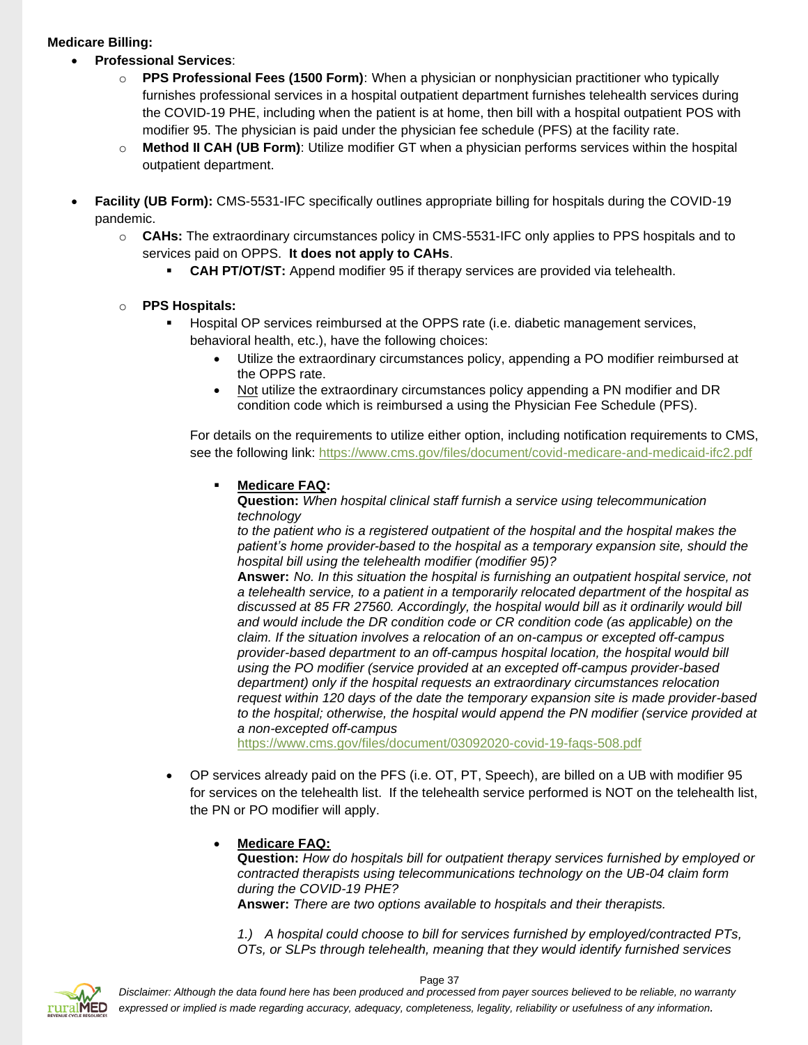**Medicare Billing:**

- **Professional Services**:
  - **PPS Professional Fees (1500 Form)**: When a physician or nonphysician practitioner who typically furnishes professional services in a hospital outpatient department furnishes telehealth services during the COVID-19 PHE, including when the patient is at home, then bill with a hospital outpatient POS with modifier 95. The physician is paid under the physician fee schedule (PFS) at the facility rate.
  - **Method II CAH (UB Form)**: Utilize modifier GT when a physician performs services within the hospital outpatient department.

- **Facility (UB Form):** CMS-5531-IFC specifically outlines appropriate billing for hospitals during the COVID-19 pandemic.
  - **CAHs:** The extraordinary circumstances policy in CMS-5531-IFC only applies to PPS hospitals and to services paid on OPPS. **It does not apply to CAHs**.
    - **CAH PT/OT/ST:** Append modifier 95 if therapy services are provided via telehealth.
  - **PPS Hospitals:**
    - Hospital OP services reimbursed at the OPPS rate (i.e. diabetic management services, behavioral health, etc.), have the following choices:
      - Utilize the extraordinary circumstances policy, appending a PO modifier reimbursed at the OPPS rate.
      - Not utilize the extraordinary circumstances policy appending a PN modifier and DR condition code which is reimbursed a using the Physician Fee Schedule (PFS).

      For details on the requirements to utilize either option, including notification requirements to CMS, see the following link: https://www.cms.gov/files/document/covid-medicare-and-medicaid-ifc2.pdf

      - **Medicare FAQ:**
        **Question:** *When hospital clinical staff furnish a service using telecommunication technology to the patient who is a registered outpatient of the hospital and the hospital makes the patient's home provider-based to the hospital as a temporary expansion site, should the hospital bill using the telehealth modifier (modifier 95)?*
        **Answer:** *No. In this situation the hospital is furnishing an outpatient hospital service, not a telehealth service, to a patient in a temporarily relocated department of the hospital as discussed at 85 FR 27560. Accordingly, the hospital would bill as it ordinarily would bill and would include the DR condition code or CR condition code (as applicable) on the claim. If the situation involves a relocation of an on-campus or excepted off-campus provider-based department to an off-campus hospital location, the hospital would bill using the PO modifier (service provided at an excepted off-campus provider-based department) only if the hospital requests an extraordinary circumstances relocation request within 120 days of the date the temporary expansion site is made provider-based to the hospital; otherwise, the hospital would append the PN modifier (service provided at a non-excepted off-campus*
        https://www.cms.gov/files/document/03092020-covid-19-faqs-508.pdf

    - OP services already paid on the PFS (i.e. OT, PT, Speech), are billed on a UB with modifier 95 for services on the telehealth list. If the telehealth service performed is NOT on the telehealth list, the PN or PO modifier will apply.

      - **Medicare FAQ:**
        **Question:** *How do hospitals bill for outpatient therapy services furnished by employed or contracted therapists using telecommunications technology on the UB-04 claim form during the COVID-19 PHE?*
        **Answer:** *There are two options available to hospitals and their therapists.*

        *1.) A hospital could choose to bill for services furnished by employed/contracted PTs, OTs, or SLPs through telehealth, meaning that they would identify furnished services*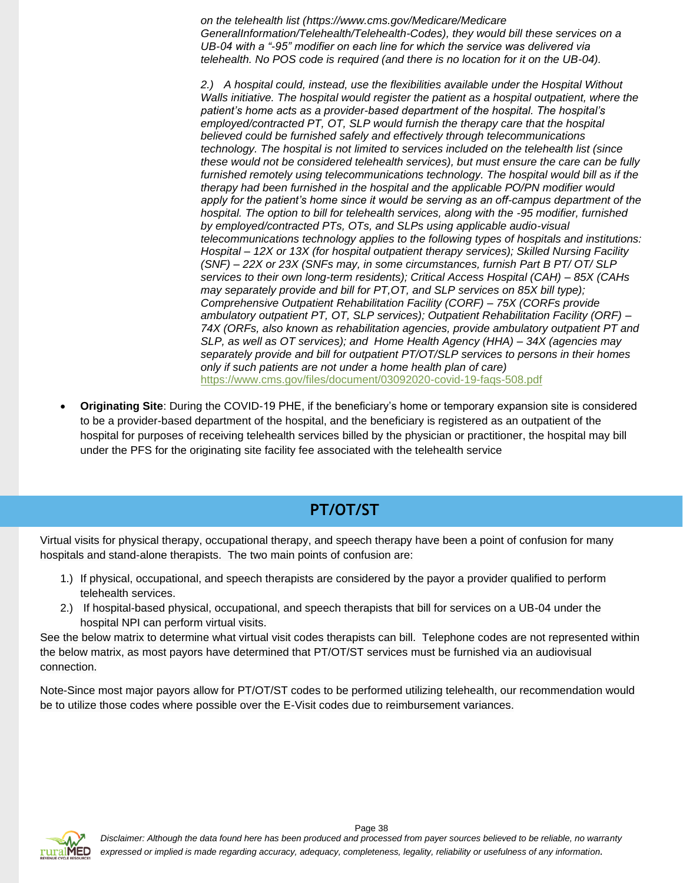*on the telehealth list (https://www.cms.gov/Medicare/Medicare GeneralInformation/Telehealth/Telehealth-Codes), they would bill these services on a UB-04 with a "-95" modifier on each line for which the service was delivered via telehealth. No POS code is required (and there is no location for it on the UB-04).*

*2.) A hospital could, instead, use the flexibilities available under the Hospital Without Walls initiative. The hospital would register the patient as a hospital outpatient, where the patient's home acts as a provider-based department of the hospital. The hospital's employed/contracted PT, OT, SLP would furnish the therapy care that the hospital believed could be furnished safely and effectively through telecommunications technology. The hospital is not limited to services included on the telehealth list (since these would not be considered telehealth services), but must ensure the care can be fully furnished remotely using telecommunications technology. The hospital would bill as if the therapy had been furnished in the hospital and the applicable PO/PN modifier would apply for the patient's home since it would be serving as an off-campus department of the hospital. The option to bill for telehealth services, along with the -95 modifier, furnished by employed/contracted PTs, OTs, and SLPs using applicable audio-visual telecommunications technology applies to the following types of hospitals and institutions: Hospital – 12X or 13X (for hospital outpatient therapy services); Skilled Nursing Facility (SNF) – 22X or 23X (SNFs may, in some circumstances, furnish Part B PT/ OT/ SLP services to their own long-term residents); Critical Access Hospital (CAH) – 85X (CAHs may separately provide and bill for PT,OT, and SLP services on 85X bill type); Comprehensive Outpatient Rehabilitation Facility (CORF) – 75X (CORFs provide ambulatory outpatient PT, OT, SLP services); Outpatient Rehabilitation Facility (ORF) – 74X (ORFs, also known as rehabilitation agencies, provide ambulatory outpatient PT and SLP, as well as OT services); and Home Health Agency (HHA) – 34X (agencies may separately provide and bill for outpatient PT/OT/SLP services to persons in their homes only if such patients are not under a home health plan of care)*
https://www.cms.gov/files/document/03092020-covid-19-faqs-508.pdf

- **Originating Site**: During the COVID-19 PHE, if the beneficiary's home or temporary expansion site is considered to be a provider-based department of the hospital, and the beneficiary is registered as an outpatient of the hospital for purposes of receiving telehealth services billed by the physician or practitioner, the hospital may bill under the PFS for the originating site facility fee associated with the telehealth service

## PT/OT/ST

Virtual visits for physical therapy, occupational therapy, and speech therapy have been a point of confusion for many hospitals and stand-alone therapists. The two main points of confusion are:

1.) If physical, occupational, and speech therapists are considered by the payor a provider qualified to perform telehealth services.

2.) If hospital-based physical, occupational, and speech therapists that bill for services on a UB-04 under the hospital NPI can perform virtual visits.

See the below matrix to determine what virtual visit codes therapists can bill. Telephone codes are not represented within the below matrix, as most payors have determined that PT/OT/ST services must be furnished via an audiovisual connection.

Note-Since most major payors allow for PT/OT/ST codes to be performed utilizing telehealth, our recommendation would be to utilize those codes where possible over the E-Visit codes due to reimbursement variances.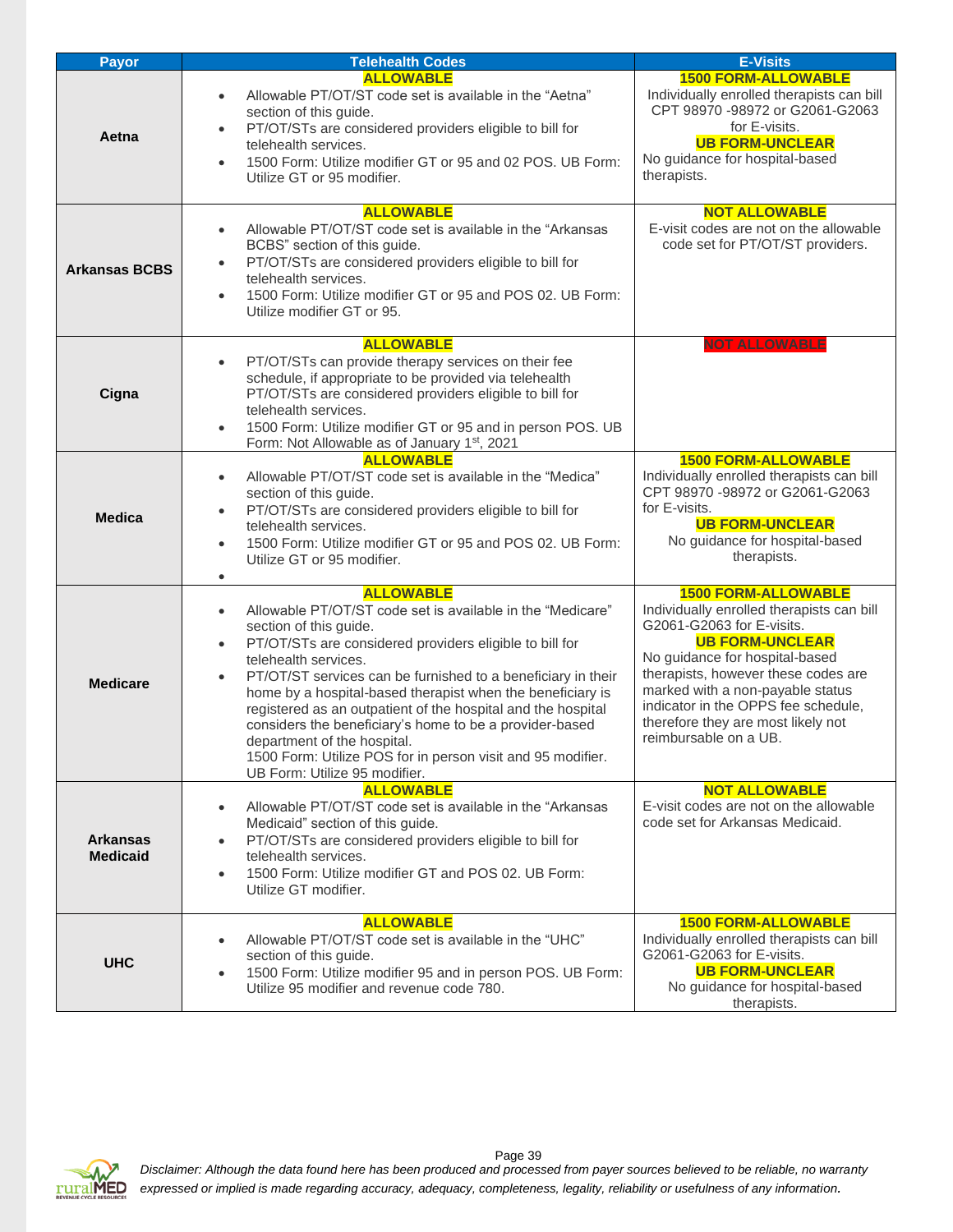| Payor | Telehealth Codes | E-Visits |
|---|---|---|
| **Aetna** | **ALLOWABLE**<br>• Allowable PT/OT/ST code set is available in the "Aetna" section of this guide.<br>• PT/OT/STs are considered providers eligible to bill for telehealth services.<br>• 1500 Form: Utilize modifier GT or 95 and 02 POS. UB Form: Utilize GT or 95 modifier. | **1500 FORM-ALLOWABLE**<br>Individually enrolled therapists can bill CPT 98970 -98972 or G2061-G2063 for E-visits.<br>**UB FORM-UNCLEAR**<br>No guidance for hospital-based therapists. |
| **Arkansas BCBS** | **ALLOWABLE**<br>• Allowable PT/OT/ST code set is available in the "Arkansas BCBS" section of this guide.<br>• PT/OT/STs are considered providers eligible to bill for telehealth services.<br>• 1500 Form: Utilize modifier GT or 95 and POS 02. UB Form: Utilize modifier GT or 95. | **NOT ALLOWABLE**<br>E-visit codes are not on the allowable code set for PT/OT/ST providers. |
| **Cigna** | **ALLOWABLE**<br>• PT/OT/STs can provide therapy services on their fee schedule, if appropriate to be provided via telehealth PT/OT/STs are considered providers eligible to bill for telehealth services.<br>• 1500 Form: Utilize modifier GT or 95 and in person POS. UB Form: Not Allowable as of January 1st, 2021 | **NOT ALLOWABLE** |
| **Medica** | **ALLOWABLE**<br>• Allowable PT/OT/ST code set is available in the "Medica" section of this guide.<br>• PT/OT/STs are considered providers eligible to bill for telehealth services.<br>• 1500 Form: Utilize modifier GT or 95 and POS 02. UB Form: Utilize GT or 95 modifier. | **1500 FORM-ALLOWABLE**<br>Individually enrolled therapists can bill CPT 98970 -98972 or G2061-G2063 for E-visits.<br>**UB FORM-UNCLEAR**<br>No guidance for hospital-based therapists. |
| **Medicare** | **ALLOWABLE**<br>• Allowable PT/OT/ST code set is available in the "Medicare" section of this guide.<br>• PT/OT/STs are considered providers eligible to bill for telehealth services.<br>• PT/OT/ST services can be furnished to a beneficiary in their home by a hospital-based therapist when the beneficiary is registered as an outpatient of the hospital and the hospital considers the beneficiary's home to be a provider-based department of the hospital.<br>1500 Form: Utilize POS for in person visit and 95 modifier. UB Form: Utilize 95 modifier. | **1500 FORM-ALLOWABLE**<br>Individually enrolled therapists can bill G2061-G2063 for E-visits.<br>**UB FORM-UNCLEAR**<br>No guidance for hospital-based therapists, however these codes are marked with a non-payable status indicator in the OPPS fee schedule, therefore they are most likely not reimbursable on a UB. |
| **Arkansas Medicaid** | **ALLOWABLE**<br>• Allowable PT/OT/ST code set is available in the "Arkansas Medicaid" section of this guide.<br>• PT/OT/STs are considered providers eligible to bill for telehealth services.<br>• 1500 Form: Utilize modifier GT and POS 02. UB Form: Utilize GT modifier. | **NOT ALLOWABLE**<br>E-visit codes are not on the allowable code set for Arkansas Medicaid. |
| **UHC** | **ALLOWABLE**<br>• Allowable PT/OT/ST code set is available in the "UHC" section of this guide.<br>• 1500 Form: Utilize modifier 95 and in person POS. UB Form: Utilize 95 modifier and revenue code 780. | **1500 FORM-ALLOWABLE**<br>Individually enrolled therapists can bill G2061-G2063 for E-visits.<br>**UB FORM-UNCLEAR**<br>No guidance for hospital-based therapists. |

*Disclaimer: Although the data found here has been produced and processed from payer sources believed to be reliable, no warranty expressed or implied is made regarding accuracy, adequacy, completeness, legality, reliability or usefulness of any information.*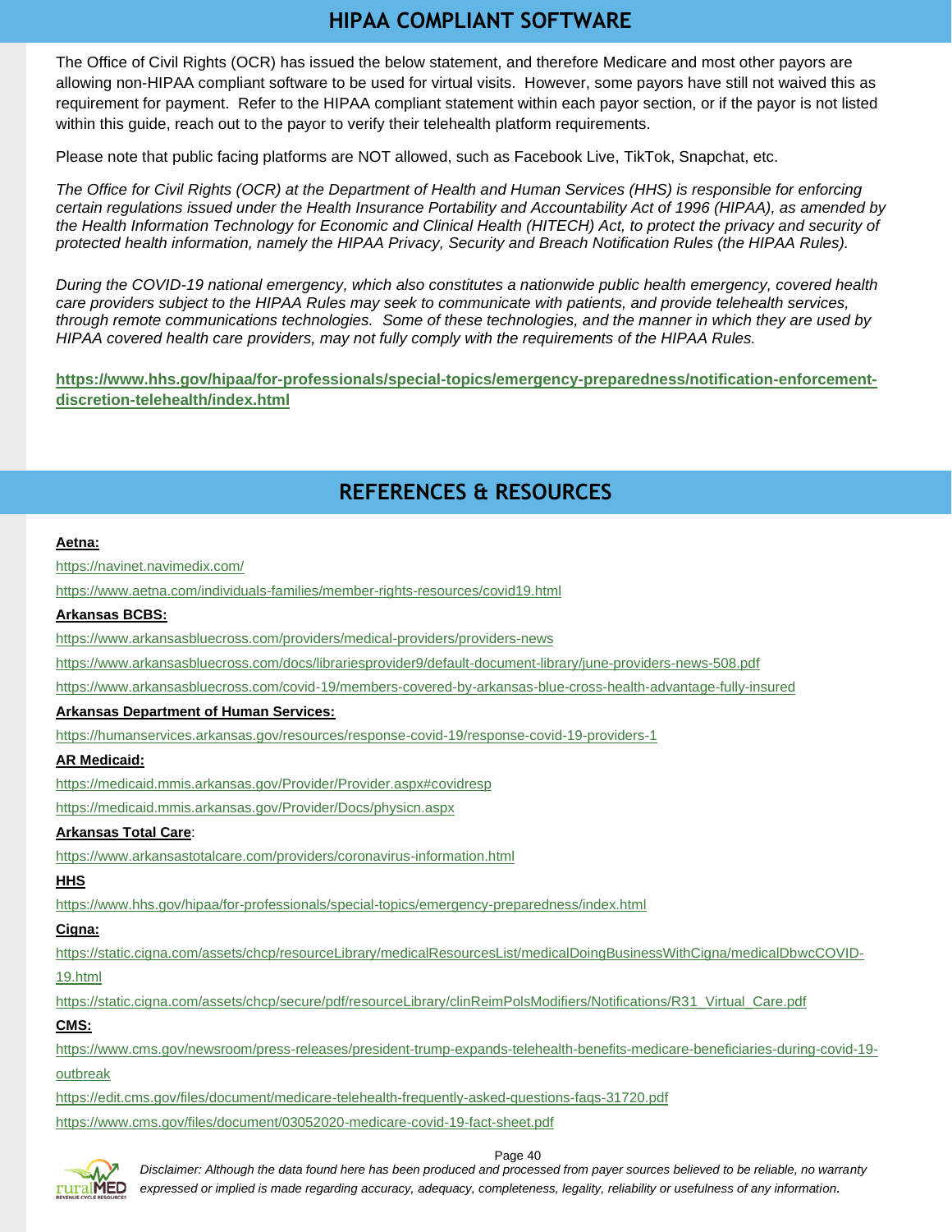## HIPAA COMPLIANT SOFTWARE

The Office of Civil Rights (OCR) has issued the below statement, and therefore Medicare and most other payors are allowing non-HIPAA compliant software to be used for virtual visits. However, some payors have still not waived this as requirement for payment. Refer to the HIPAA compliant statement within each payor section, or if the payor is not listed within this guide, reach out to the payor to verify their telehealth platform requirements.

Please note that public facing platforms are NOT allowed, such as Facebook Live, TikTok, Snapchat, etc.

*The Office for Civil Rights (OCR) at the Department of Health and Human Services (HHS) is responsible for enforcing certain regulations issued under the Health Insurance Portability and Accountability Act of 1996 (HIPAA), as amended by the Health Information Technology for Economic and Clinical Health (HITECH) Act, to protect the privacy and security of protected health information, namely the HIPAA Privacy, Security and Breach Notification Rules (the HIPAA Rules).*

*During the COVID-19 national emergency, which also constitutes a nationwide public health emergency, covered health care providers subject to the HIPAA Rules may seek to communicate with patients, and provide telehealth services, through remote communications technologies. Some of these technologies, and the manner in which they are used by HIPAA covered health care providers, may not fully comply with the requirements of the HIPAA Rules.*

**https://www.hhs.gov/hipaa/for-professionals/special-topics/emergency-preparedness/notification-enforcement-discretion-telehealth/index.html**

## REFERENCES & RESOURCES

**Aetna:**

https://navinet.navimedix.com/

https://www.aetna.com/individuals-families/member-rights-resources/covid19.html

**Arkansas BCBS:**

https://www.arkansasbluecross.com/providers/medical-providers/providers-news

https://www.arkansasbluecross.com/docs/librariesprovider9/default-document-library/june-providers-news-508.pdf

https://www.arkansasbluecross.com/covid-19/members-covered-by-arkansas-blue-cross-health-advantage-fully-insured

**Arkansas Department of Human Services:**

https://humanservices.arkansas.gov/resources/response-covid-19/response-covid-19-providers-1

**AR Medicaid:**

https://medicaid.mmis.arkansas.gov/Provider/Provider.aspx#covidresp

https://medicaid.mmis.arkansas.gov/Provider/Docs/physicn.aspx

**Arkansas Total Care**:

https://www.arkansastotalcare.com/providers/coronavirus-information.html

**HHS**

https://www.hhs.gov/hipaa/for-professionals/special-topics/emergency-preparedness/index.html

**Cigna:**

https://static.cigna.com/assets/chcp/resourceLibrary/medicalResourcesList/medicalDoingBusinessWithCigna/medicalDbwcCOVID-19.html

https://static.cigna.com/assets/chcp/secure/pdf/resourceLibrary/clinReimPolsModifiers/Notifications/R31_Virtual_Care.pdf

**CMS:**

https://www.cms.gov/newsroom/press-releases/president-trump-expands-telehealth-benefits-medicare-beneficiaries-during-covid-19-outbreak

https://edit.cms.gov/files/document/medicare-telehealth-frequently-asked-questions-faqs-31720.pdf

https://www.cms.gov/files/document/03052020-medicare-covid-19-fact-sheet.pdf

*Disclaimer: Although the data found here has been produced and processed from payer sources believed to be reliable, no warranty expressed or implied is made regarding accuracy, adequacy, completeness, legality, reliability or usefulness of any information.*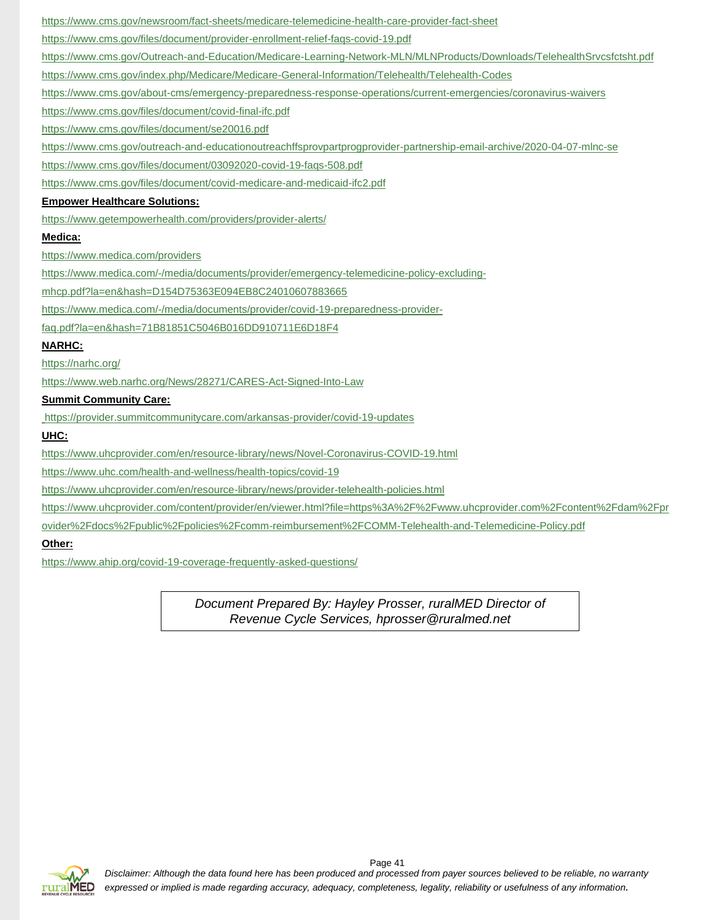https://www.cms.gov/newsroom/fact-sheets/medicare-telemedicine-health-care-provider-fact-sheet

https://www.cms.gov/files/document/provider-enrollment-relief-faqs-covid-19.pdf

https://www.cms.gov/Outreach-and-Education/Medicare-Learning-Network-MLN/MLNProducts/Downloads/TelehealthSrvcsfctsht.pdf

https://www.cms.gov/index.php/Medicare/Medicare-General-Information/Telehealth/Telehealth-Codes

https://www.cms.gov/about-cms/emergency-preparedness-response-operations/current-emergencies/coronavirus-waivers

https://www.cms.gov/files/document/covid-final-ifc.pdf

https://www.cms.gov/files/document/se20016.pdf

https://www.cms.gov/outreach-and-educationoutreachffsprovpartprogprovider-partnership-email-archive/2020-04-07-mlnc-se

https://www.cms.gov/files/document/03092020-covid-19-faqs-508.pdf

https://www.cms.gov/files/document/covid-medicare-and-medicaid-ifc2.pdf

**Empower Healthcare Solutions:**

https://www.getempowerhealth.com/providers/provider-alerts/

**Medica:**

https://www.medica.com/providers

https://www.medica.com/-/media/documents/provider/emergency-telemedicine-policy-excluding-mhcp.pdf?la=en&hash=D154D75363E094EB8C24010607883665

https://www.medica.com/-/media/documents/provider/covid-19-preparedness-provider-faq.pdf?la=en&hash=71B81851C5046B016DD910711E6D18F4

**NARHC:**

https://narhc.org/

https://www.web.narhc.org/News/28271/CARES-Act-Signed-Into-Law

**Summit Community Care:**

https://provider.summitcommunitycare.com/arkansas-provider/covid-19-updates

**UHC:**

https://www.uhcprovider.com/en/resource-library/news/Novel-Coronavirus-COVID-19.html

https://www.uhc.com/health-and-wellness/health-topics/covid-19

https://www.uhcprovider.com/en/resource-library/news/provider-telehealth-policies.html

https://www.uhcprovider.com/content/provider/en/viewer.html?file=https%3A%2F%2Fwww.uhcprovider.com%2Fcontent%2Fdam%2Fprovider%2Fdocs%2Fpublic%2Fpolicies%2Fcomm-reimbursement%2FCOMM-Telehealth-and-Telemedicine-Policy.pdf

**Other:**

https://www.ahip.org/covid-19-coverage-frequently-asked-questions/

*Document Prepared By: Hayley Prosser, ruralMED Director of Revenue Cycle Services, hprosser@ruralmed.net*

*Disclaimer: Although the data found here has been produced and processed from payer sources believed to be reliable, no warranty expressed or implied is made regarding accuracy, adequacy, completeness, legality, reliability or usefulness of any information.*